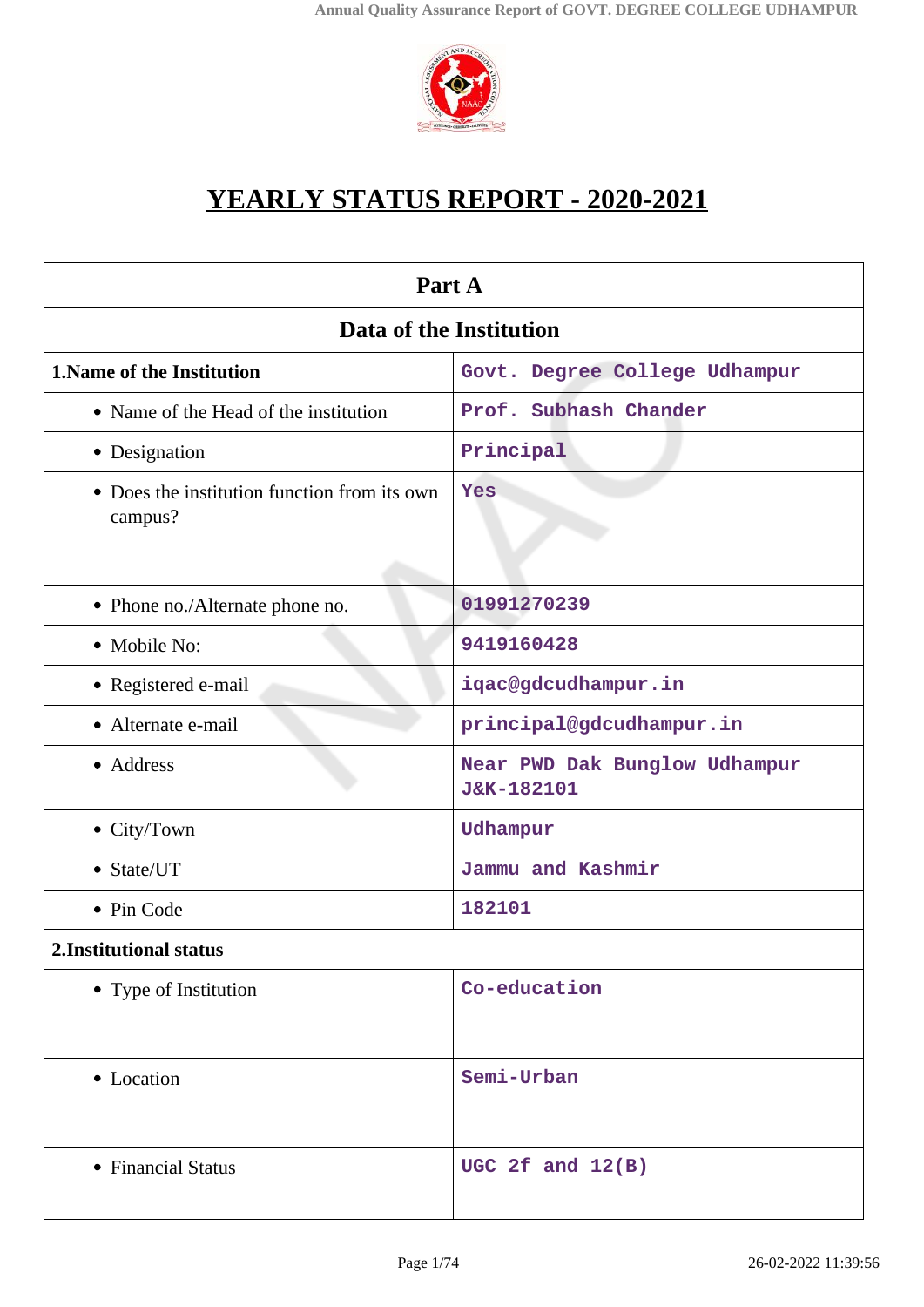# YEARLY STATUS REPORT - 2020-2021

| Part A | |
|---|---|
| **Data of the Institution** | |
| **1.Name of the Institution** | Govt. Degree College Udhampur |
| • Name of the Head of the institution | Prof. Subhash Chander |
| • Designation | Principal |
| • Does the institution function from its own campus? | Yes |
| • Phone no./Alternate phone no. | 01991270239 |
| • Mobile No: | 9419160428 |
| • Registered e-mail | iqac@gdcudhampur.in |
| • Alternate e-mail | principal@gdcudhampur.in |
| • Address | Near PWD Dak Bunglow Udhampur J&K-182101 |
| • City/Town | Udhampur |
| • State/UT | Jammu and Kashmir |
| • Pin Code | 182101 |
| **2.Institutional status** | |
| • Type of Institution | Co-education |
| • Location | Semi-Urban |
| • Financial Status | UGC 2f and 12(B) |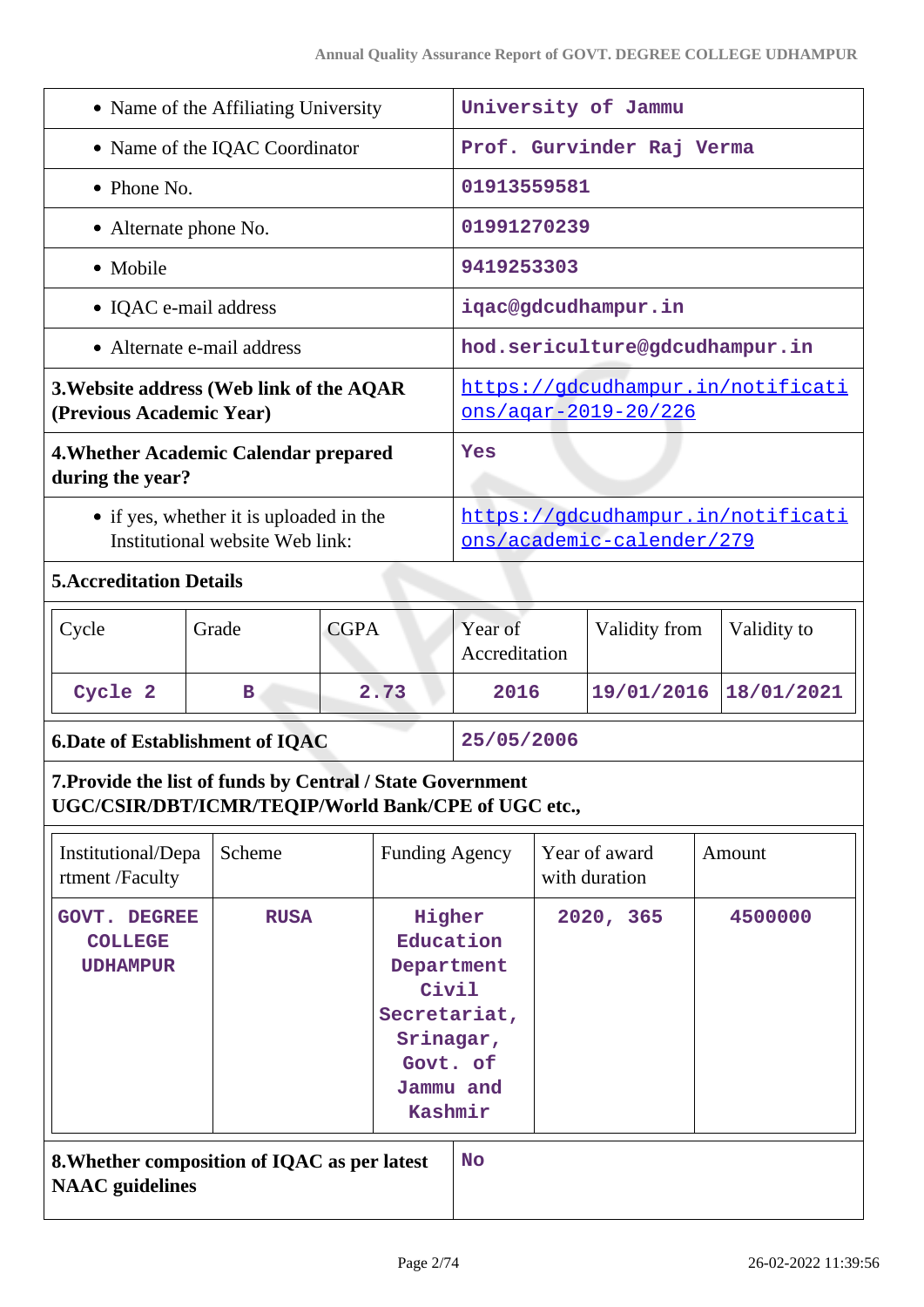| | |
|---|---|
| • Name of the Affiliating University | University of Jammu |
| • Name of the IQAC Coordinator | Prof. Gurvinder Raj Verma |
| • Phone No. | 01913559581 |
| • Alternate phone No. | 01991270239 |
| • Mobile | 9419253303 |
| • IQAC e-mail address | iqac@gdcudhampur.in |
| • Alternate e-mail address | hod.sericulture@gdcudhampur.in |
| **3.Website address (Web link of the AQAR (Previous Academic Year)** | https://gdcudhampur.in/notifications/aqar-2019-20/226 |
| **4.Whether Academic Calendar prepared during the year?** | Yes |
| • if yes, whether it is uploaded in the Institutional website Web link: | https://gdcudhampur.in/notifications/academic-calender/279 |

**5.Accreditation Details**

| Cycle | Grade | CGPA | Year of Accreditation | Validity from | Validity to |
|---|---|---|---|---|---|
| Cycle 2 | B | 2.73 | 2016 | 19/01/2016 | 18/01/2021 |

| | |
|---|---|
| **6.Date of Establishment of IQAC** | 25/05/2006 |

**7.Provide the list of funds by Central / State Government UGC/CSIR/DBT/ICMR/TEQIP/World Bank/CPE of UGC etc.,**

| Institutional/Department /Faculty | Scheme | Funding Agency | Year of award with duration | Amount |
|---|---|---|---|---|
| GOVT. DEGREE COLLEGE UDHAMPUR | RUSA | Higher Education Department Civil Secretariat, Srinagar, Govt. of Jammu and Kashmir | 2020, 365 | 4500000 |

| | |
|---|---|
| **8.Whether composition of IQAC as per latest NAAC guidelines** | No |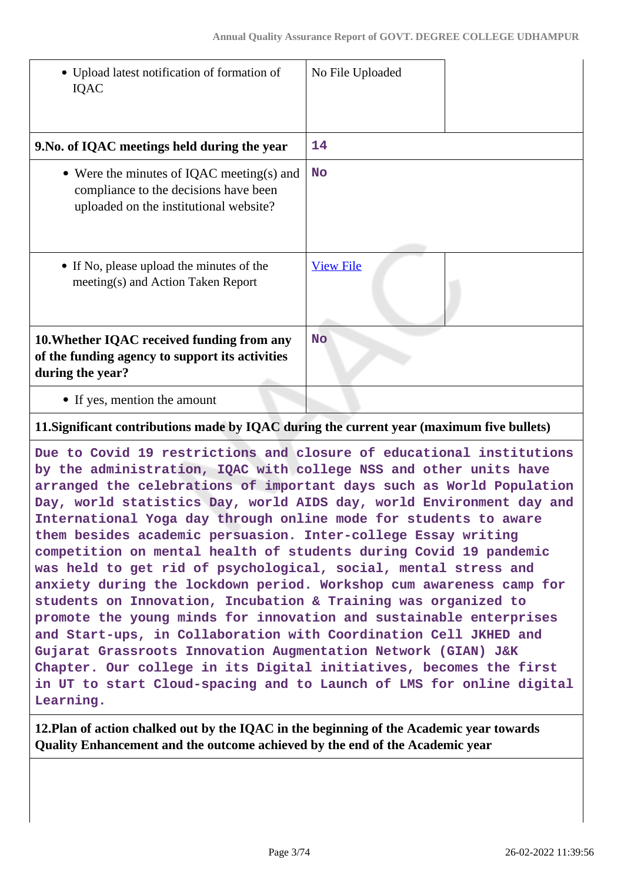| | | |
|---|---|---|
| • Upload latest notification of formation of IQAC | No File Uploaded | |
| **9.No. of IQAC meetings held during the year** | 14 | |
| • Were the minutes of IQAC meeting(s) and compliance to the decisions have been uploaded on the institutional website? | No | |
| • If No, please upload the minutes of the meeting(s) and Action Taken Report | View File | |
| **10.Whether IQAC received funding from any of the funding agency to support its activities during the year?** | No | |
| • If yes, mention the amount | | |

**11.Significant contributions made by IQAC during the current year (maximum five bullets)**

Due to Covid 19 restrictions and closure of educational institutions by the administration, IQAC with college NSS and other units have arranged the celebrations of important days such as World Population Day, world statistics Day, world AIDS day, world Environment day and International Yoga day through online mode for students to aware them besides academic persuasion. Inter-college Essay writing competition on mental health of students during Covid 19 pandemic was held to get rid of psychological, social, mental stress and anxiety during the lockdown period. Workshop cum awareness camp for students on Innovation, Incubation & Training was organized to promote the young minds for innovation and sustainable enterprises and Start-ups, in Collaboration with Coordination Cell JKHED and Gujarat Grassroots Innovation Augmentation Network (GIAN) J&K Chapter. Our college in its Digital initiatives, becomes the first in UT to start Cloud-spacing and to Launch of LMS for online digital Learning.

**12.Plan of action chalked out by the IQAC in the beginning of the Academic year towards Quality Enhancement and the outcome achieved by the end of the Academic year**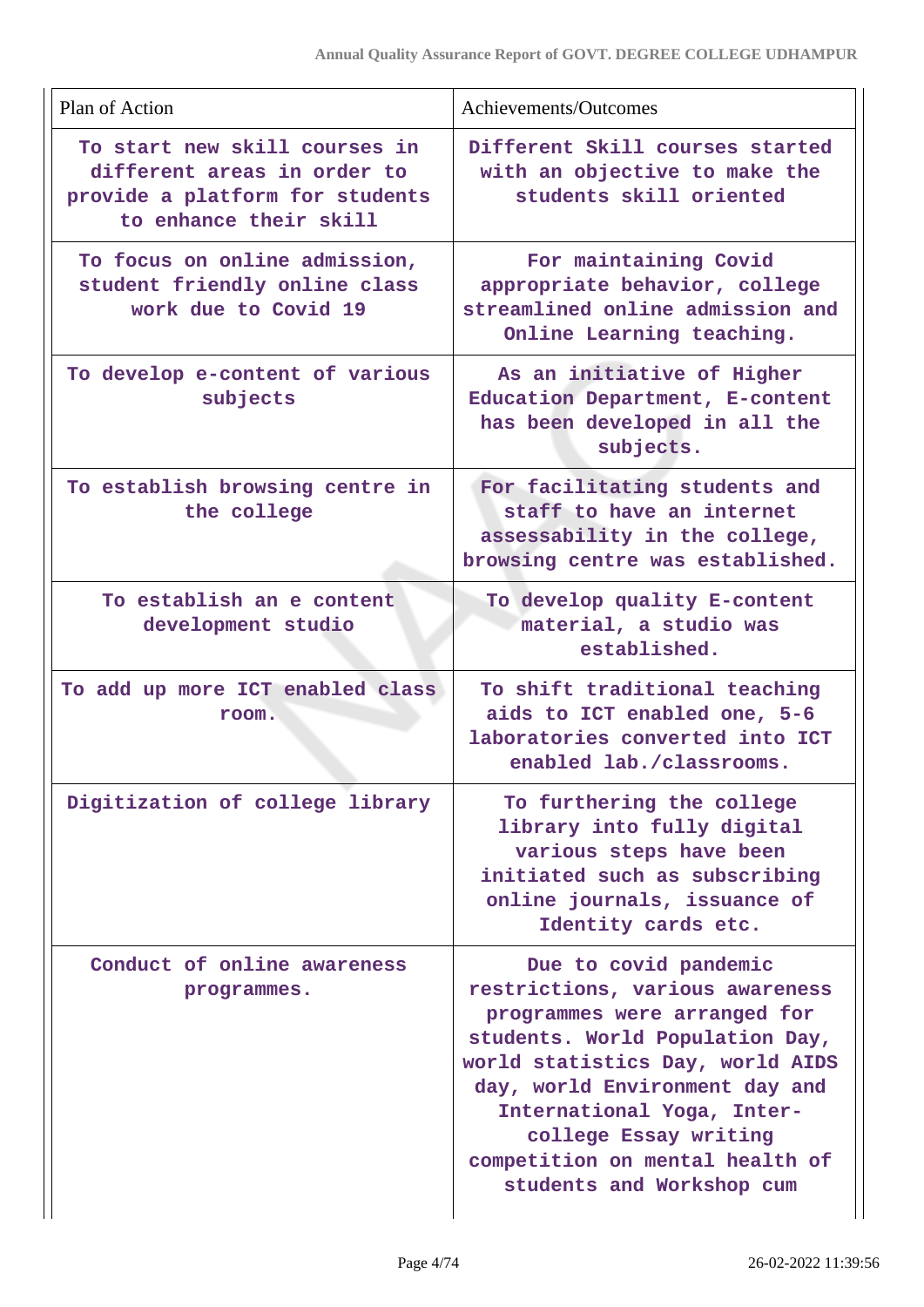| Plan of Action | Achievements/Outcomes |
|---|---|
| To start new skill courses in different areas in order to provide a platform for students to enhance their skill | Different Skill courses started with an objective to make the students skill oriented |
| To focus on online admission, student friendly online class work due to Covid 19 | For maintaining Covid appropriate behavior, college streamlined online admission and Online Learning teaching. |
| To develop e-content of various subjects | As an initiative of Higher Education Department, E-content has been developed in all the subjects. |
| To establish browsing centre in the college | For facilitating students and staff to have an internet assessability in the college, browsing centre was established. |
| To establish an e content development studio | To develop quality E-content material, a studio was established. |
| To add up more ICT enabled class room. | To shift traditional teaching aids to ICT enabled one, 5-6 laboratories converted into ICT enabled lab./classrooms. |
| Digitization of college library | To furthering the college library into fully digital various steps have been initiated such as subscribing online journals, issuance of Identity cards etc. |
| Conduct of online awareness programmes. | Due to covid pandemic restrictions, various awareness programmes were arranged for students. World Population Day, world statistics Day, world AIDS day, world Environment day and International Yoga, Inter-college Essay writing competition on mental health of students and Workshop cum |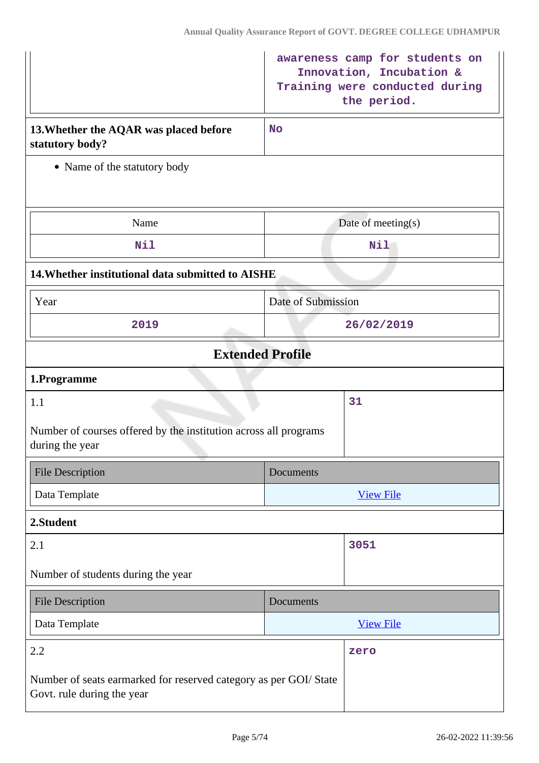| | awareness camp for students on Innovation, Incubation & Training were conducted during the period. |
|---|---|

| **13.Whether the AQAR was placed before statutory body?** | No |
|---|---|

- Name of the statutory body

| Name | Date of meeting(s) |
|---|---|
| Nil | Nil |

**14.Whether institutional data submitted to AISHE**

| Year | Date of Submission |
|---|---|
| 2019 | 26/02/2019 |

## Extended Profile

**1.Programme**

| 1.1<br><br>Number of courses offered by the institution across all programs during the year | 31 |
|---|---|

| File Description | Documents |
|---|---|
| Data Template | View File |

**2.Student**

| 2.1<br><br>Number of students during the year | 3051 |
|---|---|

| File Description | Documents |
|---|---|
| Data Template | View File |

| 2.2<br><br>Number of seats earmarked for reserved category as per GOI/ State Govt. rule during the year | zero |
|---|---|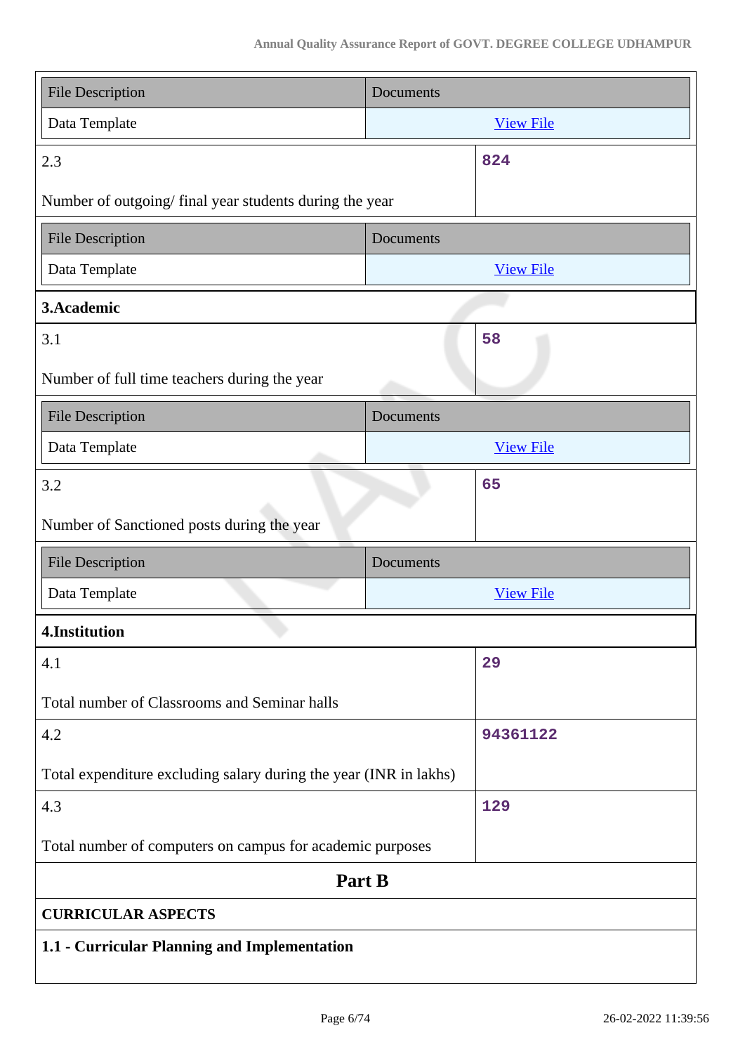| File Description | Documents |
|---|---|
| Data Template | View File |

| 2.3 | 824 |
|---|---|
| Number of outgoing/ final year students during the year | |

| File Description | Documents |
|---|---|
| Data Template | View File |

**3.Academic**

| 3.1 | 58 |
|---|---|
| Number of full time teachers during the year | |

| File Description | Documents |
|---|---|
| Data Template | View File |

| 3.2 | 65 |
|---|---|
| Number of Sanctioned posts during the year | |

| File Description | Documents |
|---|---|
| Data Template | View File |

**4.Institution**

| 4.1 | 29 |
|---|---|
| Total number of Classrooms and Seminar halls | |
| 4.2 | 94361122 |
| Total expenditure excluding salary during the year (INR in lakhs) | |
| 4.3 | 129 |
| Total number of computers on campus for academic purposes | |

## Part B

**CURRICULAR ASPECTS**

**1.1 - Curricular Planning and Implementation**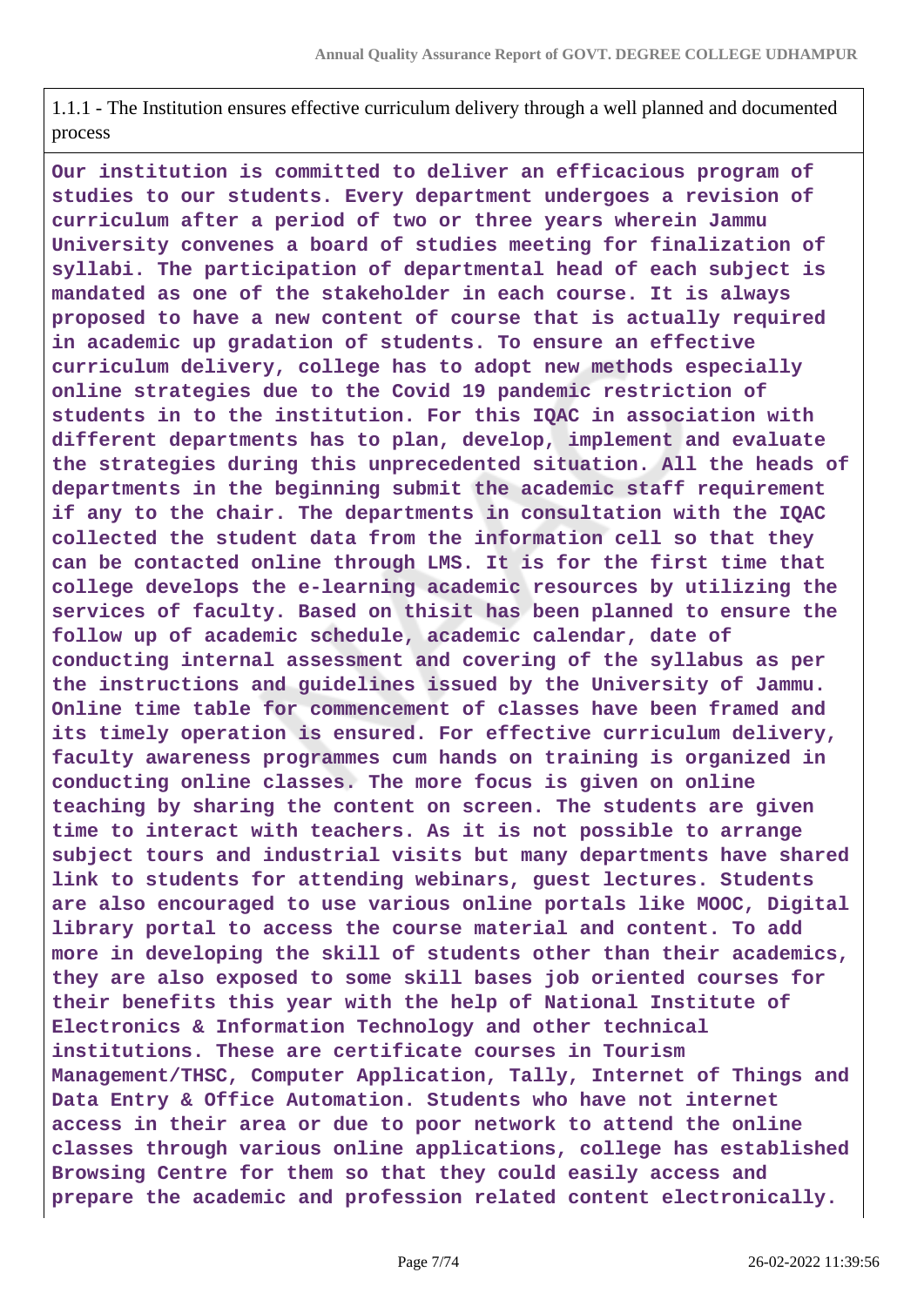1.1.1 - The Institution ensures effective curriculum delivery through a well planned and documented process

**Our institution is committed to deliver an efficacious program of studies to our students. Every department undergoes a revision of curriculum after a period of two or three years wherein Jammu University convenes a board of studies meeting for finalization of syllabi. The participation of departmental head of each subject is mandated as one of the stakeholder in each course. It is always proposed to have a new content of course that is actually required in academic up gradation of students. To ensure an effective curriculum delivery, college has to adopt new methods especially online strategies due to the Covid 19 pandemic restriction of students in to the institution. For this IQAC in association with different departments has to plan, develop, implement and evaluate the strategies during this unprecedented situation. All the heads of departments in the beginning submit the academic staff requirement if any to the chair. The departments in consultation with the IQAC collected the student data from the information cell so that they can be contacted online through LMS. It is for the first time that college develops the e-learning academic resources by utilizing the services of faculty. Based on thisit has been planned to ensure the follow up of academic schedule, academic calendar, date of conducting internal assessment and covering of the syllabus as per the instructions and guidelines issued by the University of Jammu. Online time table for commencement of classes have been framed and its timely operation is ensured. For effective curriculum delivery, faculty awareness programmes cum hands on training is organized in conducting online classes. The more focus is given on online teaching by sharing the content on screen. The students are given time to interact with teachers. As it is not possible to arrange subject tours and industrial visits but many departments have shared link to students for attending webinars, guest lectures. Students are also encouraged to use various online portals like MOOC, Digital library portal to access the course material and content. To add more in developing the skill of students other than their academics, they are also exposed to some skill bases job oriented courses for their benefits this year with the help of National Institute of Electronics & Information Technology and other technical institutions. These are certificate courses in Tourism Management/THSC, Computer Application, Tally, Internet of Things and Data Entry & Office Automation. Students who have not internet access in their area or due to poor network to attend the online classes through various online applications, college has established Browsing Centre for them so that they could easily access and prepare the academic and profession related content electronically.**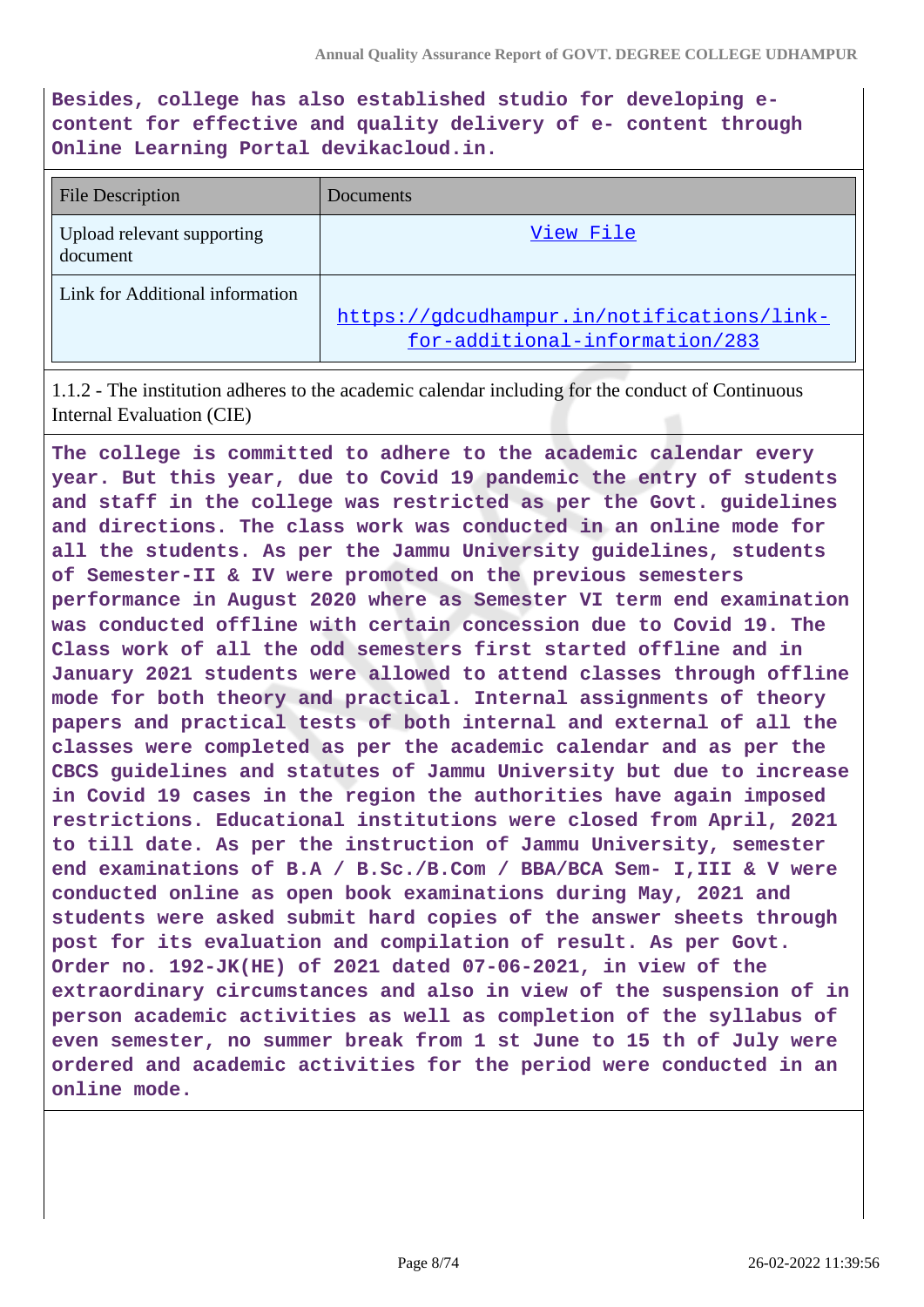**Besides, college has also established studio for developing e-content for effective and quality delivery of e- content through Online Learning Portal devikacloud.in.**

| File Description | Documents |
| --- | --- |
| Upload relevant supporting document | View File |
| Link for Additional information | https://gdcudhampur.in/notifications/link-for-additional-information/283 |

1.1.2 - The institution adheres to the academic calendar including for the conduct of Continuous Internal Evaluation (CIE)

**The college is committed to adhere to the academic calendar every year. But this year, due to Covid 19 pandemic the entry of students and staff in the college was restricted as per the Govt. guidelines and directions. The class work was conducted in an online mode for all the students. As per the Jammu University guidelines, students of Semester-II & IV were promoted on the previous semesters performance in August 2020 where as Semester VI term end examination was conducted offline with certain concession due to Covid 19. The Class work of all the odd semesters first started offline and in January 2021 students were allowed to attend classes through offline mode for both theory and practical. Internal assignments of theory papers and practical tests of both internal and external of all the classes were completed as per the academic calendar and as per the CBCS guidelines and statutes of Jammu University but due to increase in Covid 19 cases in the region the authorities have again imposed restrictions. Educational institutions were closed from April, 2021 to till date. As per the instruction of Jammu University, semester end examinations of B.A / B.Sc./B.Com / BBA/BCA Sem- I,III & V were conducted online as open book examinations during May, 2021 and students were asked submit hard copies of the answer sheets through post for its evaluation and compilation of result. As per Govt. Order no. 192-JK(HE) of 2021 dated 07-06-2021, in view of the extraordinary circumstances and also in view of the suspension of in person academic activities as well as completion of the syllabus of even semester, no summer break from 1 st June to 15 th of July were ordered and academic activities for the period were conducted in an online mode.**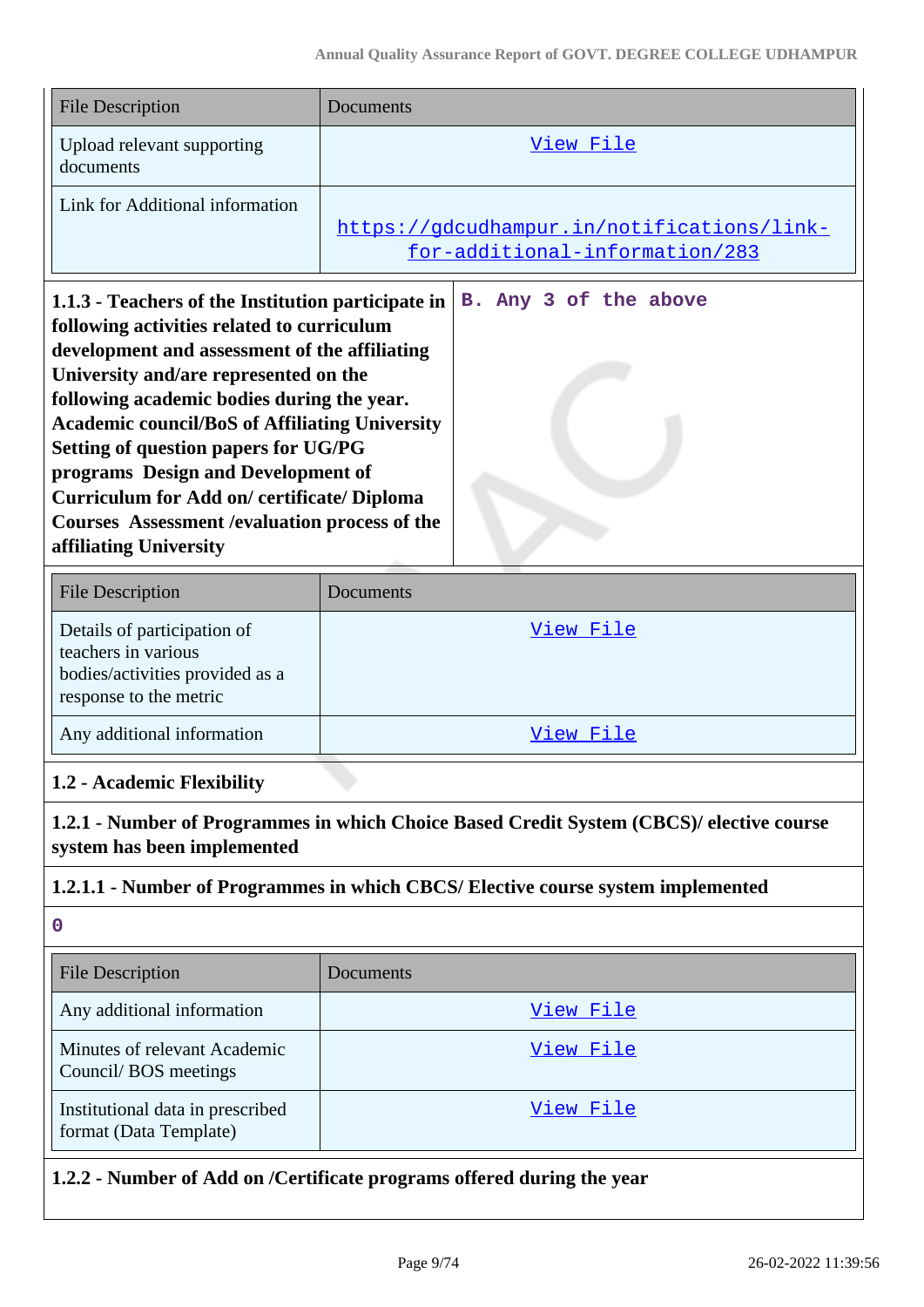| File Description | Documents |
|---|---|
| Upload relevant supporting documents | View File |
| Link for Additional information | https://gdcudhampur.in/notifications/link-for-additional-information/283 |

| **1.1.3 - Teachers of the Institution participate in following activities related to curriculum development and assessment of the affiliating University and/are represented on the following academic bodies during the year. Academic council/BoS of Affiliating University Setting of question papers for UG/PG programs Design and Development of Curriculum for Add on/ certificate/ Diploma Courses Assessment /evaluation process of the affiliating University** | B. Any 3 of the above |
|---|---|

| File Description | Documents |
|---|---|
| Details of participation of teachers in various bodies/activities provided as a response to the metric | View File |
| Any additional information | View File |

**1.2 - Academic Flexibility**

**1.2.1 - Number of Programmes in which Choice Based Credit System (CBCS)/ elective course system has been implemented**

**1.2.1.1 - Number of Programmes in which CBCS/ Elective course system implemented**

0

| File Description | Documents |
|---|---|
| Any additional information | View File |
| Minutes of relevant Academic Council/ BOS meetings | View File |
| Institutional data in prescribed format (Data Template) | View File |

**1.2.2 - Number of Add on /Certificate programs offered during the year**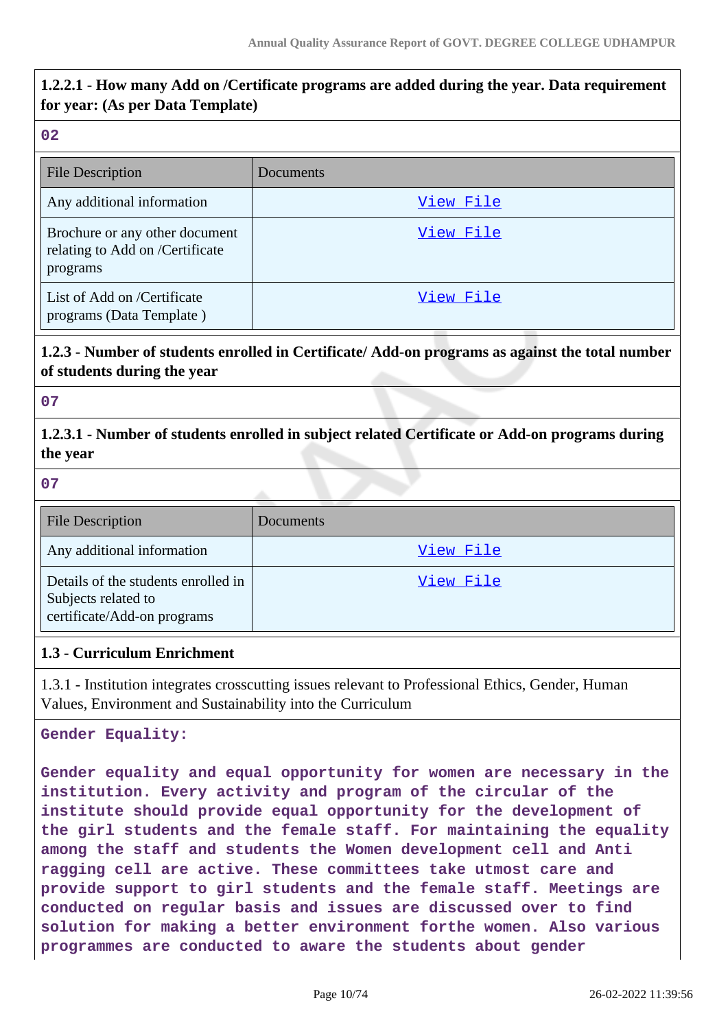**1.2.2.1 - How many Add on /Certificate programs are added during the year. Data requirement for year: (As per Data Template)**

02

| File Description | Documents |
|---|---|
| Any additional information | View File |
| Brochure or any other document relating to Add on /Certificate programs | View File |
| List of Add on /Certificate programs (Data Template ) | View File |

**1.2.3 - Number of students enrolled in Certificate/ Add-on programs as against the total number of students during the year**

07

**1.2.3.1 - Number of students enrolled in subject related Certificate or Add-on programs during the year**

07

| File Description | Documents |
|---|---|
| Any additional information | View File |
| Details of the students enrolled in Subjects related to certificate/Add-on programs | View File |

**1.3 - Curriculum Enrichment**

1.3.1 - Institution integrates crosscutting issues relevant to Professional Ethics, Gender, Human Values, Environment and Sustainability into the Curriculum

Gender Equality:

Gender equality and equal opportunity for women are necessary in the institution. Every activity and program of the circular of the institute should provide equal opportunity for the development of the girl students and the female staff. For maintaining the equality among the staff and students the Women development cell and Anti ragging cell are active. These committees take utmost care and provide support to girl students and the female staff. Meetings are conducted on regular basis and issues are discussed over to find solution for making a better environment forthe women. Also various programmes are conducted to aware the students about gender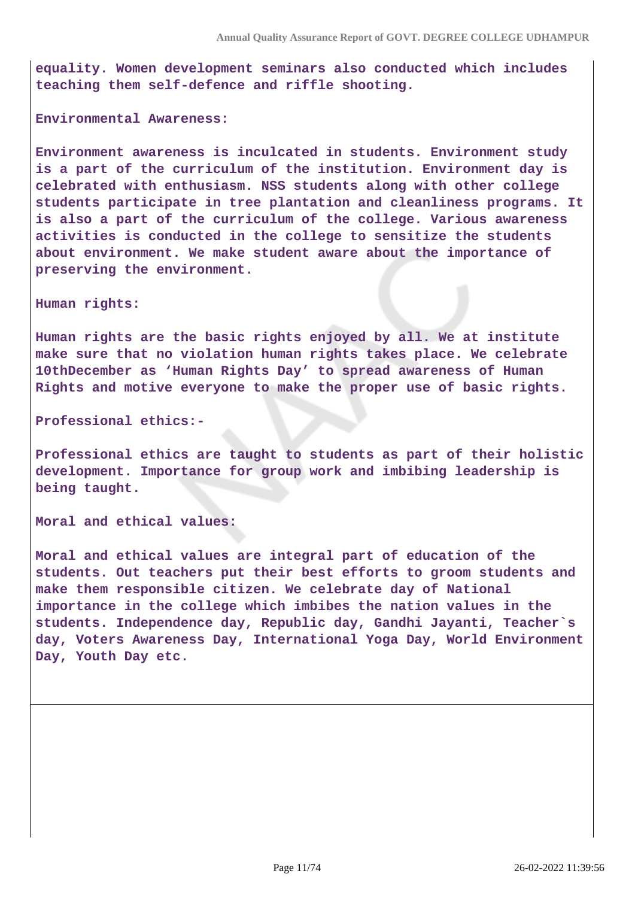**equality. Women development seminars also conducted which includes teaching them self-defence and riffle shooting.**

**Environmental Awareness:**

**Environment awareness is inculcated in students. Environment study is a part of the curriculum of the institution. Environment day is celebrated with enthusiasm. NSS students along with other college students participate in tree plantation and cleanliness programs. It is also a part of the curriculum of the college. Various awareness activities is conducted in the college to sensitize the students about environment. We make student aware about the importance of preserving the environment.**

**Human rights:**

**Human rights are the basic rights enjoyed by all. We at institute make sure that no violation human rights takes place. We celebrate 10thDecember as 'Human Rights Day' to spread awareness of Human Rights and motive everyone to make the proper use of basic rights.**

**Professional ethics:-**

**Professional ethics are taught to students as part of their holistic development. Importance for group work and imbibing leadership is being taught.**

**Moral and ethical values:**

**Moral and ethical values are integral part of education of the students. Out teachers put their best efforts to groom students and make them responsible citizen. We celebrate day of National importance in the college which imbibes the nation values in the students. Independence day, Republic day, Gandhi Jayanti, Teacher`s day, Voters Awareness Day, International Yoga Day, World Environment Day, Youth Day etc.**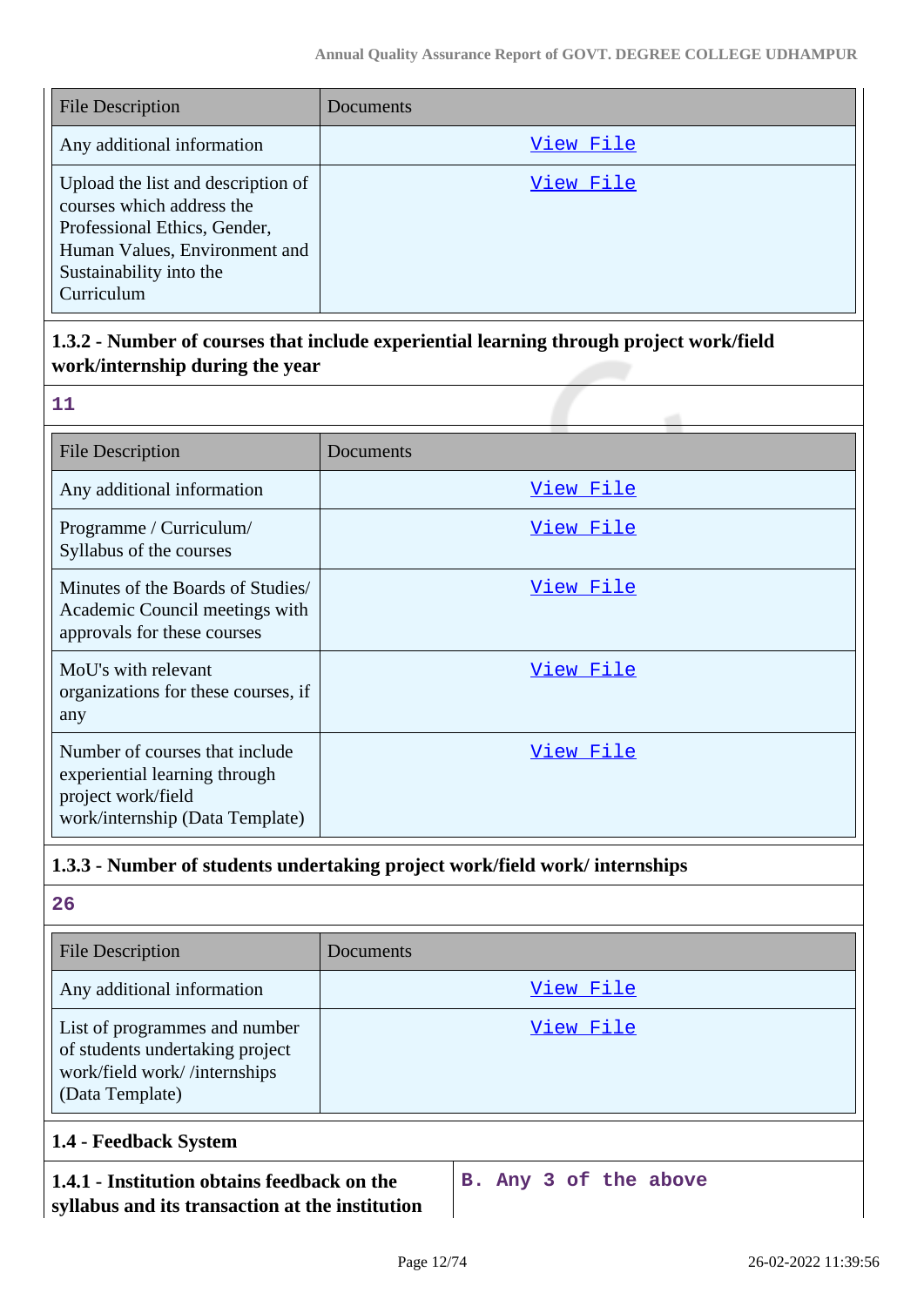| File Description | Documents |
| --- | --- |
| Any additional information | View File |
| Upload the list and description of courses which address the Professional Ethics, Gender, Human Values, Environment and Sustainability into the Curriculum | View File |

**1.3.2 - Number of courses that include experiential learning through project work/field work/internship during the year**

11

| File Description | Documents |
| --- | --- |
| Any additional information | View File |
| Programme / Curriculum/ Syllabus of the courses | View File |
| Minutes of the Boards of Studies/ Academic Council meetings with approvals for these courses | View File |
| MoU's with relevant organizations for these courses, if any | View File |
| Number of courses that include experiential learning through project work/field work/internship (Data Template) | View File |

**1.3.3 - Number of students undertaking project work/field work/ internships**

26

| File Description | Documents |
| --- | --- |
| Any additional information | View File |
| List of programmes and number of students undertaking project work/field work/ /internships (Data Template) | View File |

**1.4 - Feedback System**

| **1.4.1 - Institution obtains feedback on the syllabus and its transaction at the institution** | B. Any 3 of the above |
| --- | --- |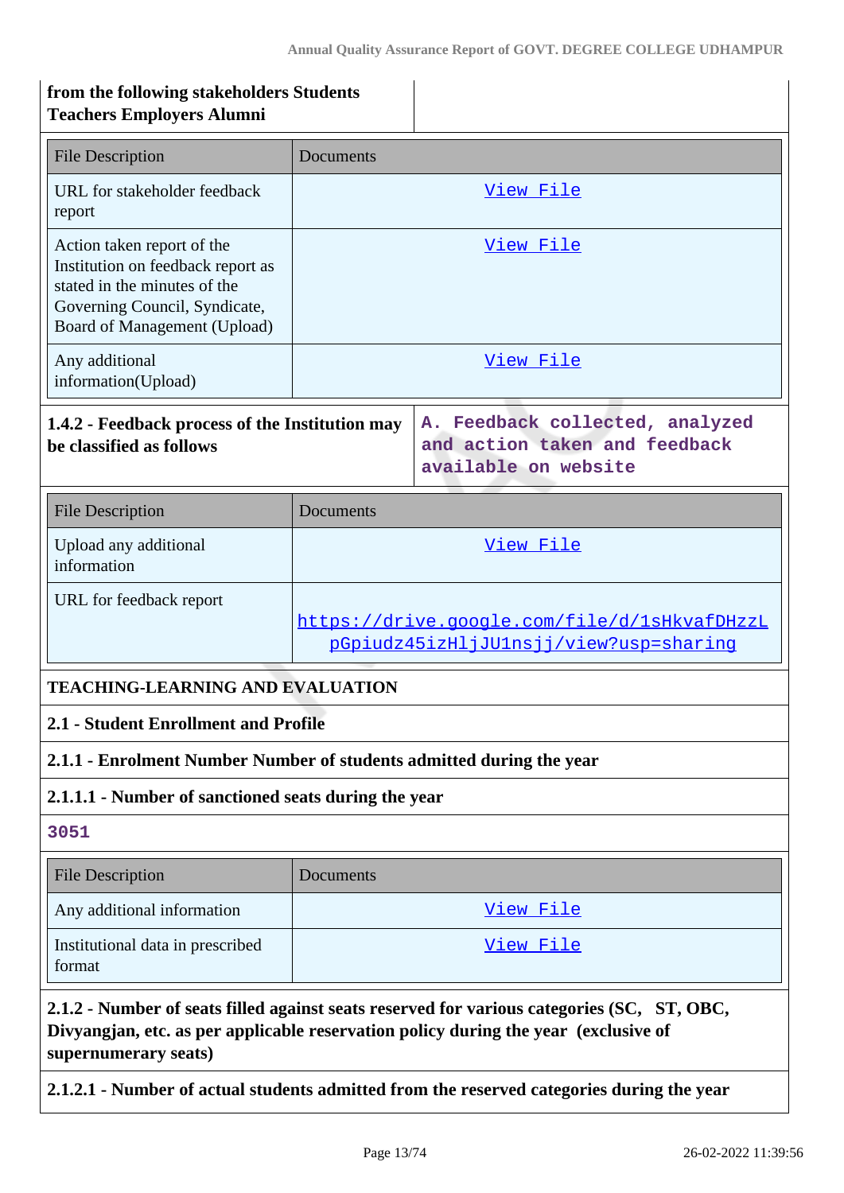| from the following stakeholders Students Teachers Employers Alumni | |
|---|---|

| File Description | Documents |
|---|---|
| URL for stakeholder feedback report | View File |
| Action taken report of the Institution on feedback report as stated in the minutes of the Governing Council, Syndicate, Board of Management (Upload) | View File |
| Any additional information(Upload) | View File |

| **1.4.2 - Feedback process of the Institution may be classified as follows** | A. Feedback collected, analyzed and action taken and feedback available on website |
|---|---|

| File Description | Documents |
|---|---|
| Upload any additional information | View File |
| URL for feedback report | https://drive.google.com/file/d/1sHkvafDHzzLpGpiudz45izHljJU1nsjj/view?usp=sharing |

**TEACHING-LEARNING AND EVALUATION**

**2.1 - Student Enrollment and Profile**

**2.1.1 - Enrolment Number Number of students admitted during the year**

**2.1.1.1 - Number of sanctioned seats during the year**

3051

| File Description | Documents |
|---|---|
| Any additional information | View File |
| Institutional data in prescribed format | View File |

**2.1.2 - Number of seats filled against seats reserved for various categories (SC, ST, OBC, Divyangjan, etc. as per applicable reservation policy during the year (exclusive of supernumerary seats)**

**2.1.2.1 - Number of actual students admitted from the reserved categories during the year**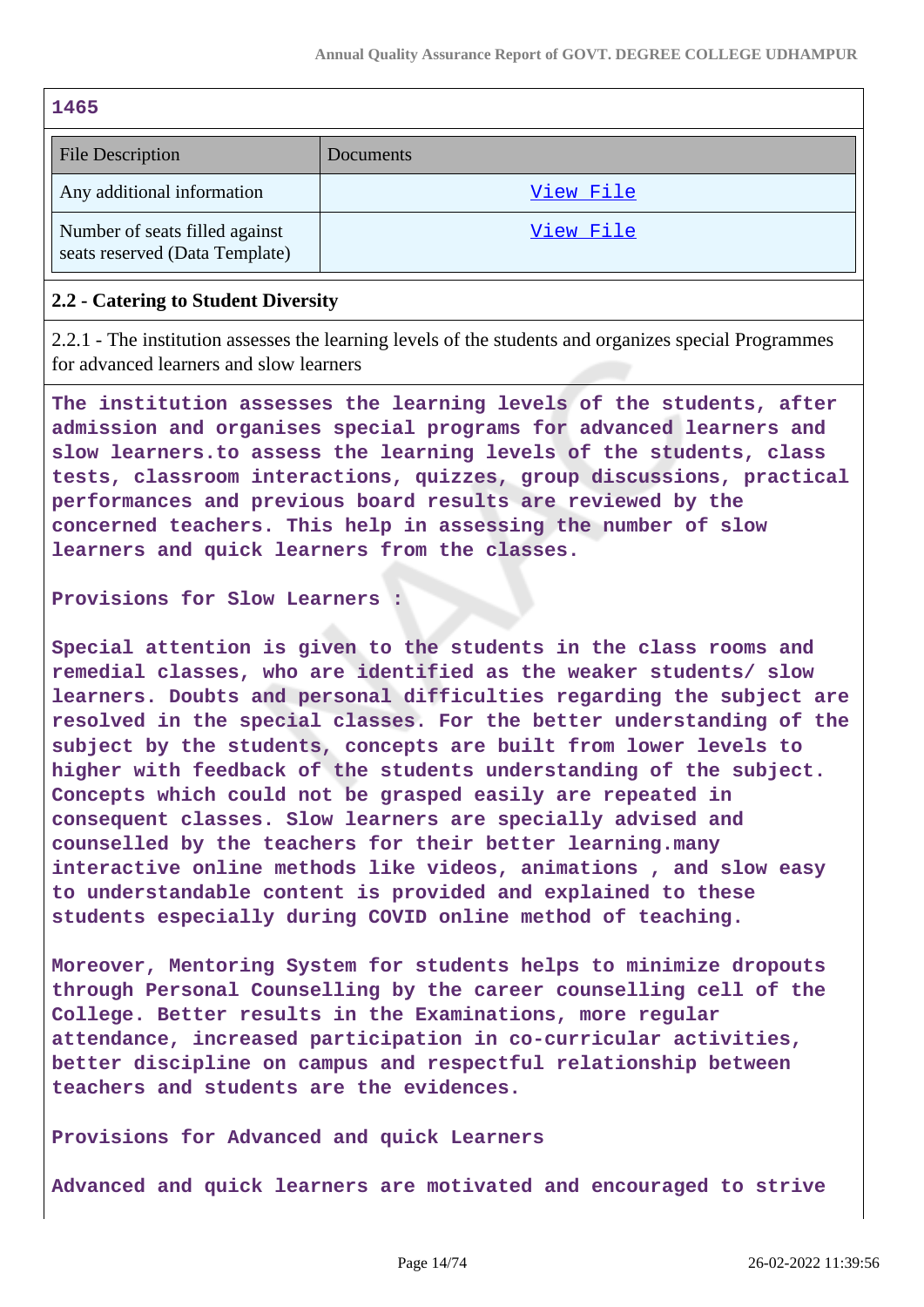1465

| File Description | Documents |
|---|---|
| Any additional information | View File |
| Number of seats filled against seats reserved (Data Template) | View File |

**2.2 - Catering to Student Diversity**

2.2.1 - The institution assesses the learning levels of the students and organizes special Programmes for advanced learners and slow learners

The institution assesses the learning levels of the students, after admission and organises special programs for advanced learners and slow learners.to assess the learning levels of the students, class tests, classroom interactions, quizzes, group discussions, practical performances and previous board results are reviewed by the concerned teachers. This help in assessing the number of slow learners and quick learners from the classes.

Provisions for Slow Learners :

Special attention is given to the students in the class rooms and remedial classes, who are identified as the weaker students/ slow learners. Doubts and personal difficulties regarding the subject are resolved in the special classes. For the better understanding of the subject by the students, concepts are built from lower levels to higher with feedback of the students understanding of the subject. Concepts which could not be grasped easily are repeated in consequent classes. Slow learners are specially advised and counselled by the teachers for their better learning.many interactive online methods like videos, animations , and slow easy to understandable content is provided and explained to these students especially during COVID online method of teaching.

Moreover, Mentoring System for students helps to minimize dropouts through Personal Counselling by the career counselling cell of the College. Better results in the Examinations, more regular attendance, increased participation in co-curricular activities, better discipline on campus and respectful relationship between teachers and students are the evidences.

Provisions for Advanced and quick Learners

Advanced and quick learners are motivated and encouraged to strive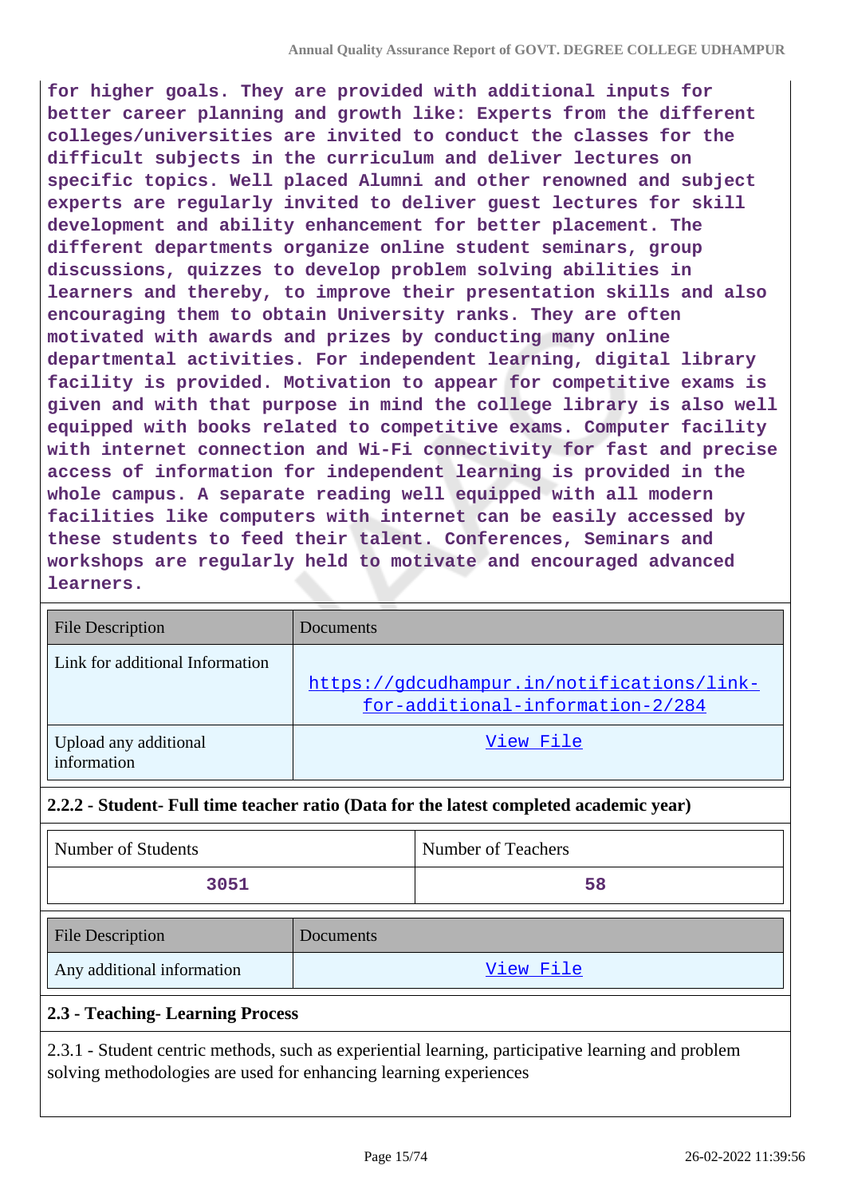for higher goals. They are provided with additional inputs for better career planning and growth like: Experts from the different colleges/universities are invited to conduct the classes for the difficult subjects in the curriculum and deliver lectures on specific topics. Well placed Alumni and other renowned and subject experts are regularly invited to deliver guest lectures for skill development and ability enhancement for better placement. The different departments organize online student seminars, group discussions, quizzes to develop problem solving abilities in learners and thereby, to improve their presentation skills and also encouraging them to obtain University ranks. They are often motivated with awards and prizes by conducting many online departmental activities. For independent learning, digital library facility is provided. Motivation to appear for competitive exams is given and with that purpose in mind the college library is also well equipped with books related to competitive exams. Computer facility with internet connection and Wi-Fi connectivity for fast and precise access of information for independent learning is provided in the whole campus. A separate reading well equipped with all modern facilities like computers with internet can be easily accessed by these students to feed their talent. Conferences, Seminars and workshops are regularly held to motivate and encouraged advanced learners.

| File Description | Documents |
|---|---|
| Link for additional Information | https://gdcudhampur.in/notifications/link-for-additional-information-2/284 |
| Upload any additional information | View File |

**2.2.2 - Student- Full time teacher ratio (Data for the latest completed academic year)**

| Number of Students | Number of Teachers |
|---|---|
| 3051 | 58 |

| File Description | Documents |
|---|---|
| Any additional information | View File |

**2.3 - Teaching- Learning Process**

2.3.1 - Student centric methods, such as experiential learning, participative learning and problem solving methodologies are used for enhancing learning experiences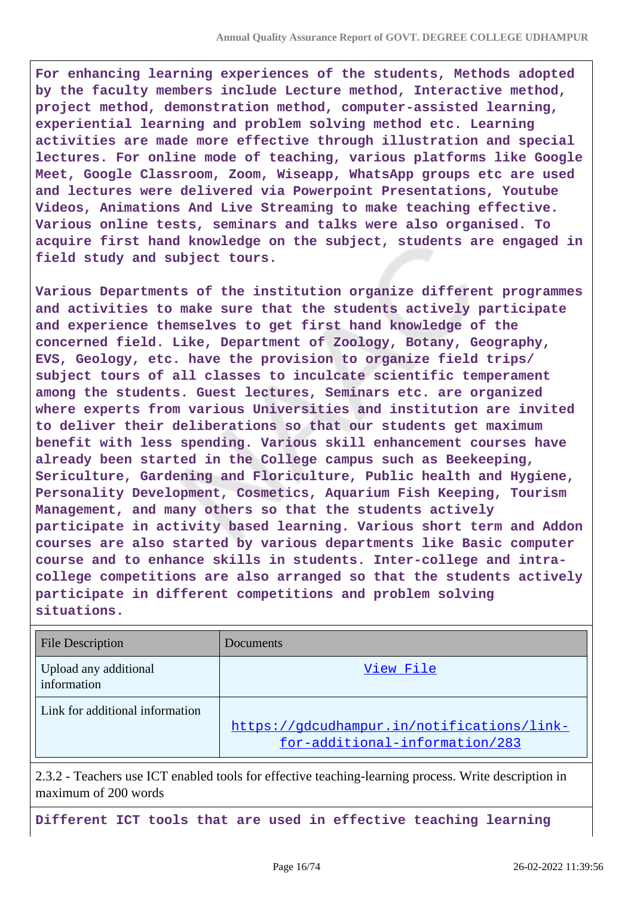**For enhancing learning experiences of the students, Methods adopted by the faculty members include Lecture method, Interactive method, project method, demonstration method, computer-assisted learning, experiential learning and problem solving method etc. Learning activities are made more effective through illustration and special lectures. For online mode of teaching, various platforms like Google Meet, Google Classroom, Zoom, Wiseapp, WhatsApp groups etc are used and lectures were delivered via Powerpoint Presentations, Youtube Videos, Animations And Live Streaming to make teaching effective. Various online tests, seminars and talks were also organised. To acquire first hand knowledge on the subject, students are engaged in field study and subject tours.**

**Various Departments of the institution organize different programmes and activities to make sure that the students actively participate and experience themselves to get first hand knowledge of the concerned field. Like, Department of Zoology, Botany, Geography, EVS, Geology, etc. have the provision to organize field trips/ subject tours of all classes to inculcate scientific temperament among the students. Guest lectures, Seminars etc. are organized where experts from various Universities and institution are invited to deliver their deliberations so that our students get maximum benefit with less spending. Various skill enhancement courses have already been started in the College campus such as Beekeeping, Sericulture, Gardening and Floriculture, Public health and Hygiene, Personality Development, Cosmetics, Aquarium Fish Keeping, Tourism Management, and many others so that the students actively participate in activity based learning. Various short term and Addon courses are also started by various departments like Basic computer course and to enhance skills in students. Inter-college and intra-college competitions are also arranged so that the students actively participate in different competitions and problem solving situations.**

| File Description | Documents |
|---|---|
| Upload any additional information | View File |
| Link for additional information | https://gdcudhampur.in/notifications/link-for-additional-information/283 |

2.3.2 - Teachers use ICT enabled tools for effective teaching-learning process. Write description in maximum of 200 words

**Different ICT tools that are used in effective teaching learning**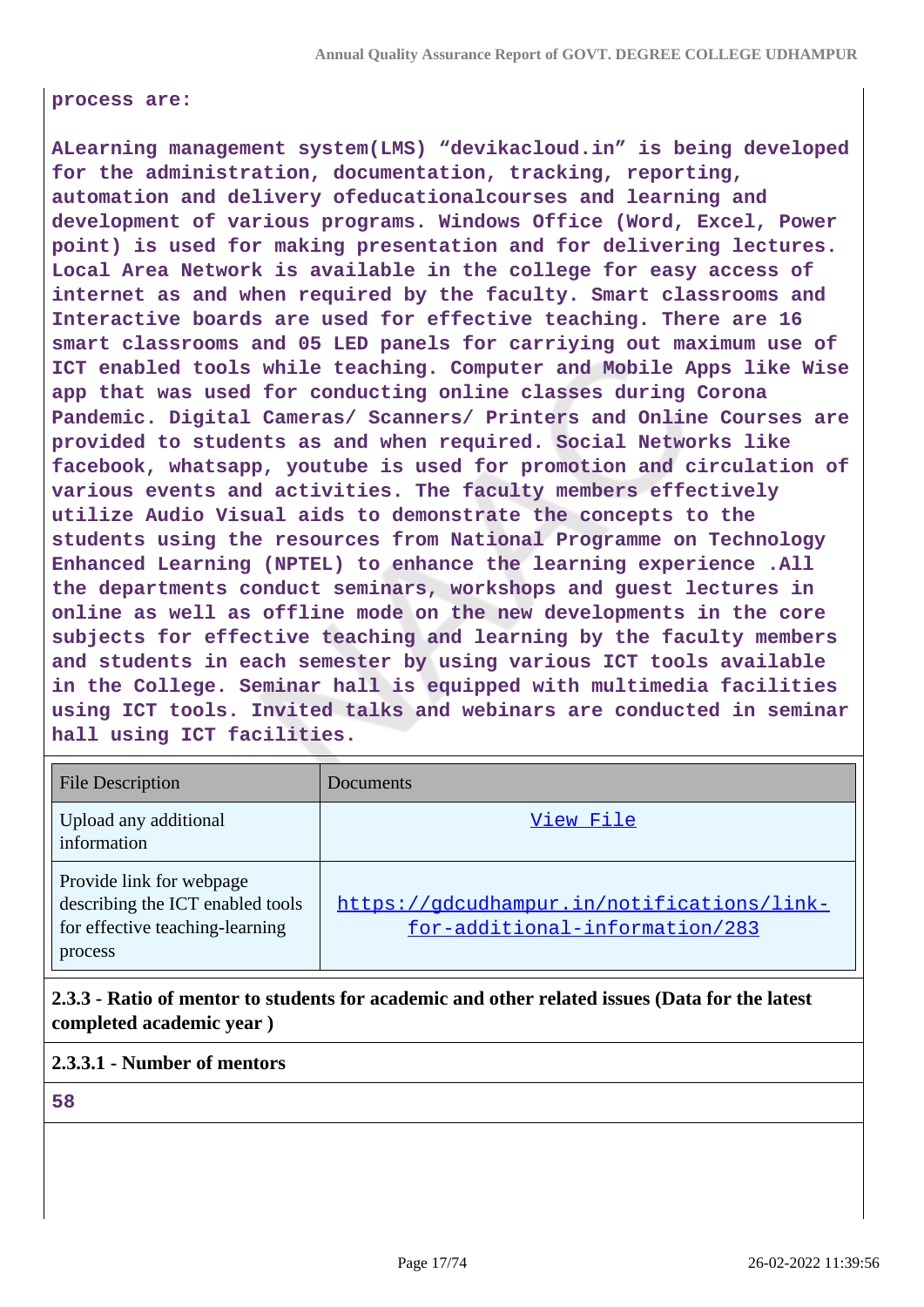process are:

ALearning management system(LMS) “devikacloud.in” is being developed for the administration, documentation, tracking, reporting, automation and delivery ofeducationalcourses and learning and development of various programs. Windows Office (Word, Excel, Power point) is used for making presentation and for delivering lectures. Local Area Network is available in the college for easy access of internet as and when required by the faculty. Smart classrooms and Interactive boards are used for effective teaching. There are 16 smart classrooms and 05 LED panels for carriying out maximum use of ICT enabled tools while teaching. Computer and Mobile Apps like Wise app that was used for conducting online classes during Corona Pandemic. Digital Cameras/ Scanners/ Printers and Online Courses are provided to students as and when required. Social Networks like facebook, whatsapp, youtube is used for promotion and circulation of various events and activities. The faculty members effectively utilize Audio Visual aids to demonstrate the concepts to the students using the resources from National Programme on Technology Enhanced Learning (NPTEL) to enhance the learning experience .All the departments conduct seminars, workshops and guest lectures in online as well as offline mode on the new developments in the core subjects for effective teaching and learning by the faculty members and students in each semester by using various ICT tools available in the College. Seminar hall is equipped with multimedia facilities using ICT tools. Invited talks and webinars are conducted in seminar hall using ICT facilities.

| File Description | Documents |
|---|---|
| Upload any additional information | View File |
| Provide link for webpage describing the ICT enabled tools for effective teaching-learning process | https://gdcudhampur.in/notifications/link-for-additional-information/283 |

**2.3.3 - Ratio of mentor to students for academic and other related issues (Data for the latest completed academic year )**

**2.3.3.1 - Number of mentors**

58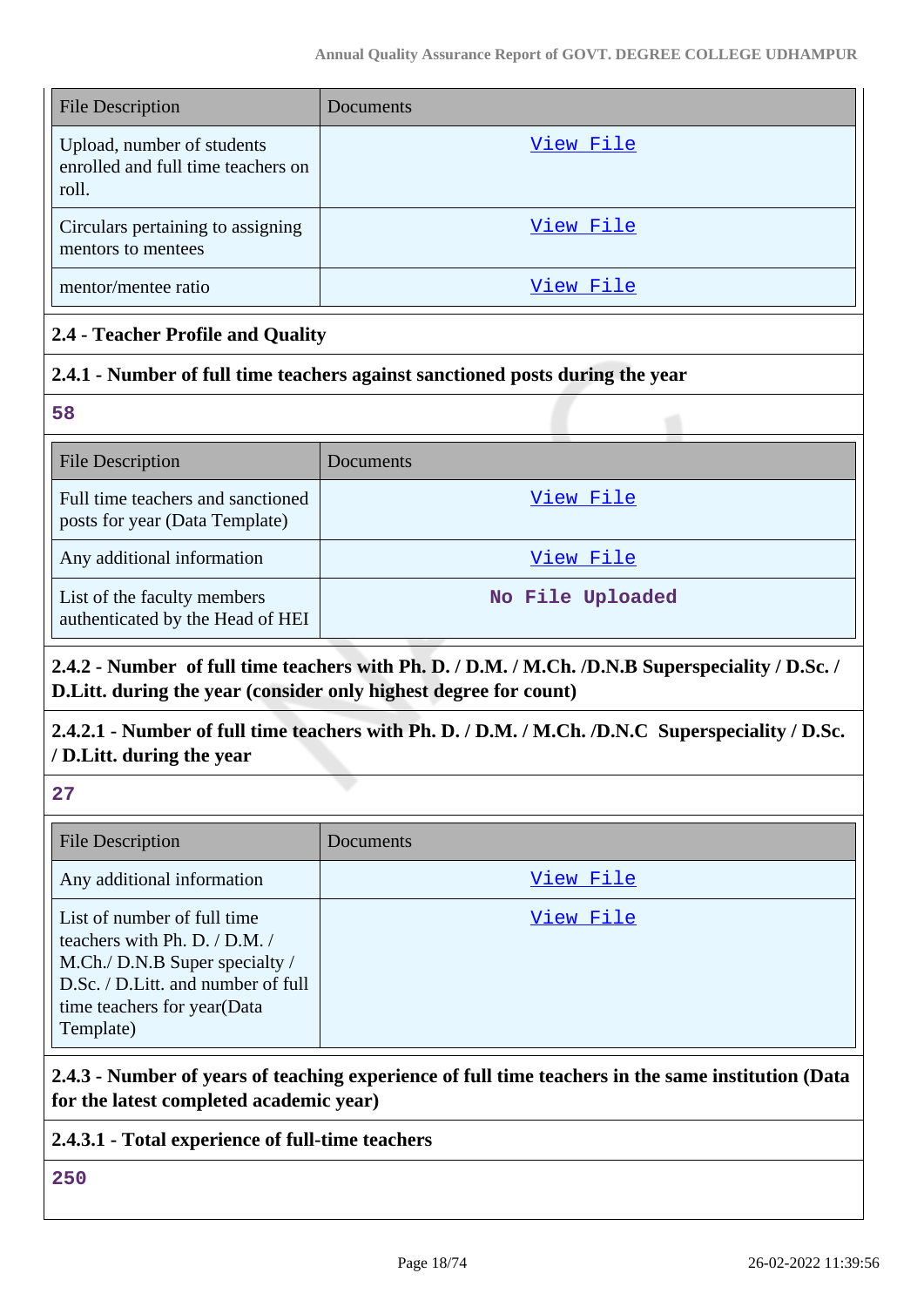| File Description | Documents |
|---|---|
| Upload, number of students enrolled and full time teachers on roll. | View File |
| Circulars pertaining to assigning mentors to mentees | View File |
| mentor/mentee ratio | View File |

### 2.4 - Teacher Profile and Quality

#### 2.4.1 - Number of full time teachers against sanctioned posts during the year

58

| File Description | Documents |
|---|---|
| Full time teachers and sanctioned posts for year (Data Template) | View File |
| Any additional information | View File |
| List of the faculty members authenticated by the Head of HEI | No File Uploaded |

#### 2.4.2 - Number of full time teachers with Ph. D. / D.M. / M.Ch. /D.N.B Superspeciality / D.Sc. / D.Litt. during the year (consider only highest degree for count)

#### 2.4.2.1 - Number of full time teachers with Ph. D. / D.M. / M.Ch. /D.N.C Superspeciality / D.Sc. / D.Litt. during the year

27

| File Description | Documents |
|---|---|
| Any additional information | View File |
| List of number of full time teachers with Ph. D. / D.M. / M.Ch./ D.N.B Super specialty / D.Sc. / D.Litt. and number of full time teachers for year(Data Template) | View File |

#### 2.4.3 - Number of years of teaching experience of full time teachers in the same institution (Data for the latest completed academic year)

#### 2.4.3.1 - Total experience of full-time teachers

250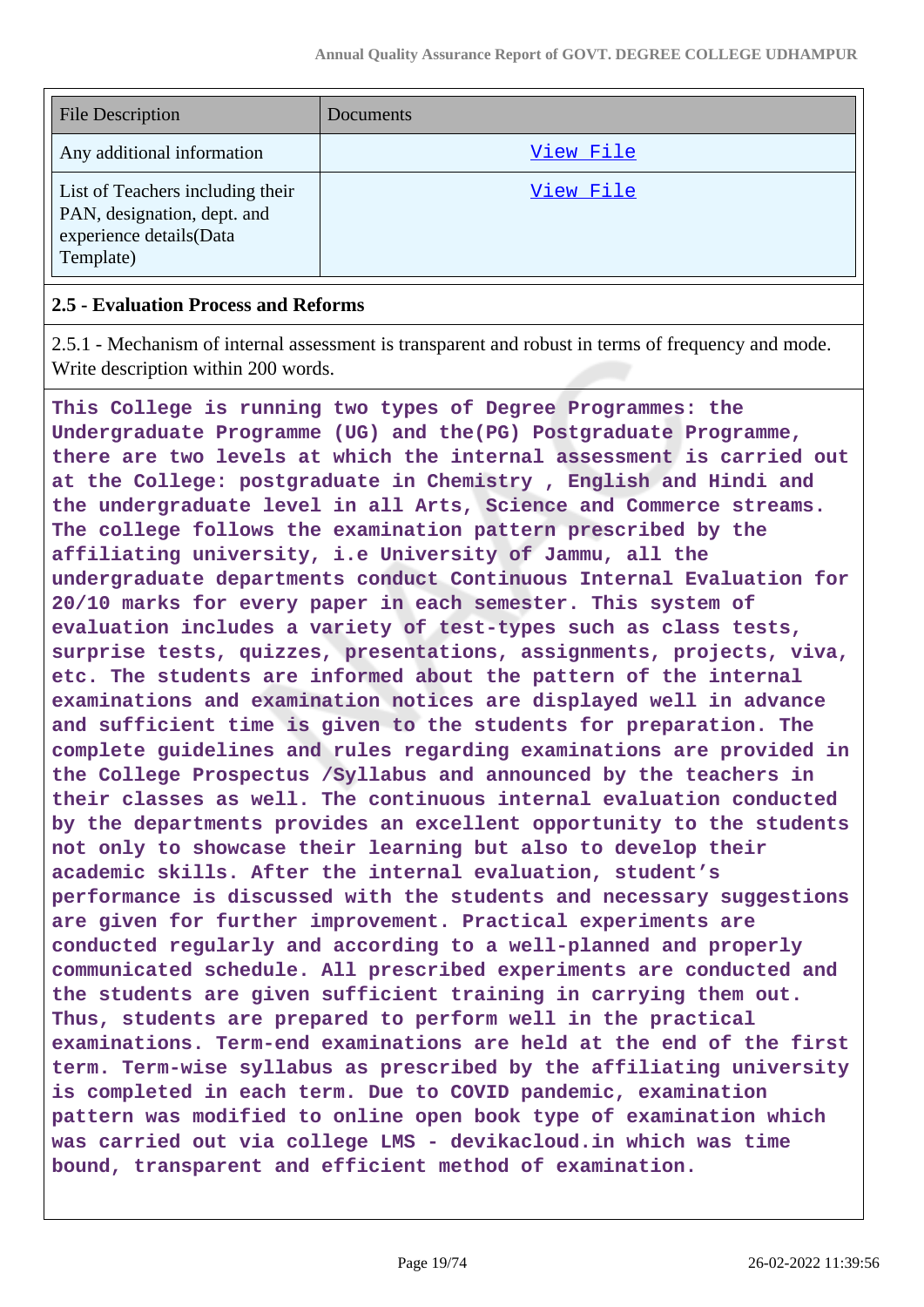| File Description | Documents |
|---|---|
| Any additional information | View File |
| List of Teachers including their PAN, designation, dept. and experience details(Data Template) | View File |

### 2.5 - Evaluation Process and Reforms

2.5.1 - Mechanism of internal assessment is transparent and robust in terms of frequency and mode. Write description within 200 words.

**This College is running two types of Degree Programmes: the Undergraduate Programme (UG) and the(PG) Postgraduate Programme, there are two levels at which the internal assessment is carried out at the College: postgraduate in Chemistry , English and Hindi and the undergraduate level in all Arts, Science and Commerce streams. The college follows the examination pattern prescribed by the affiliating university, i.e University of Jammu, all the undergraduate departments conduct Continuous Internal Evaluation for 20/10 marks for every paper in each semester. This system of evaluation includes a variety of test-types such as class tests, surprise tests, quizzes, presentations, assignments, projects, viva, etc. The students are informed about the pattern of the internal examinations and examination notices are displayed well in advance and sufficient time is given to the students for preparation. The complete guidelines and rules regarding examinations are provided in the College Prospectus /Syllabus and announced by the teachers in their classes as well. The continuous internal evaluation conducted by the departments provides an excellent opportunity to the students not only to showcase their learning but also to develop their academic skills. After the internal evaluation, student's performance is discussed with the students and necessary suggestions are given for further improvement. Practical experiments are conducted regularly and according to a well-planned and properly communicated schedule. All prescribed experiments are conducted and the students are given sufficient training in carrying them out. Thus, students are prepared to perform well in the practical examinations. Term-end examinations are held at the end of the first term. Term-wise syllabus as prescribed by the affiliating university is completed in each term. Due to COVID pandemic, examination pattern was modified to online open book type of examination which was carried out via college LMS - devikacloud.in which was time bound, transparent and efficient method of examination.**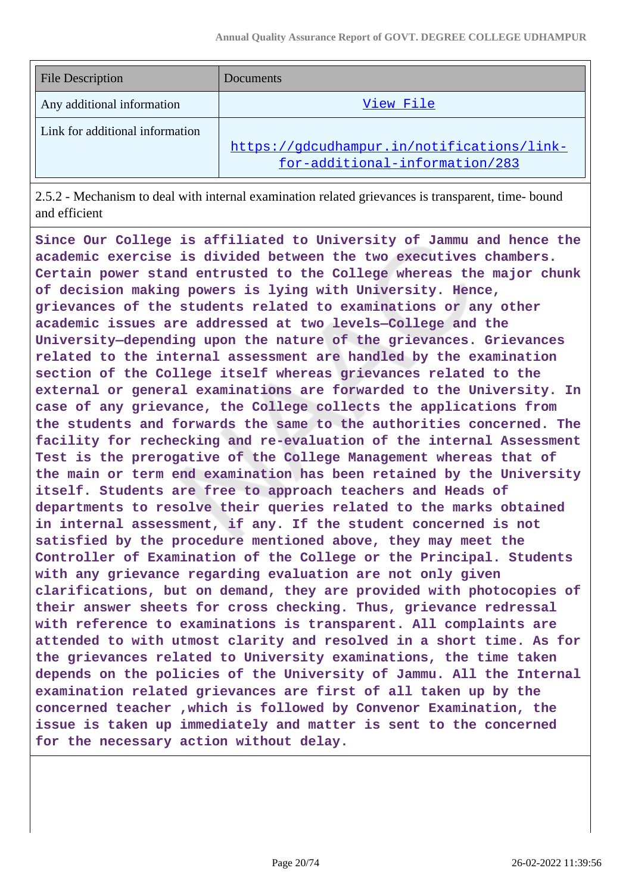| File Description | Documents |
| --- | --- |
| Any additional information | View File |
| Link for additional information | https://gdcudhampur.in/notifications/link-for-additional-information/283 |

2.5.2 - Mechanism to deal with internal examination related grievances is transparent, time- bound and efficient

**Since Our College is affiliated to University of Jammu and hence the academic exercise is divided between the two executives chambers. Certain power stand entrusted to the College whereas the major chunk of decision making powers is lying with University. Hence, grievances of the students related to examinations or any other academic issues are addressed at two levels—College and the University—depending upon the nature of the grievances. Grievances related to the internal assessment are handled by the examination section of the College itself whereas grievances related to the external or general examinations are forwarded to the University. In case of any grievance, the College collects the applications from the students and forwards the same to the authorities concerned. The facility for rechecking and re-evaluation of the internal Assessment Test is the prerogative of the College Management whereas that of the main or term end examination has been retained by the University itself. Students are free to approach teachers and Heads of departments to resolve their queries related to the marks obtained in internal assessment, if any. If the student concerned is not satisfied by the procedure mentioned above, they may meet the Controller of Examination of the College or the Principal. Students with any grievance regarding evaluation are not only given clarifications, but on demand, they are provided with photocopies of their answer sheets for cross checking. Thus, grievance redressal with reference to examinations is transparent. All complaints are attended to with utmost clarity and resolved in a short time. As for the grievances related to University examinations, the time taken depends on the policies of the University of Jammu. All the Internal examination related grievances are first of all taken up by the concerned teacher ,which is followed by Convenor Examination, the issue is taken up immediately and matter is sent to the concerned for the necessary action without delay.**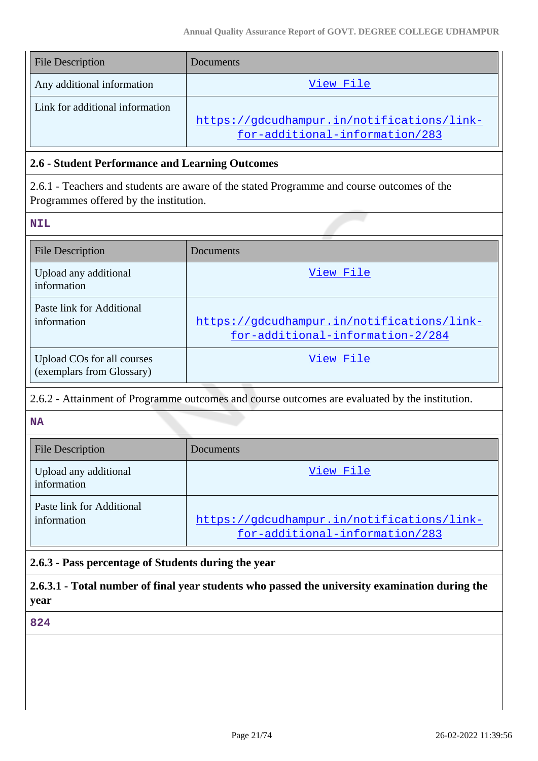| File Description | Documents |
|---|---|
| Any additional information | View File |
| Link for additional information | https://gdcudhampur.in/notifications/link-for-additional-information/283 |

**2.6 - Student Performance and Learning Outcomes**

2.6.1 - Teachers and students are aware of the stated Programme and course outcomes of the Programmes offered by the institution.

NIL

| File Description | Documents |
|---|---|
| Upload any additional information | View File |
| Paste link for Additional information | https://gdcudhampur.in/notifications/link-for-additional-information-2/284 |
| Upload COs for all courses (exemplars from Glossary) | View File |

2.6.2 - Attainment of Programme outcomes and course outcomes are evaluated by the institution.

NA

| File Description | Documents |
|---|---|
| Upload any additional information | View File |
| Paste link for Additional information | https://gdcudhampur.in/notifications/link-for-additional-information/283 |

**2.6.3 - Pass percentage of Students during the year**

**2.6.3.1 - Total number of final year students who passed the university examination during the year**

824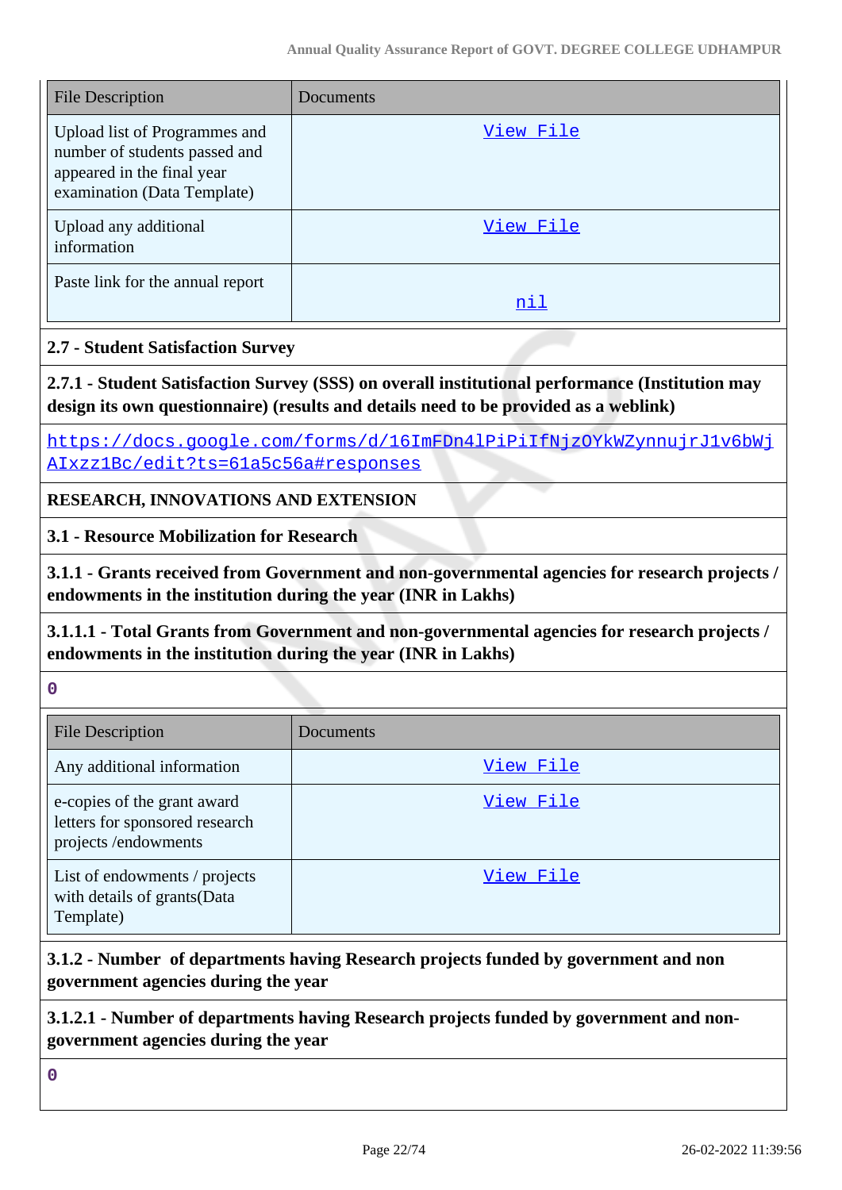| File Description | Documents |
|---|---|
| Upload list of Programmes and number of students passed and appeared in the final year examination (Data Template) | View File |
| Upload any additional information | View File |
| Paste link for the annual report | nil |

**2.7 - Student Satisfaction Survey**

**2.7.1 - Student Satisfaction Survey (SSS) on overall institutional performance (Institution may design its own questionnaire) (results and details need to be provided as a weblink)**

https://docs.google.com/forms/d/16ImFDn4lPiPiIfNjzOYkWZynnujrJ1v6bWjAIxzz1Bc/edit?ts=61a5c56a#responses

**RESEARCH, INNOVATIONS AND EXTENSION**

**3.1 - Resource Mobilization for Research**

**3.1.1 - Grants received from Government and non-governmental agencies for research projects / endowments in the institution during the year (INR in Lakhs)**

**3.1.1.1 - Total Grants from Government and non-governmental agencies for research projects / endowments in the institution during the year (INR in Lakhs)**

0

| File Description | Documents |
|---|---|
| Any additional information | View File |
| e-copies of the grant award letters for sponsored research projects /endowments | View File |
| List of endowments / projects with details of grants(Data Template) | View File |

**3.1.2 - Number of departments having Research projects funded by government and non government agencies during the year**

**3.1.2.1 - Number of departments having Research projects funded by government and non-government agencies during the year**

0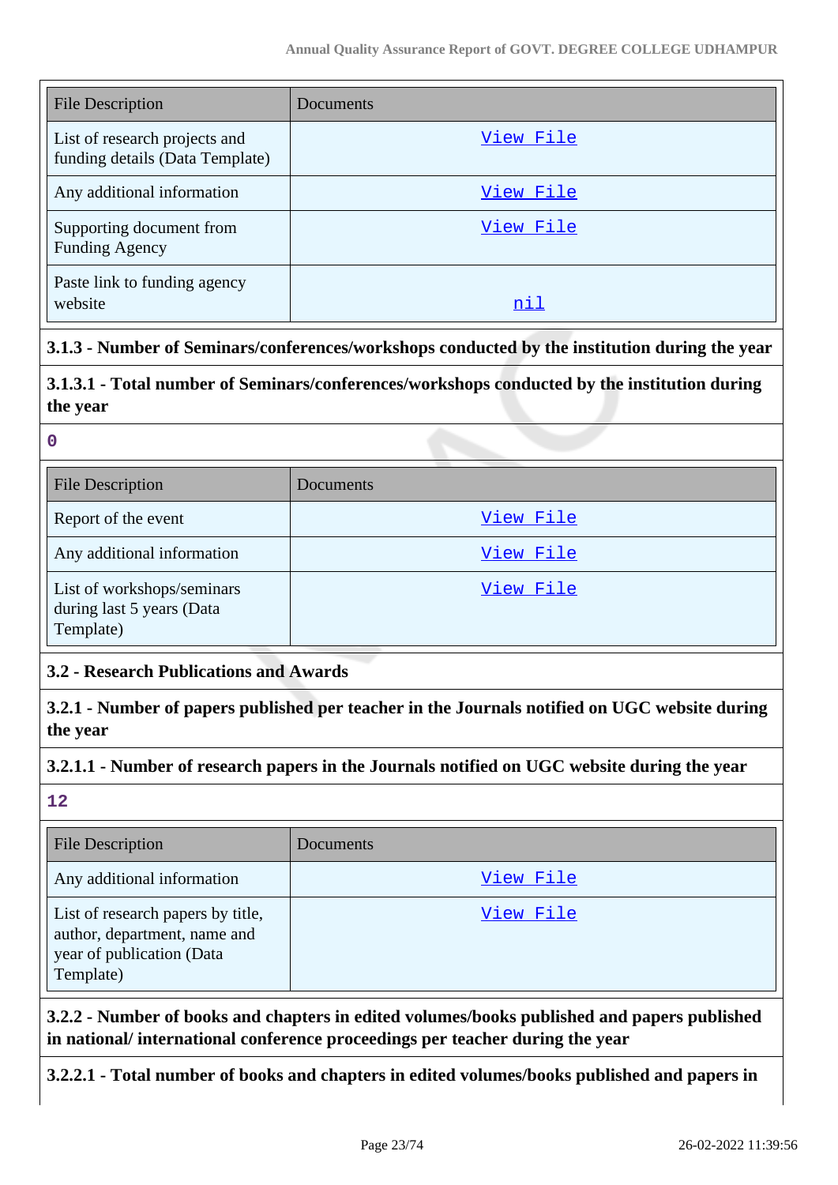| File Description | Documents |
|---|---|
| List of research projects and funding details (Data Template) | View File |
| Any additional information | View File |
| Supporting document from Funding Agency | View File |
| Paste link to funding agency website | nil |

**3.1.3 - Number of Seminars/conferences/workshops conducted by the institution during the year**

**3.1.3.1 - Total number of Seminars/conferences/workshops conducted by the institution during the year**

0

| File Description | Documents |
|---|---|
| Report of the event | View File |
| Any additional information | View File |
| List of workshops/seminars during last 5 years (Data Template) | View File |

**3.2 - Research Publications and Awards**

**3.2.1 - Number of papers published per teacher in the Journals notified on UGC website during the year**

**3.2.1.1 - Number of research papers in the Journals notified on UGC website during the year**

12

| File Description | Documents |
|---|---|
| Any additional information | View File |
| List of research papers by title, author, department, name and year of publication (Data Template) | View File |

**3.2.2 - Number of books and chapters in edited volumes/books published and papers published in national/ international conference proceedings per teacher during the year**

**3.2.2.1 - Total number of books and chapters in edited volumes/books published and papers in**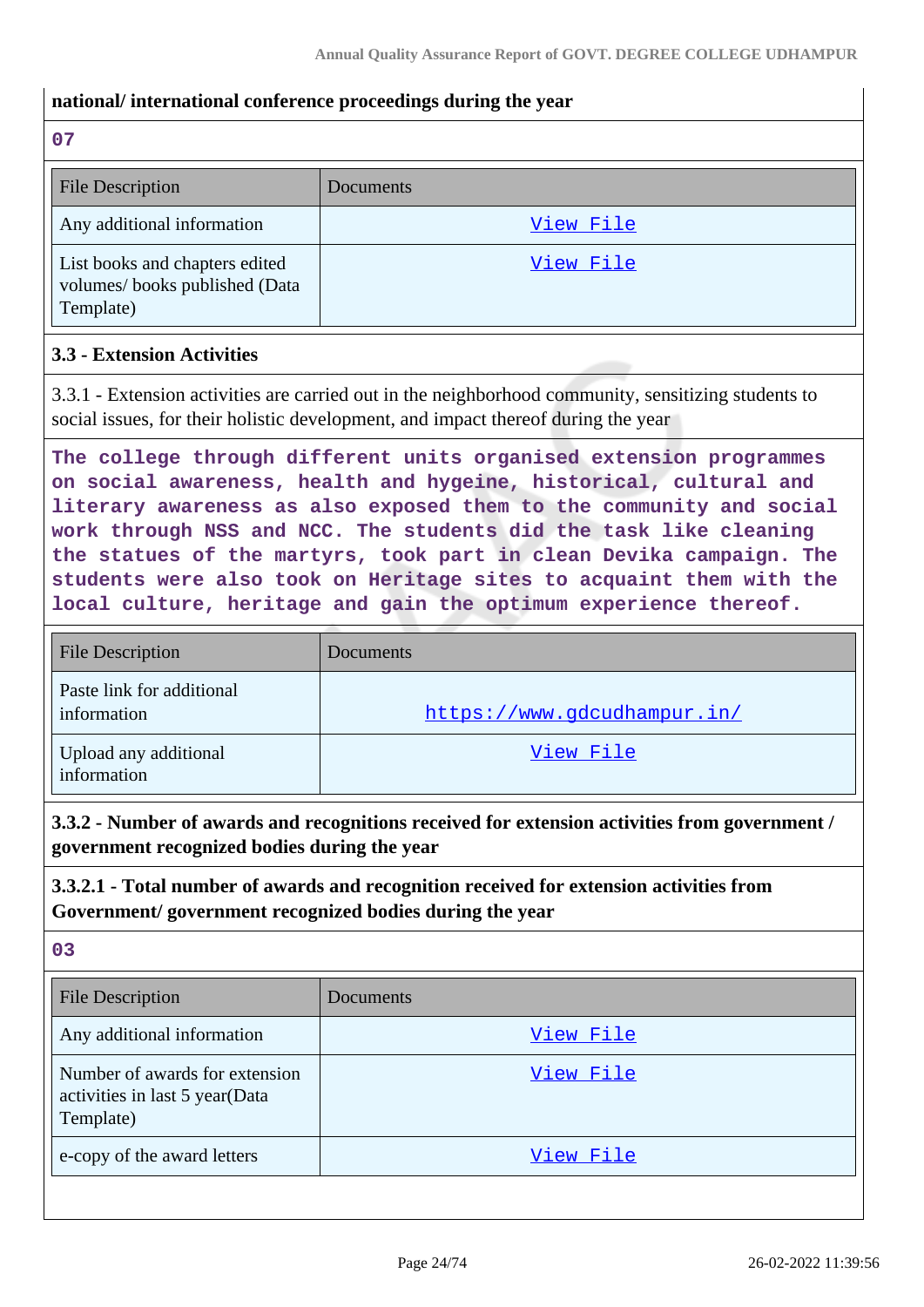**national/ international conference proceedings during the year**

**07**

| File Description | Documents |
|---|---|
| Any additional information | View File |
| List books and chapters edited volumes/ books published (Data Template) | View File |

### 3.3 - Extension Activities

3.3.1 - Extension activities are carried out in the neighborhood community, sensitizing students to social issues, for their holistic development, and impact thereof during the year

**The college through different units organised extension programmes on social awareness, health and hygeine, historical, cultural and literary awareness as also exposed them to the community and social work through NSS and NCC. The students did the task like cleaning the statues of the martyrs, took part in clean Devika campaign. The students were also took on Heritage sites to acquaint them with the local culture, heritage and gain the optimum experience thereof.**

| File Description | Documents |
|---|---|
| Paste link for additional information | https://www.gdcudhampur.in/ |
| Upload any additional information | View File |

**3.3.2 - Number of awards and recognitions received for extension activities from government / government recognized bodies during the year**

**3.3.2.1 - Total number of awards and recognition received for extension activities from Government/ government recognized bodies during the year**

**03**

| File Description | Documents |
|---|---|
| Any additional information | View File |
| Number of awards for extension activities in last 5 year(Data Template) | View File |
| e-copy of the award letters | View File |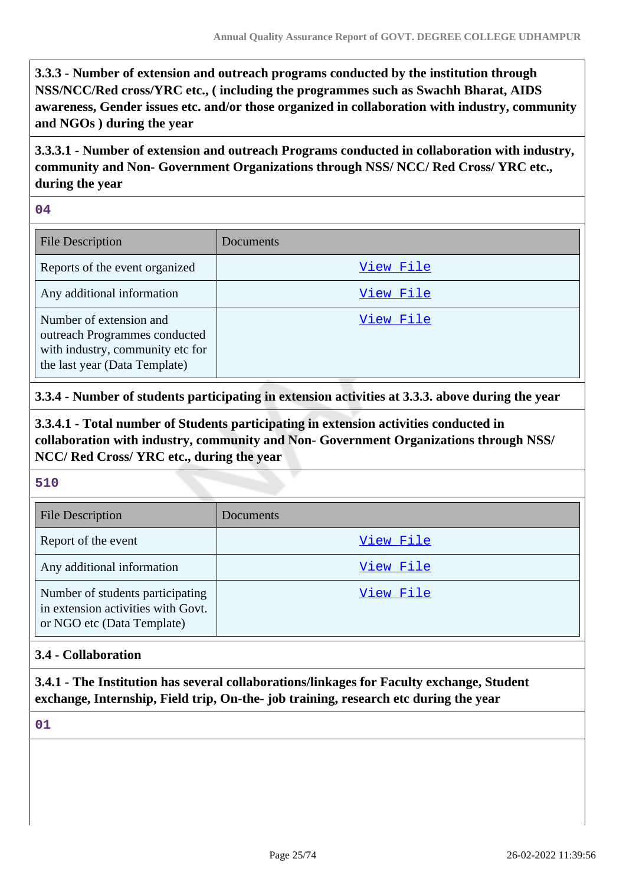**3.3.3 - Number of extension and outreach programs conducted by the institution through NSS/NCC/Red cross/YRC etc., ( including the programmes such as Swachh Bharat, AIDS awareness, Gender issues etc. and/or those organized in collaboration with industry, community and NGOs ) during the year**

**3.3.3.1 - Number of extension and outreach Programs conducted in collaboration with industry, community and Non- Government Organizations through NSS/ NCC/ Red Cross/ YRC etc., during the year**

04

| File Description | Documents |
|---|---|
| Reports of the event organized | View File |
| Any additional information | View File |
| Number of extension and outreach Programmes conducted with industry, community etc for the last year (Data Template) | View File |

**3.3.4 - Number of students participating in extension activities at 3.3.3. above during the year**

**3.3.4.1 - Total number of Students participating in extension activities conducted in collaboration with industry, community and Non- Government Organizations through NSS/ NCC/ Red Cross/ YRC etc., during the year**

510

| File Description | Documents |
|---|---|
| Report of the event | View File |
| Any additional information | View File |
| Number of students participating in extension activities with Govt. or NGO etc (Data Template) | View File |

**3.4 - Collaboration**

**3.4.1 - The Institution has several collaborations/linkages for Faculty exchange, Student exchange, Internship, Field trip, On-the- job training, research etc during the year**

01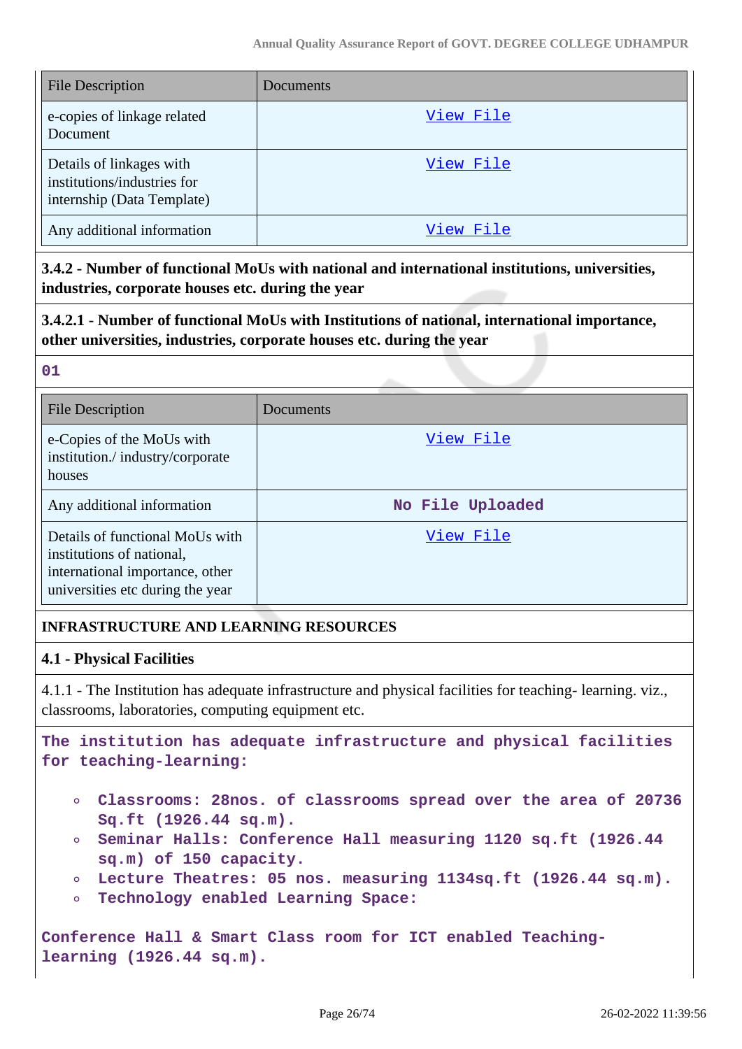| File Description | Documents |
|---|---|
| e-copies of linkage related Document | View File |
| Details of linkages with institutions/industries for internship (Data Template) | View File |
| Any additional information | View File |

**3.4.2 - Number of functional MoUs with national and international institutions, universities, industries, corporate houses etc. during the year**

**3.4.2.1 - Number of functional MoUs with Institutions of national, international importance, other universities, industries, corporate houses etc. during the year**

**01**

| File Description | Documents |
|---|---|
| e-Copies of the MoUs with institution./ industry/corporate houses | View File |
| Any additional information | No File Uploaded |
| Details of functional MoUs with institutions of national, international importance, other universities etc during the year | View File |

**INFRASTRUCTURE AND LEARNING RESOURCES**

**4.1 - Physical Facilities**

4.1.1 - The Institution has adequate infrastructure and physical facilities for teaching- learning. viz., classrooms, laboratories, computing equipment etc.

**The institution has adequate infrastructure and physical facilities for teaching-learning:**

- **Classrooms: 28nos. of classrooms spread over the area of 20736 Sq.ft (1926.44 sq.m).**
- **Seminar Halls: Conference Hall measuring 1120 sq.ft (1926.44 sq.m) of 150 capacity.**
- **Lecture Theatres: 05 nos. measuring 1134sq.ft (1926.44 sq.m).**
- **Technology enabled Learning Space:**

**Conference Hall & Smart Class room for ICT enabled Teaching-learning (1926.44 sq.m).**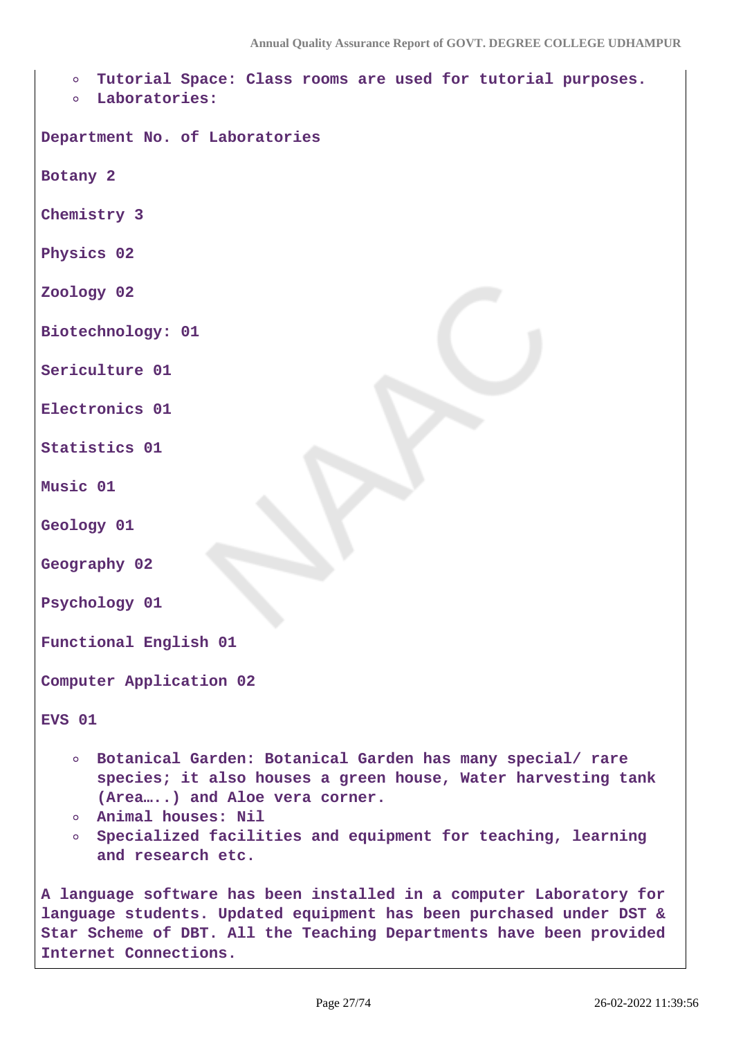- **Tutorial Space: Class rooms are used for tutorial purposes.**
- **Laboratories:**

**Department No. of Laboratories**

**Botany 2**

**Chemistry 3**

**Physics 02**

**Zoology 02**

**Biotechnology: 01**

**Sericulture 01**

**Electronics 01**

**Statistics 01**

**Music 01**

**Geology 01**

**Geography 02**

**Psychology 01**

**Functional English 01**

**Computer Application 02**

**EVS 01**

- **Botanical Garden: Botanical Garden has many special/ rare species; it also houses a green house, Water harvesting tank (Area…..) and Aloe vera corner.**
- **Animal houses: Nil**
- **Specialized facilities and equipment for teaching, learning and research etc.**

**A language software has been installed in a computer Laboratory for language students. Updated equipment has been purchased under DST & Star Scheme of DBT. All the Teaching Departments have been provided Internet Connections.**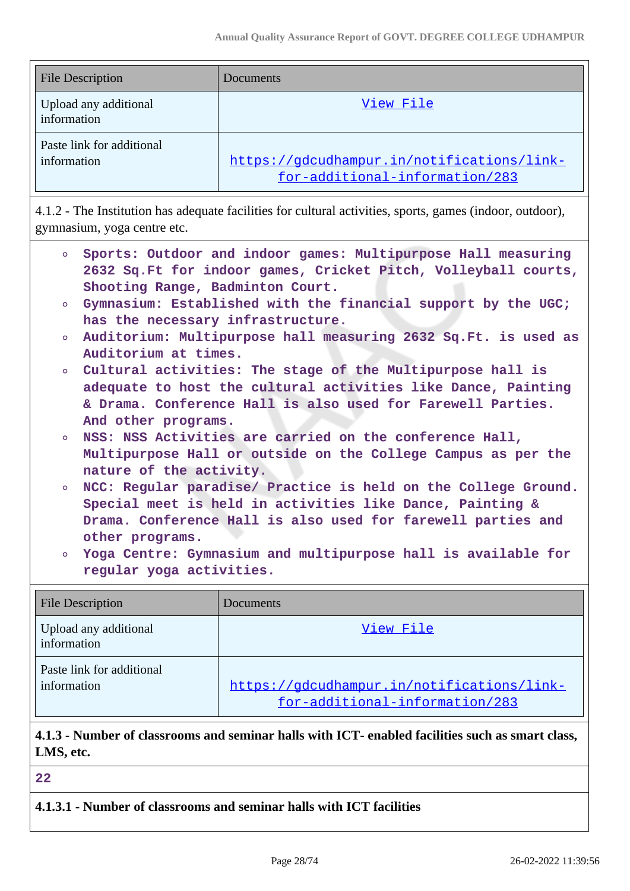| File Description | Documents |
|---|---|
| Upload any additional information | View File |
| Paste link for additional information | https://gdcudhampur.in/notifications/link-for-additional-information/283 |

4.1.2 - The Institution has adequate facilities for cultural activities, sports, games (indoor, outdoor), gymnasium, yoga centre etc.

- **Sports: Outdoor and indoor games: Multipurpose Hall measuring 2632 Sq.Ft for indoor games, Cricket Pitch, Volleyball courts, Shooting Range, Badminton Court.**
- **Gymnasium: Established with the financial support by the UGC; has the necessary infrastructure.**
- **Auditorium: Multipurpose hall measuring 2632 Sq.Ft. is used as Auditorium at times.**
- **Cultural activities: The stage of the Multipurpose hall is adequate to host the cultural activities like Dance, Painting & Drama. Conference Hall is also used for Farewell Parties. And other programs.**
- **NSS: NSS Activities are carried on the conference Hall, Multipurpose Hall or outside on the College Campus as per the nature of the activity.**
- **NCC: Regular paradise/ Practice is held on the College Ground. Special meet is held in activities like Dance, Painting & Drama. Conference Hall is also used for farewell parties and other programs.**
- **Yoga Centre: Gymnasium and multipurpose hall is available for regular yoga activities.**

| File Description | Documents |
|---|---|
| Upload any additional information | View File |
| Paste link for additional information | https://gdcudhampur.in/notifications/link-for-additional-information/283 |

**4.1.3 - Number of classrooms and seminar halls with ICT- enabled facilities such as smart class, LMS, etc.**

**22**

**4.1.3.1 - Number of classrooms and seminar halls with ICT facilities**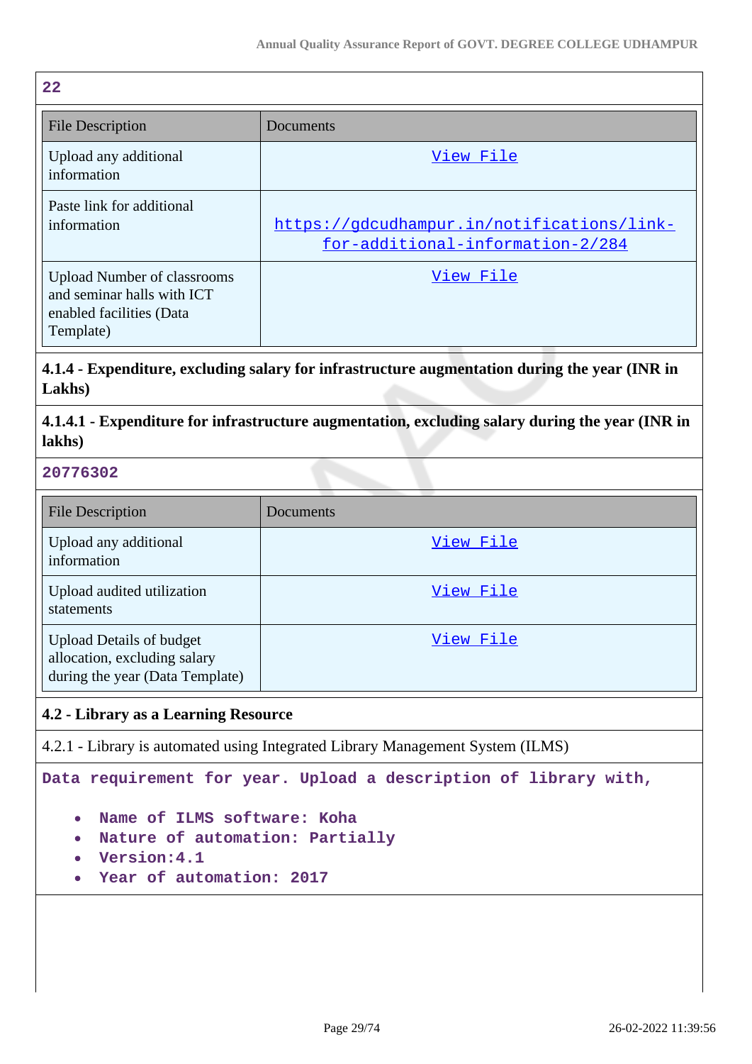22

| File Description | Documents |
|---|---|
| Upload any additional information | View File |
| Paste link for additional information | https://gdcudhampur.in/notifications/link-for-additional-information-2/284 |
| Upload Number of classrooms and seminar halls with ICT enabled facilities (Data Template) | View File |

**4.1.4 - Expenditure, excluding salary for infrastructure augmentation during the year (INR in Lakhs)**

**4.1.4.1 - Expenditure for infrastructure augmentation, excluding salary during the year (INR in lakhs)**

**20776302**

| File Description | Documents |
|---|---|
| Upload any additional information | View File |
| Upload audited utilization statements | View File |
| Upload Details of budget allocation, excluding salary during the year (Data Template) | View File |

**4.2 - Library as a Learning Resource**

4.2.1 - Library is automated using Integrated Library Management System (ILMS)

Data requirement for year. Upload a description of library with,

- Name of ILMS software: Koha
- Nature of automation: Partially
- Version:4.1
- Year of automation: 2017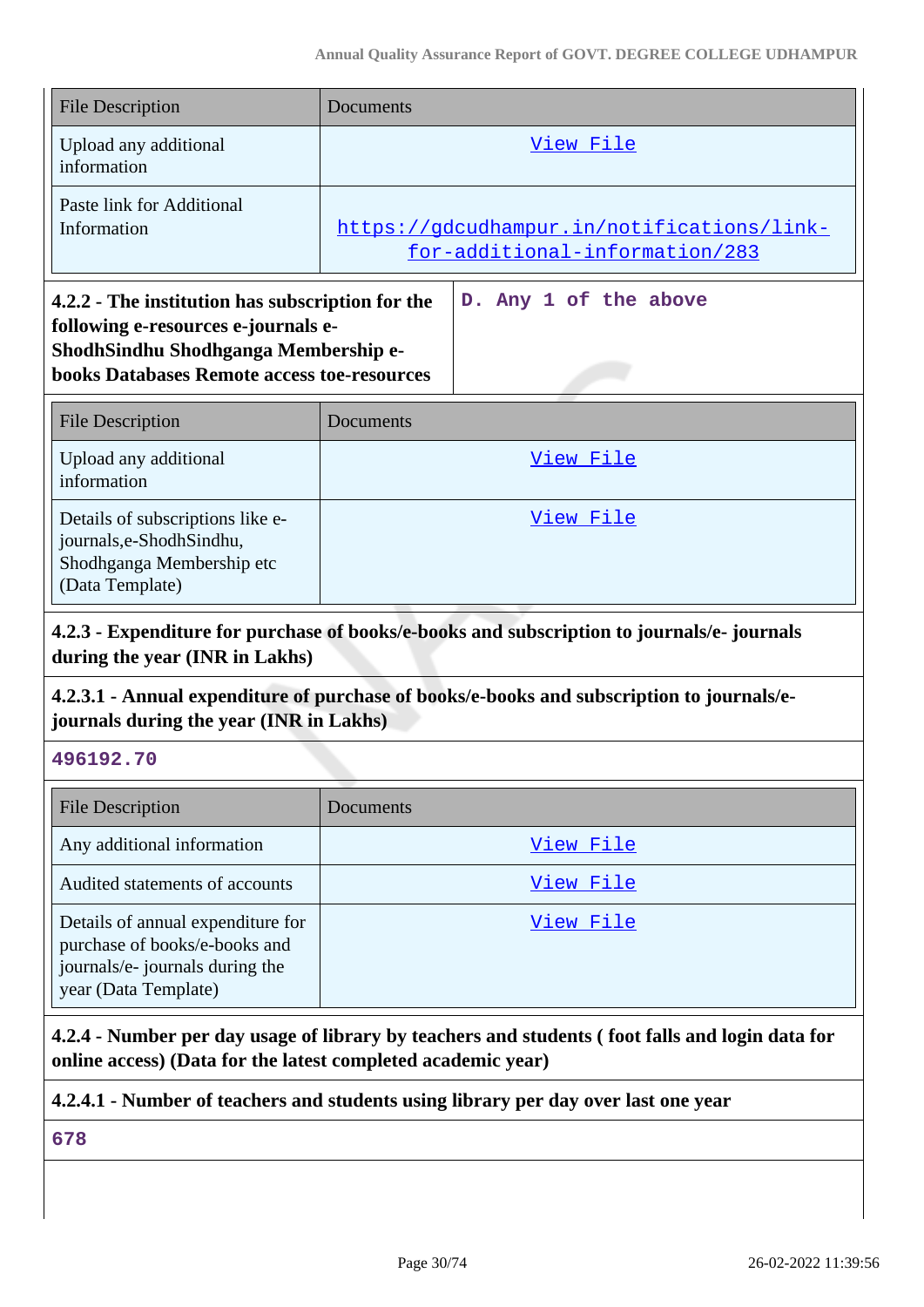| File Description | Documents |
|---|---|
| Upload any additional information | View File |
| Paste link for Additional Information | https://gdcudhampur.in/notifications/link-for-additional-information/283 |

| **4.2.2 - The institution has subscription for the following e-resources e-journals e-ShodhSindhu Shodhganga Membership e-books Databases Remote access toe-resources** | **D. Any 1 of the above** |
|---|---|

| File Description | Documents |
|---|---|
| Upload any additional information | View File |
| Details of subscriptions like e-journals,e-ShodhSindhu, Shodhganga Membership etc (Data Template) | View File |

**4.2.3 - Expenditure for purchase of books/e-books and subscription to journals/e- journals during the year (INR in Lakhs)**

**4.2.3.1 - Annual expenditure of purchase of books/e-books and subscription to journals/e-journals during the year (INR in Lakhs)**

**496192.70**

| File Description | Documents |
|---|---|
| Any additional information | View File |
| Audited statements of accounts | View File |
| Details of annual expenditure for purchase of books/e-books and journals/e- journals during the year (Data Template) | View File |

**4.2.4 - Number per day usage of library by teachers and students ( foot falls and login data for online access) (Data for the latest completed academic year)**

**4.2.4.1 - Number of teachers and students using library per day over last one year**

**678**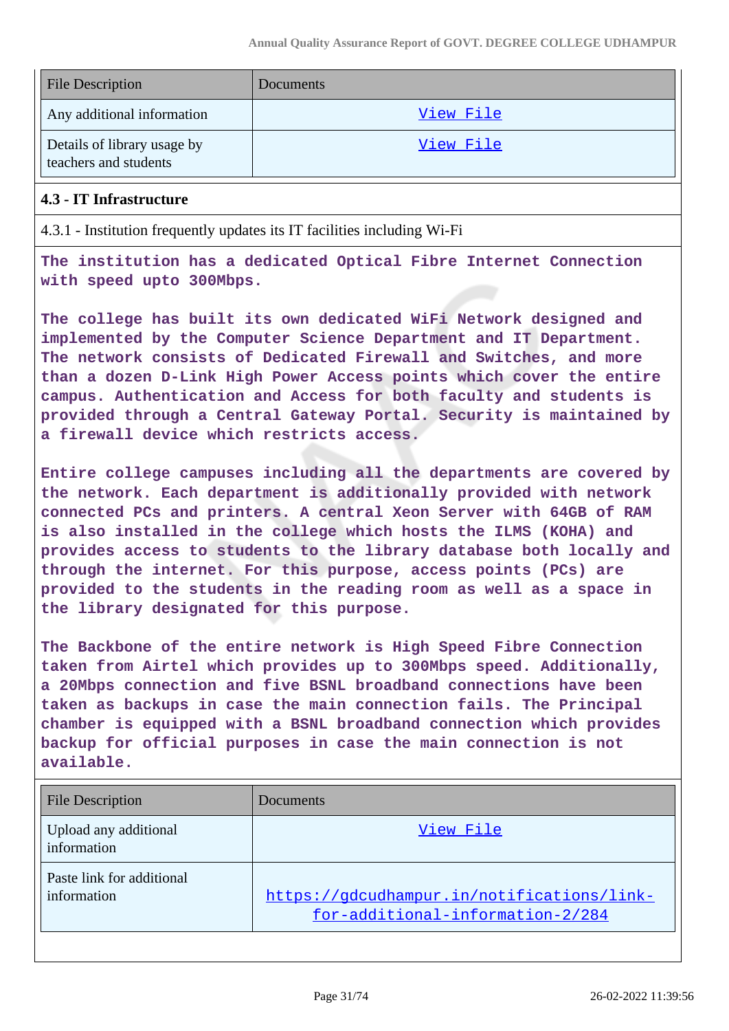| File Description | Documents |
| --- | --- |
| Any additional information | View File |
| Details of library usage by teachers and students | View File |

**4.3 - IT Infrastructure**

4.3.1 - Institution frequently updates its IT facilities including Wi-Fi

The institution has a dedicated Optical Fibre Internet Connection with speed upto 300Mbps.

The college has built its own dedicated WiFi Network designed and implemented by the Computer Science Department and IT Department. The network consists of Dedicated Firewall and Switches, and more than a dozen D-Link High Power Access points which cover the entire campus. Authentication and Access for both faculty and students is provided through a Central Gateway Portal. Security is maintained by a firewall device which restricts access.

Entire college campuses including all the departments are covered by the network. Each department is additionally provided with network connected PCs and printers. A central Xeon Server with 64GB of RAM is also installed in the college which hosts the ILMS (KOHA) and provides access to students to the library database both locally and through the internet. For this purpose, access points (PCs) are provided to the students in the reading room as well as a space in the library designated for this purpose.

The Backbone of the entire network is High Speed Fibre Connection taken from Airtel which provides up to 300Mbps speed. Additionally, a 20Mbps connection and five BSNL broadband connections have been taken as backups in case the main connection fails. The Principal chamber is equipped with a BSNL broadband connection which provides backup for official purposes in case the main connection is not available.

| File Description | Documents |
| --- | --- |
| Upload any additional information | View File |
| Paste link for additional information | https://gdcudhampur.in/notifications/link-for-additional-information-2/284 |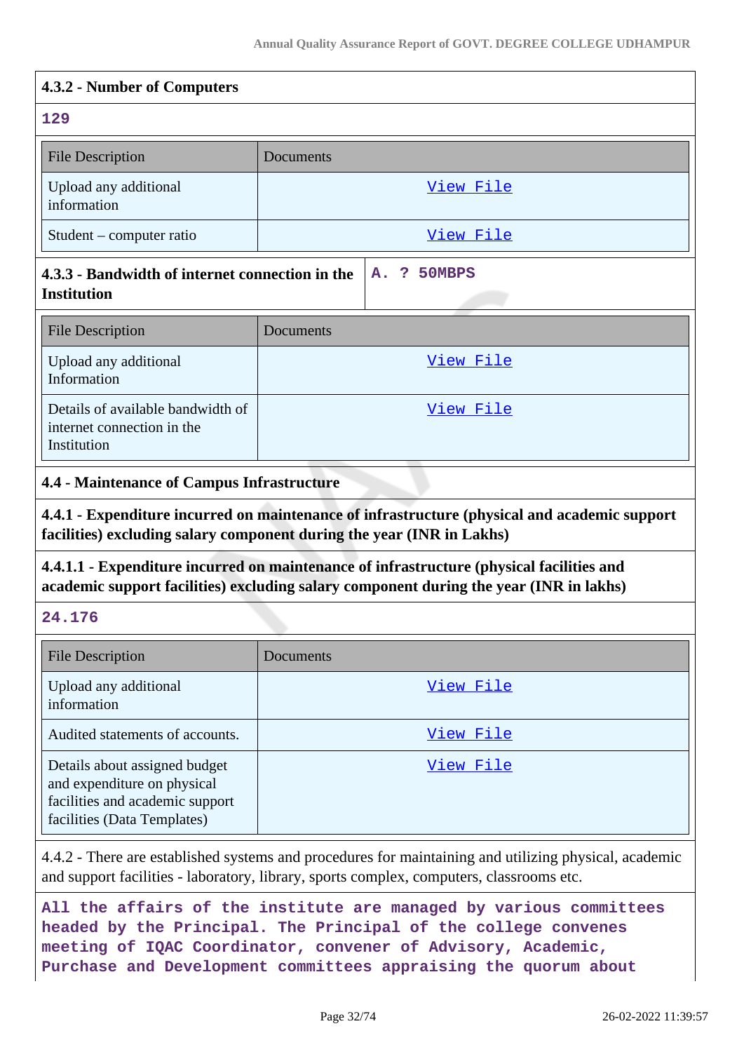**4.3.2 - Number of Computers**

**129**

| File Description | Documents |
|---|---|
| Upload any additional information | View File |
| Student – computer ratio | View File |

**4.3.3 - Bandwidth of internet connection in the Institution** | **A. ? 50MBPS**

| File Description | Documents |
|---|---|
| Upload any additional Information | View File |
| Details of available bandwidth of internet connection in the Institution | View File |

**4.4 - Maintenance of Campus Infrastructure**

**4.4.1 - Expenditure incurred on maintenance of infrastructure (physical and academic support facilities) excluding salary component during the year (INR in Lakhs)**

**4.4.1.1 - Expenditure incurred on maintenance of infrastructure (physical facilities and academic support facilities) excluding salary component during the year (INR in lakhs)**

**24.176**

| File Description | Documents |
|---|---|
| Upload any additional information | View File |
| Audited statements of accounts. | View File |
| Details about assigned budget and expenditure on physical facilities and academic support facilities (Data Templates) | View File |

4.4.2 - There are established systems and procedures for maintaining and utilizing physical, academic and support facilities - laboratory, library, sports complex, computers, classrooms etc.

**All the affairs of the institute are managed by various committees headed by the Principal. The Principal of the college convenes meeting of IQAC Coordinator, convener of Advisory, Academic, Purchase and Development committees appraising the quorum about**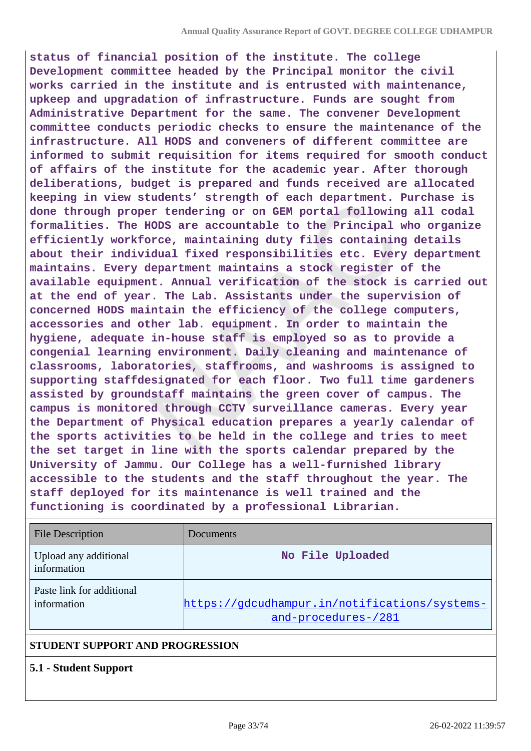**status of financial position of the institute. The college Development committee headed by the Principal monitor the civil works carried in the institute and is entrusted with maintenance, upkeep and upgradation of infrastructure. Funds are sought from Administrative Department for the same. The convener Development committee conducts periodic checks to ensure the maintenance of the infrastructure. All HODS and conveners of different committee are informed to submit requisition for items required for smooth conduct of affairs of the institute for the academic year. After thorough deliberations, budget is prepared and funds received are allocated keeping in view students' strength of each department. Purchase is done through proper tendering or on GEM portal following all codal formalities. The HODS are accountable to the Principal who organize efficiently workforce, maintaining duty files containing details about their individual fixed responsibilities etc. Every department maintains. Every department maintains a stock register of the available equipment. Annual verification of the stock is carried out at the end of year. The Lab. Assistants under the supervision of concerned HODS maintain the efficiency of the college computers, accessories and other lab. equipment. In order to maintain the hygiene, adequate in-house staff is employed so as to provide a congenial learning environment. Daily cleaning and maintenance of classrooms, laboratories, staffrooms, and washrooms is assigned to supporting staffdesignated for each floor. Two full time gardeners assisted by groundstaff maintains the green cover of campus. The campus is monitored through CCTV surveillance cameras. Every year the Department of Physical education prepares a yearly calendar of the sports activities to be held in the college and tries to meet the set target in line with the sports calendar prepared by the University of Jammu. Our College has a well-furnished library accessible to the students and the staff throughout the year. The staff deployed for its maintenance is well trained and the functioning is coordinated by a professional Librarian.**

| File Description | Documents |
|---|---|
| Upload any additional information | **No File Uploaded** |
| Paste link for additional information | https://gdcudhampur.in/notifications/systems-and-procedures-/281 |

## STUDENT SUPPORT AND PROGRESSION

### 5.1 - Student Support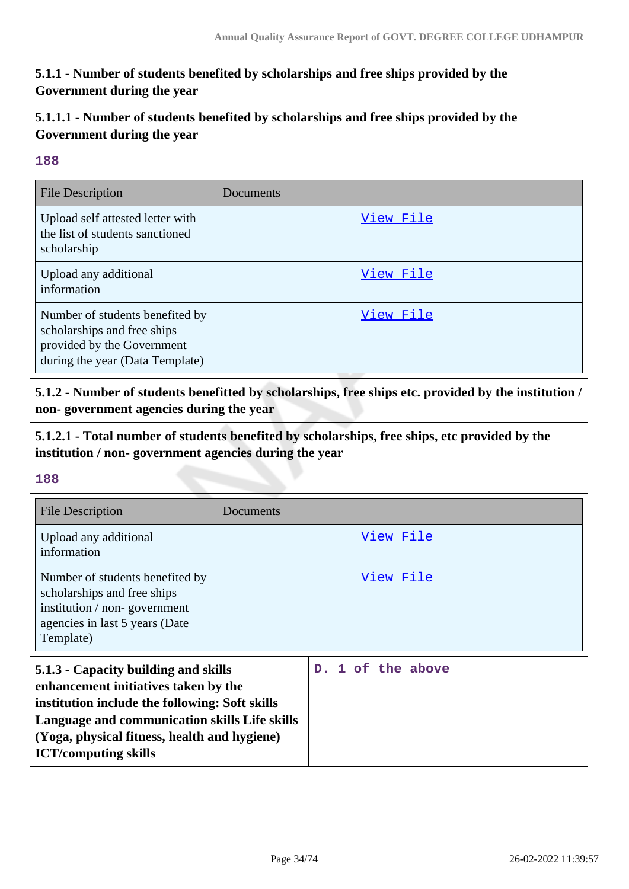**5.1.1 - Number of students benefited by scholarships and free ships provided by the Government during the year**

**5.1.1.1 - Number of students benefited by scholarships and free ships provided by the Government during the year**

**188**

| File Description | Documents |
|---|---|
| Upload self attested letter with the list of students sanctioned scholarship | View File |
| Upload any additional information | View File |
| Number of students benefited by scholarships and free ships provided by the Government during the year (Data Template) | View File |

**5.1.2 - Number of students benefitted by scholarships, free ships etc. provided by the institution / non- government agencies during the year**

**5.1.2.1 - Total number of students benefited by scholarships, free ships, etc provided by the institution / non- government agencies during the year**

**188**

| File Description | Documents |
|---|---|
| Upload any additional information | View File |
| Number of students benefited by scholarships and free ships institution / non- government agencies in last 5 years (Date Template) | View File |

| **5.1.3 - Capacity building and skills enhancement initiatives taken by the institution include the following: Soft skills Language and communication skills Life skills (Yoga, physical fitness, health and hygiene) ICT/computing skills** | **D. 1 of the above** |
|---|---|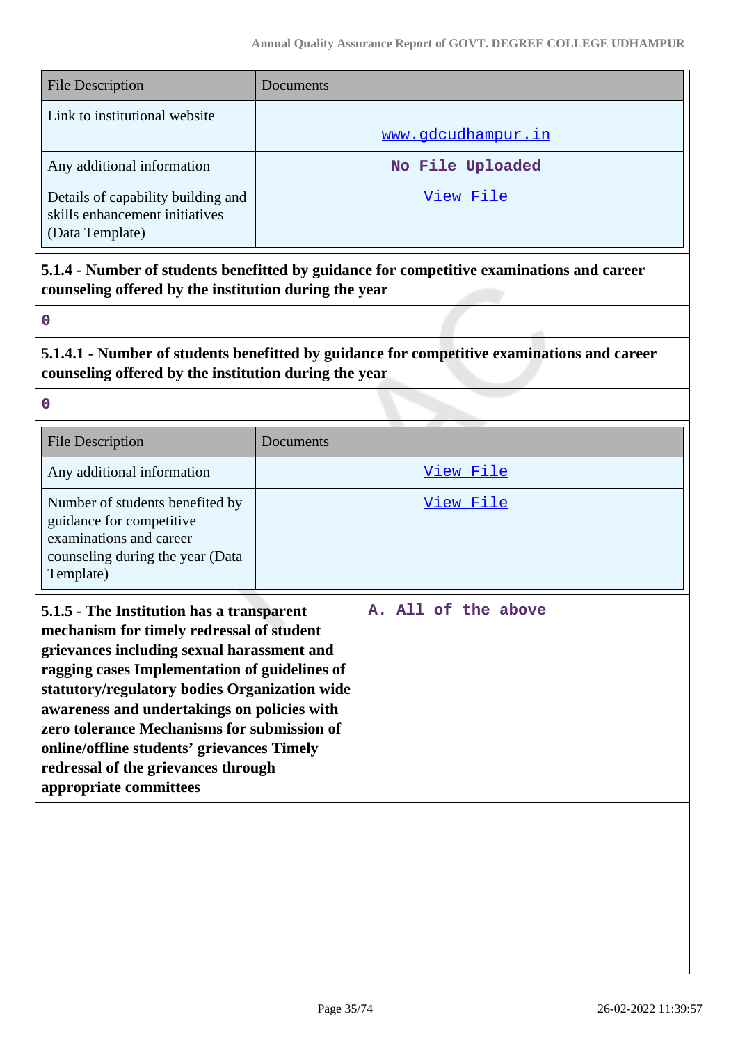| File Description | Documents |
|---|---|
| Link to institutional website | www.gdcudhampur.in |
| Any additional information | No File Uploaded |
| Details of capability building and skills enhancement initiatives (Data Template) | View File |

**5.1.4 - Number of students benefitted by guidance for competitive examinations and career counseling offered by the institution during the year**

0

**5.1.4.1 - Number of students benefitted by guidance for competitive examinations and career counseling offered by the institution during the year**

0

| File Description | Documents |
|---|---|
| Any additional information | View File |
| Number of students benefited by guidance for competitive examinations and career counseling during the year (Data Template) | View File |

| **5.1.5 - The Institution has a transparent mechanism for timely redressal of student grievances including sexual harassment and ragging cases Implementation of guidelines of statutory/regulatory bodies Organization wide awareness and undertakings on policies with zero tolerance Mechanisms for submission of online/offline students' grievances Timely redressal of the grievances through appropriate committees** | A. All of the above |
|---|---|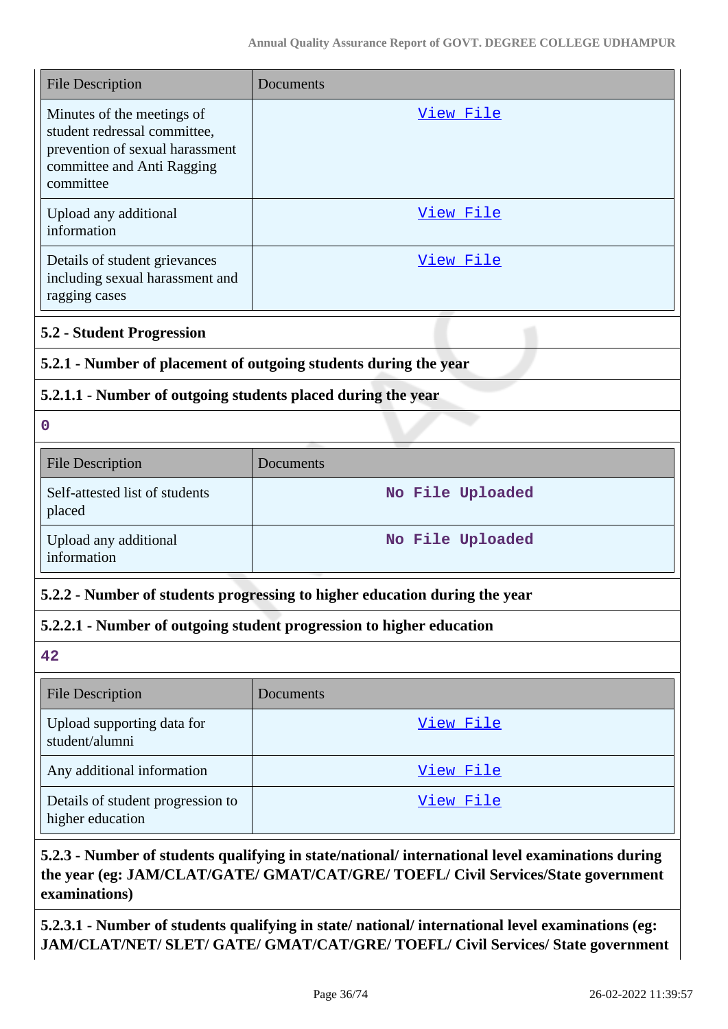| File Description | Documents |
|---|---|
| Minutes of the meetings of student redressal committee, prevention of sexual harassment committee and Anti Ragging committee | View File |
| Upload any additional information | View File |
| Details of student grievances including sexual harassment and ragging cases | View File |

**5.2 - Student Progression**

**5.2.1 - Number of placement of outgoing students during the year**

**5.2.1.1 - Number of outgoing students placed during the year**

0

| File Description | Documents |
|---|---|
| Self-attested list of students placed | No File Uploaded |
| Upload any additional information | No File Uploaded |

**5.2.2 - Number of students progressing to higher education during the year**

**5.2.2.1 - Number of outgoing student progression to higher education**

42

| File Description | Documents |
|---|---|
| Upload supporting data for student/alumni | View File |
| Any additional information | View File |
| Details of student progression to higher education | View File |

**5.2.3 - Number of students qualifying in state/national/ international level examinations during the year (eg: JAM/CLAT/GATE/ GMAT/CAT/GRE/ TOEFL/ Civil Services/State government examinations)**

**5.2.3.1 - Number of students qualifying in state/ national/ international level examinations (eg: JAM/CLAT/NET/ SLET/ GATE/ GMAT/CAT/GRE/ TOEFL/ Civil Services/ State government**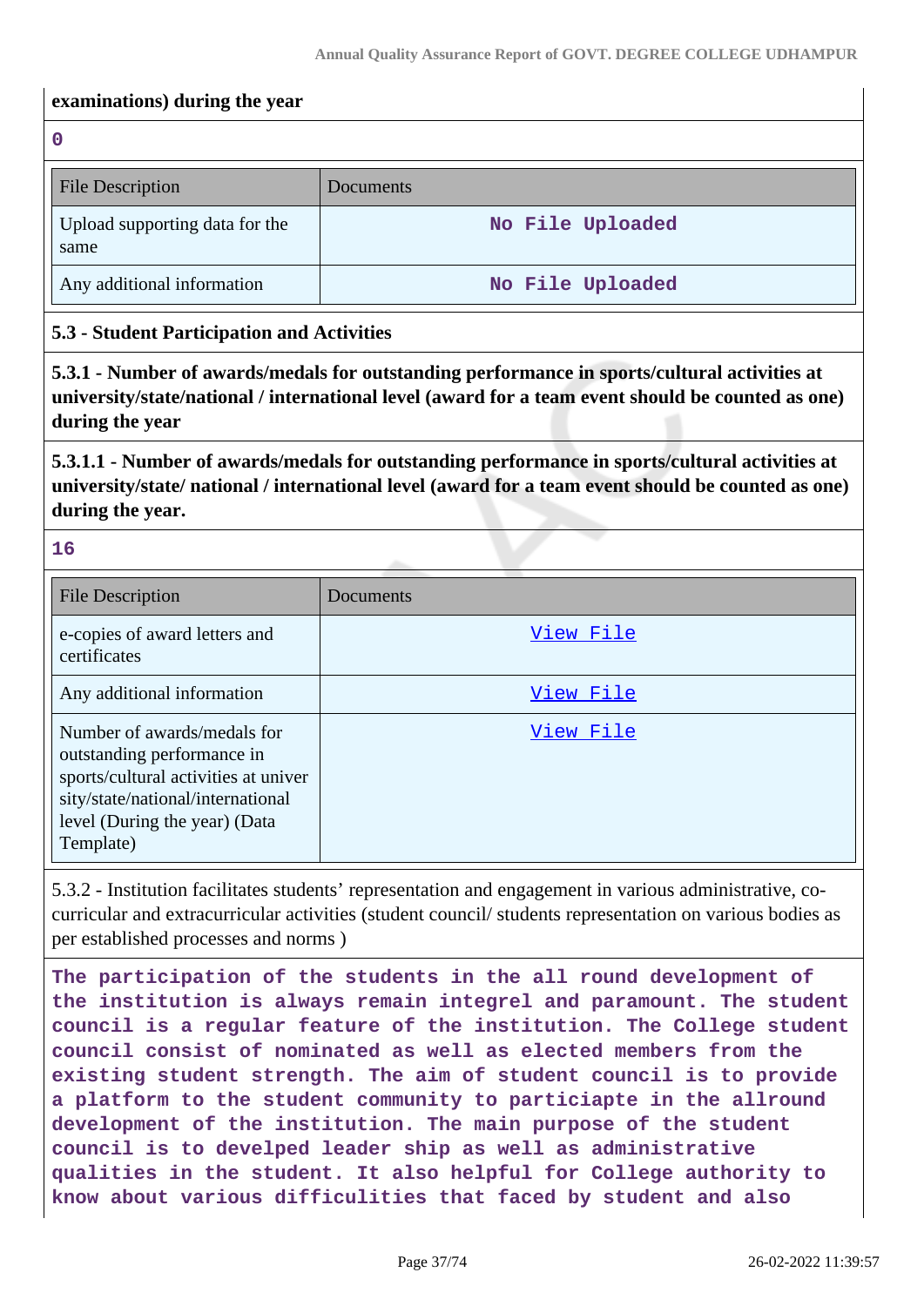**examinations) during the year**

0

| File Description | Documents |
|---|---|
| Upload supporting data for the same | No File Uploaded |
| Any additional information | No File Uploaded |

**5.3 - Student Participation and Activities**

**5.3.1 - Number of awards/medals for outstanding performance in sports/cultural activities at university/state/national / international level (award for a team event should be counted as one) during the year**

**5.3.1.1 - Number of awards/medals for outstanding performance in sports/cultural activities at university/state/ national / international level (award for a team event should be counted as one) during the year.**

16

| File Description | Documents |
|---|---|
| e-copies of award letters and certificates | View File |
| Any additional information | View File |
| Number of awards/medals for outstanding performance in sports/cultural activities at university/state/national/international level (During the year) (Data Template) | View File |

5.3.2 - Institution facilitates students' representation and engagement in various administrative, co-curricular and extracurricular activities (student council/ students representation on various bodies as per established processes and norms )

The participation of the students in the all round development of the institution is always remain integrel and paramount. The student council is a regular feature of the institution. The College student council consist of nominated as well as elected members from the existing student strength. The aim of student council is to provide a platform to the student community to particiapte in the allround development of the institution. The main purpose of the student council is to develped leader ship as well as administrative qualities in the student. It also helpful for College authority to know about various difficulities that faced by student and also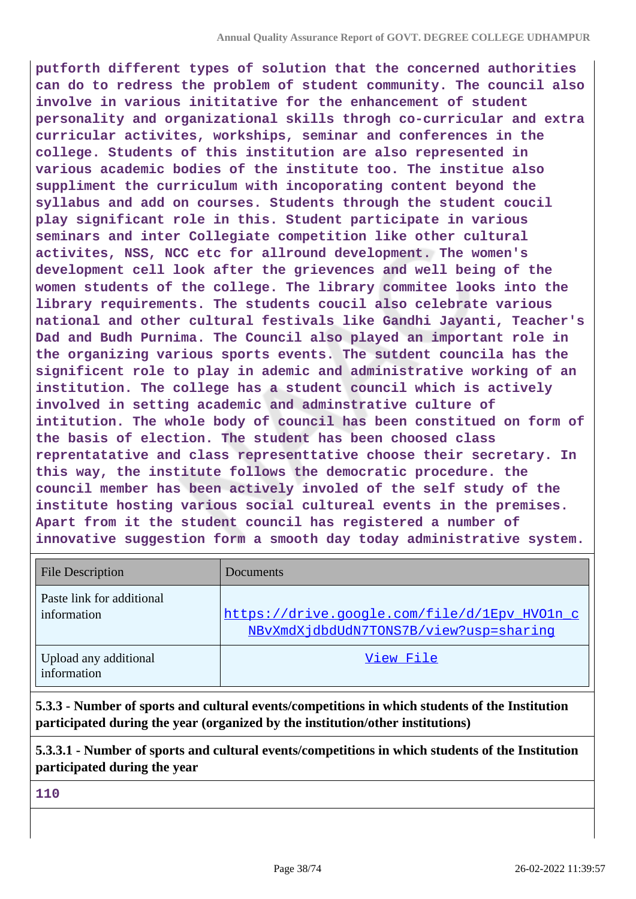**putforth different types of solution that the concerned authorities can do to redress the problem of student community. The council also involve in various inititative for the enhancement of student personality and organizational skills throgh co-curricular and extra curricular activites, workships, seminar and conferences in the college. Students of this institution are also represented in various academic bodies of the institute too. The institue also suppliment the curriculum with incoporating content beyond the syllabus and add on courses. Students through the student coucil play significant role in this. Student participate in various seminars and inter Collegiate competition like other cultural activites, NSS, NCC etc for allround development. The women's development cell look after the grievences and well being of the women students of the college. The library commitee looks into the library requirements. The students coucil also celebrate various national and other cultural festivals like Gandhi Jayanti, Teacher's Dad and Budh Purnima. The Council also played an important role in the organizing various sports events. The sutdent councila has the significent role to play in ademic and administrative working of an institution. The college has a student council which is actively involved in setting academic and adminstrative culture of intitution. The whole body of council has been constitued on form of the basis of election. The student has been choosed class reprentatative and class representtative choose their secretary. In this way, the institute follows the democratic procedure. the council member has been actively involed of the self study of the institute hosting various social cultureal events in the premises. Apart from it the student council has registered a number of innovative suggestion form a smooth day today administrative system.**

| File Description | Documents |
| --- | --- |
| Paste link for additional information | https://drive.google.com/file/d/1Epv_HVO1n_cNBvXmdXjdbdUdN7TONS7B/view?usp=sharing |
| Upload any additional information | View File |

**5.3.3 - Number of sports and cultural events/competitions in which students of the Institution participated during the year (organized by the institution/other institutions)**

**5.3.3.1 - Number of sports and cultural events/competitions in which students of the Institution participated during the year**

**110**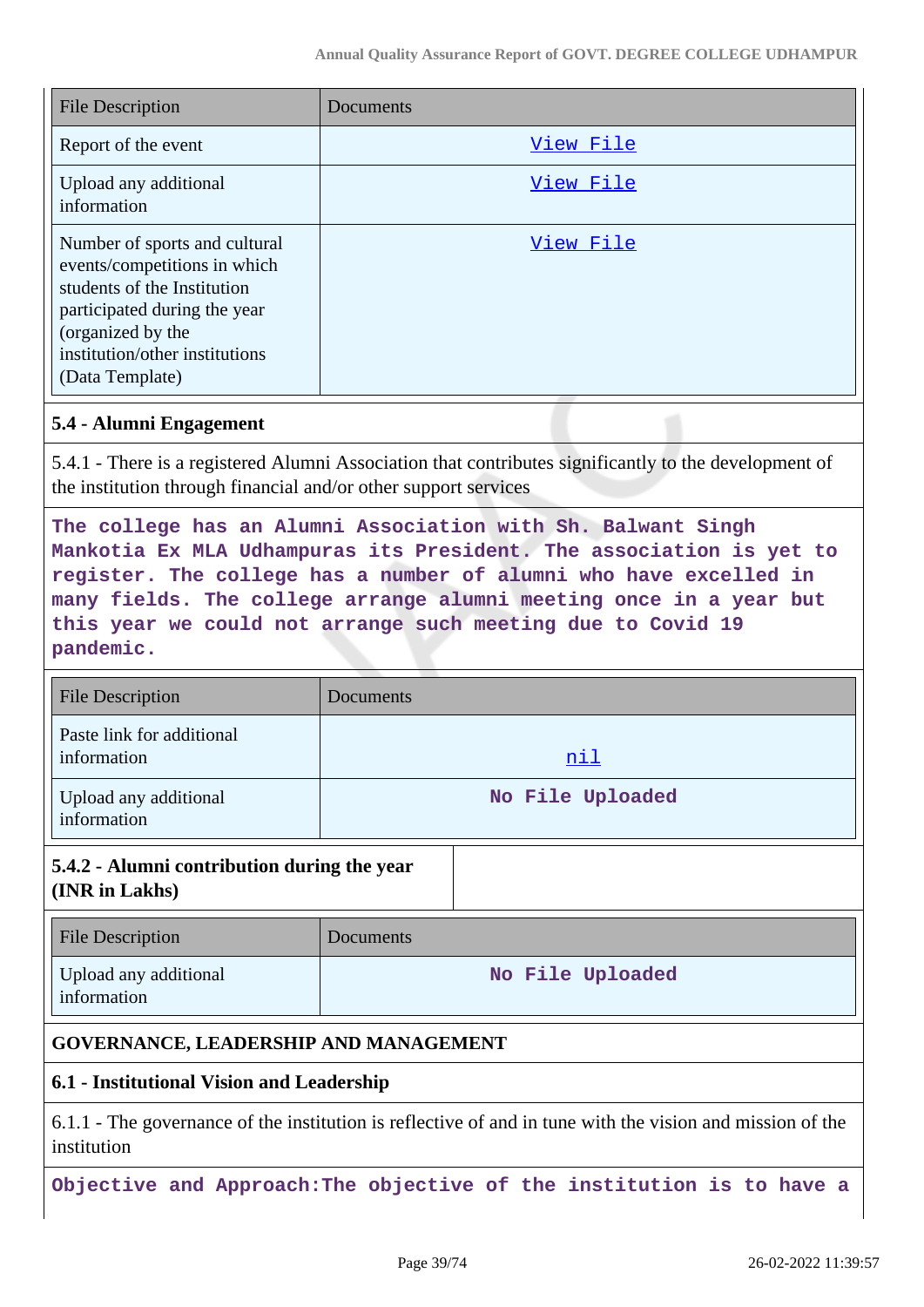| File Description | Documents |
|---|---|
| Report of the event | View File |
| Upload any additional information | View File |
| Number of sports and cultural events/competitions in which students of the Institution participated during the year (organized by the institution/other institutions (Data Template) | View File |

### 5.4 - Alumni Engagement

5.4.1 - There is a registered Alumni Association that contributes significantly to the development of the institution through financial and/or other support services

**The college has an Alumni Association with Sh. Balwant Singh Mankotia Ex MLA Udhampuras its President. The association is yet to register. The college has a number of alumni who have excelled in many fields. The college arrange alumni meeting once in a year but this year we could not arrange such meeting due to Covid 19 pandemic.**

| File Description | Documents |
|---|---|
| Paste link for additional information | nil |
| Upload any additional information | No File Uploaded |

| 5.4.2 - Alumni contribution during the year (INR in Lakhs) | |
|---|---|

| File Description | Documents |
|---|---|
| Upload any additional information | No File Uploaded |

## GOVERNANCE, LEADERSHIP AND MANAGEMENT

### 6.1 - Institutional Vision and Leadership

6.1.1 - The governance of the institution is reflective of and in tune with the vision and mission of the institution

**Objective and Approach:The objective of the institution is to have a**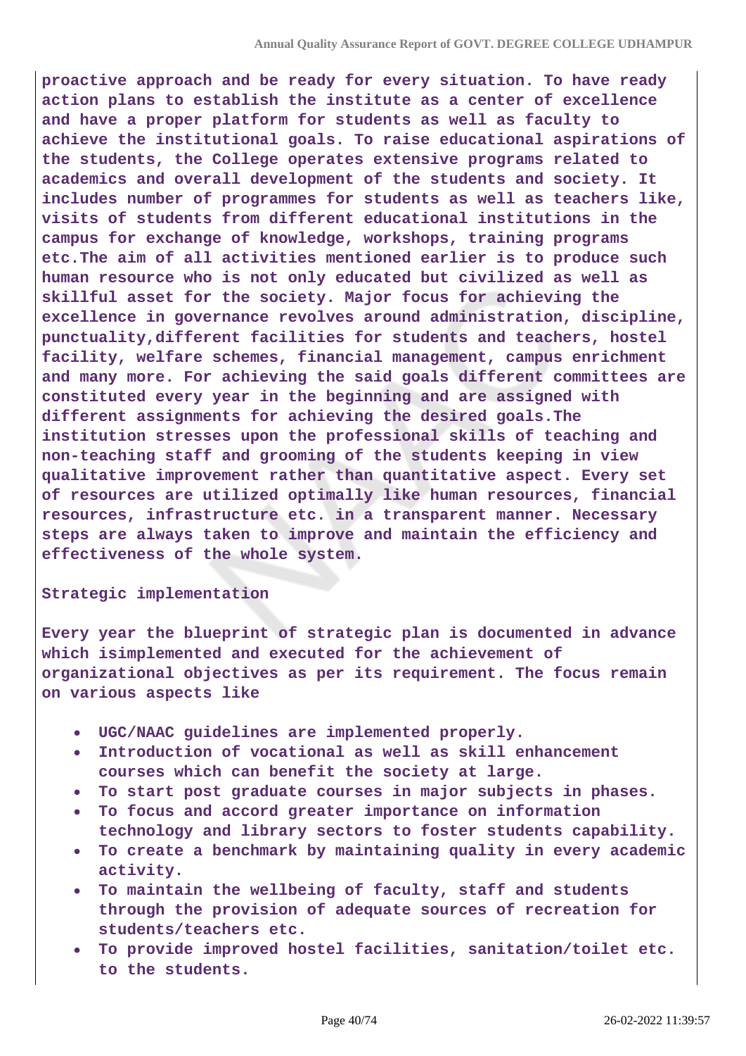**proactive approach and be ready for every situation. To have ready action plans to establish the institute as a center of excellence and have a proper platform for students as well as faculty to achieve the institutional goals. To raise educational aspirations of the students, the College operates extensive programs related to academics and overall development of the students and society. It includes number of programmes for students as well as teachers like, visits of students from different educational institutions in the campus for exchange of knowledge, workshops, training programs etc.The aim of all activities mentioned earlier is to produce such human resource who is not only educated but civilized as well as skillful asset for the society. Major focus for achieving the excellence in governance revolves around administration, discipline, punctuality,different facilities for students and teachers, hostel facility, welfare schemes, financial management, campus enrichment and many more. For achieving the said goals different committees are constituted every year in the beginning and are assigned with different assignments for achieving the desired goals.The institution stresses upon the professional skills of teaching and non-teaching staff and grooming of the students keeping in view qualitative improvement rather than quantitative aspect. Every set of resources are utilized optimally like human resources, financial resources, infrastructure etc. in a transparent manner. Necessary steps are always taken to improve and maintain the efficiency and effectiveness of the whole system.**

**Strategic implementation**

**Every year the blueprint of strategic plan is documented in advance which isimplemented and executed for the achievement of organizational objectives as per its requirement. The focus remain on various aspects like**

- **UGC/NAAC guidelines are implemented properly.**
- **Introduction of vocational as well as skill enhancement courses which can benefit the society at large.**
- **To start post graduate courses in major subjects in phases.**
- **To focus and accord greater importance on information technology and library sectors to foster students capability.**
- **To create a benchmark by maintaining quality in every academic activity.**
- **To maintain the wellbeing of faculty, staff and students through the provision of adequate sources of recreation for students/teachers etc.**
- **To provide improved hostel facilities, sanitation/toilet etc. to the students.**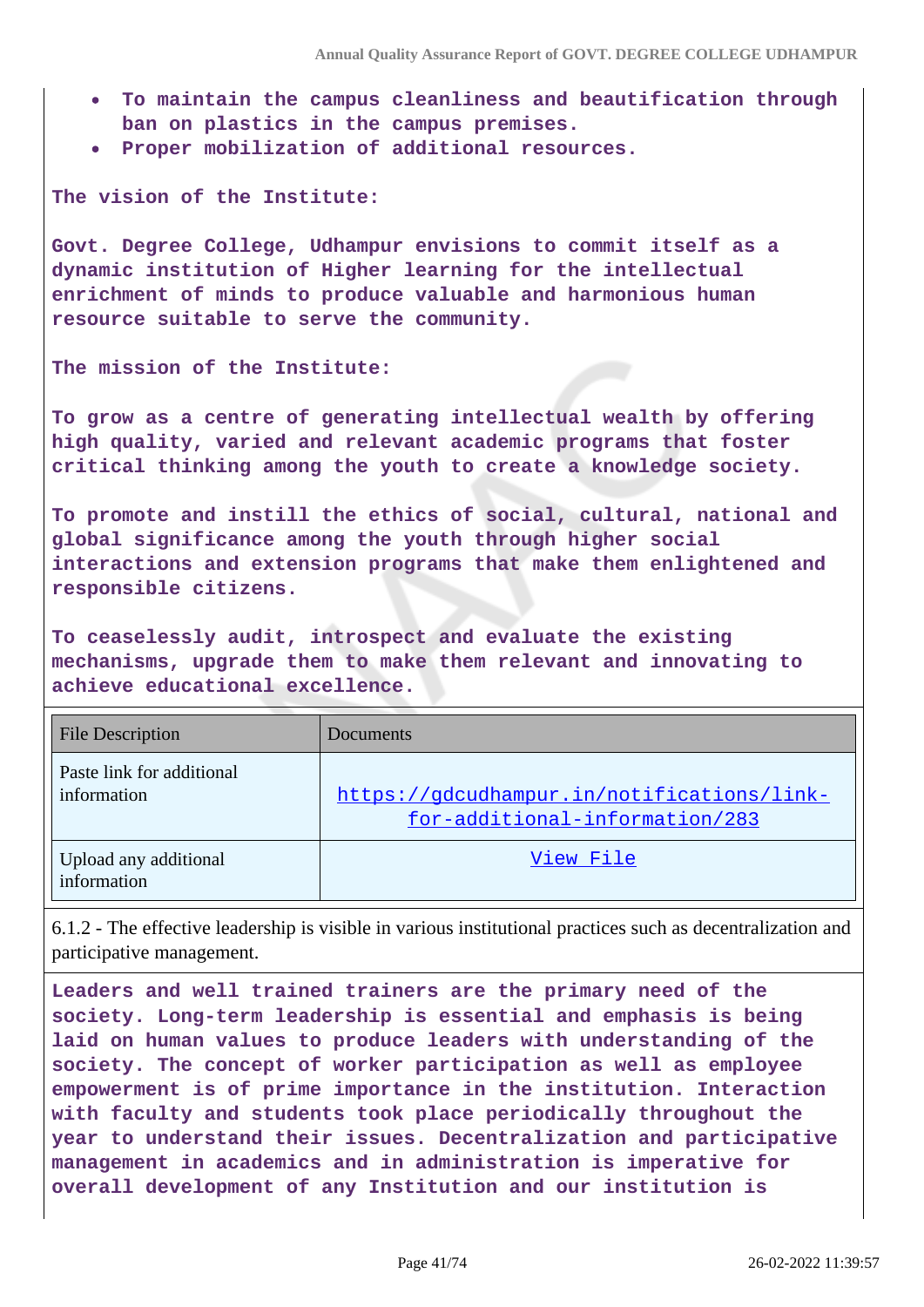- **To maintain the campus cleanliness and beautification through ban on plastics in the campus premises.**
- **Proper mobilization of additional resources.**

**The vision of the Institute:**

**Govt. Degree College, Udhampur envisions to commit itself as a dynamic institution of Higher learning for the intellectual enrichment of minds to produce valuable and harmonious human resource suitable to serve the community.**

**The mission of the Institute:**

**To grow as a centre of generating intellectual wealth by offering high quality, varied and relevant academic programs that foster critical thinking among the youth to create a knowledge society.**

**To promote and instill the ethics of social, cultural, national and global significance among the youth through higher social interactions and extension programs that make them enlightened and responsible citizens.**

**To ceaselessly audit, introspect and evaluate the existing mechanisms, upgrade them to make them relevant and innovating to achieve educational excellence.**

| File Description | Documents |
|---|---|
| Paste link for additional information | https://gdcudhampur.in/notifications/link-for-additional-information/283 |
| Upload any additional information | View File |

6.1.2 - The effective leadership is visible in various institutional practices such as decentralization and participative management.

**Leaders and well trained trainers are the primary need of the society. Long-term leadership is essential and emphasis is being laid on human values to produce leaders with understanding of the society. The concept of worker participation as well as employee empowerment is of prime importance in the institution. Interaction with faculty and students took place periodically throughout the year to understand their issues. Decentralization and participative management in academics and in administration is imperative for overall development of any Institution and our institution is**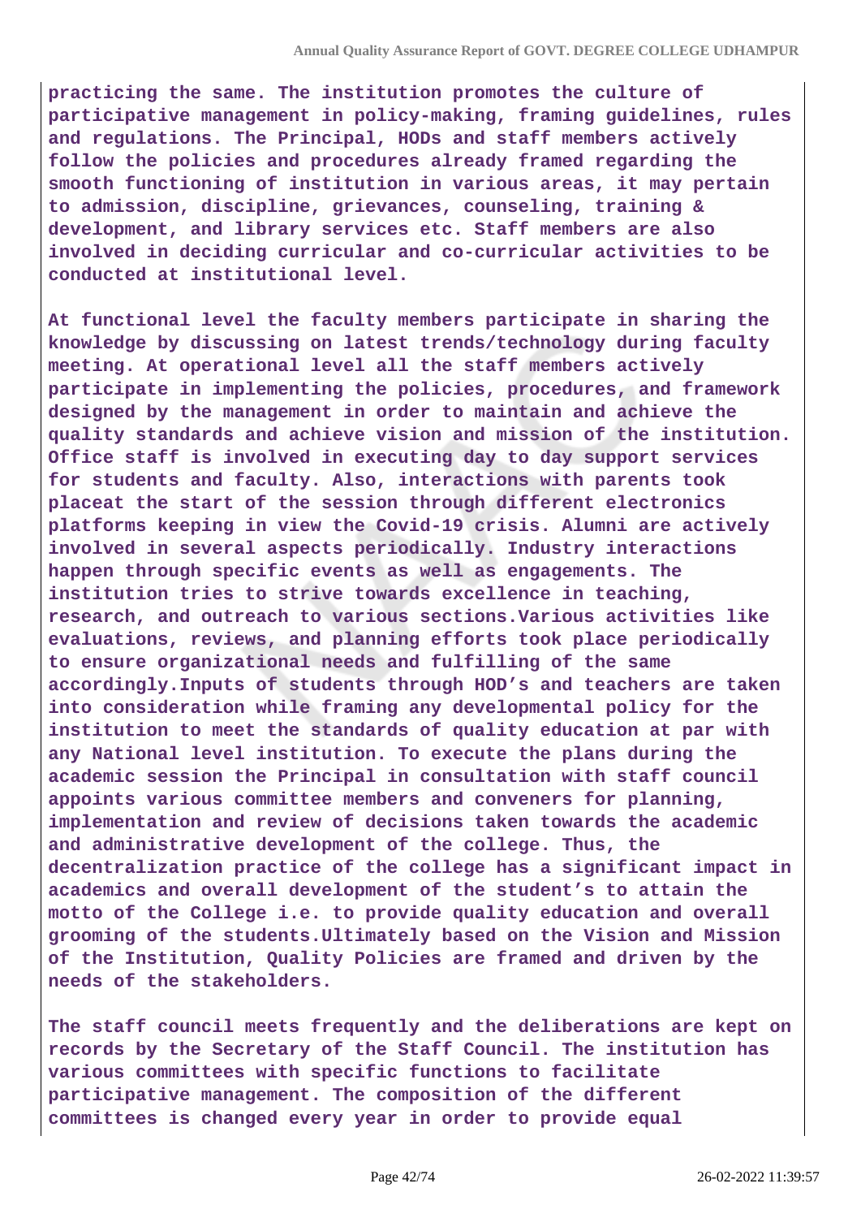**practicing the same. The institution promotes the culture of participative management in policy-making, framing guidelines, rules and regulations. The Principal, HODs and staff members actively follow the policies and procedures already framed regarding the smooth functioning of institution in various areas, it may pertain to admission, discipline, grievances, counseling, training & development, and library services etc. Staff members are also involved in deciding curricular and co-curricular activities to be conducted at institutional level.**

**At functional level the faculty members participate in sharing the knowledge by discussing on latest trends/technology during faculty meeting. At operational level all the staff members actively participate in implementing the policies, procedures, and framework designed by the management in order to maintain and achieve the quality standards and achieve vision and mission of the institution. Office staff is involved in executing day to day support services for students and faculty. Also, interactions with parents took placeat the start of the session through different electronics platforms keeping in view the Covid-19 crisis. Alumni are actively involved in several aspects periodically. Industry interactions happen through specific events as well as engagements. The institution tries to strive towards excellence in teaching, research, and outreach to various sections.Various activities like evaluations, reviews, and planning efforts took place periodically to ensure organizational needs and fulfilling of the same accordingly.Inputs of students through HOD's and teachers are taken into consideration while framing any developmental policy for the institution to meet the standards of quality education at par with any National level institution. To execute the plans during the academic session the Principal in consultation with staff council appoints various committee members and conveners for planning, implementation and review of decisions taken towards the academic and administrative development of the college. Thus, the decentralization practice of the college has a significant impact in academics and overall development of the student's to attain the motto of the College i.e. to provide quality education and overall grooming of the students.Ultimately based on the Vision and Mission of the Institution, Quality Policies are framed and driven by the needs of the stakeholders.**

**The staff council meets frequently and the deliberations are kept on records by the Secretary of the Staff Council. The institution has various committees with specific functions to facilitate participative management. The composition of the different committees is changed every year in order to provide equal**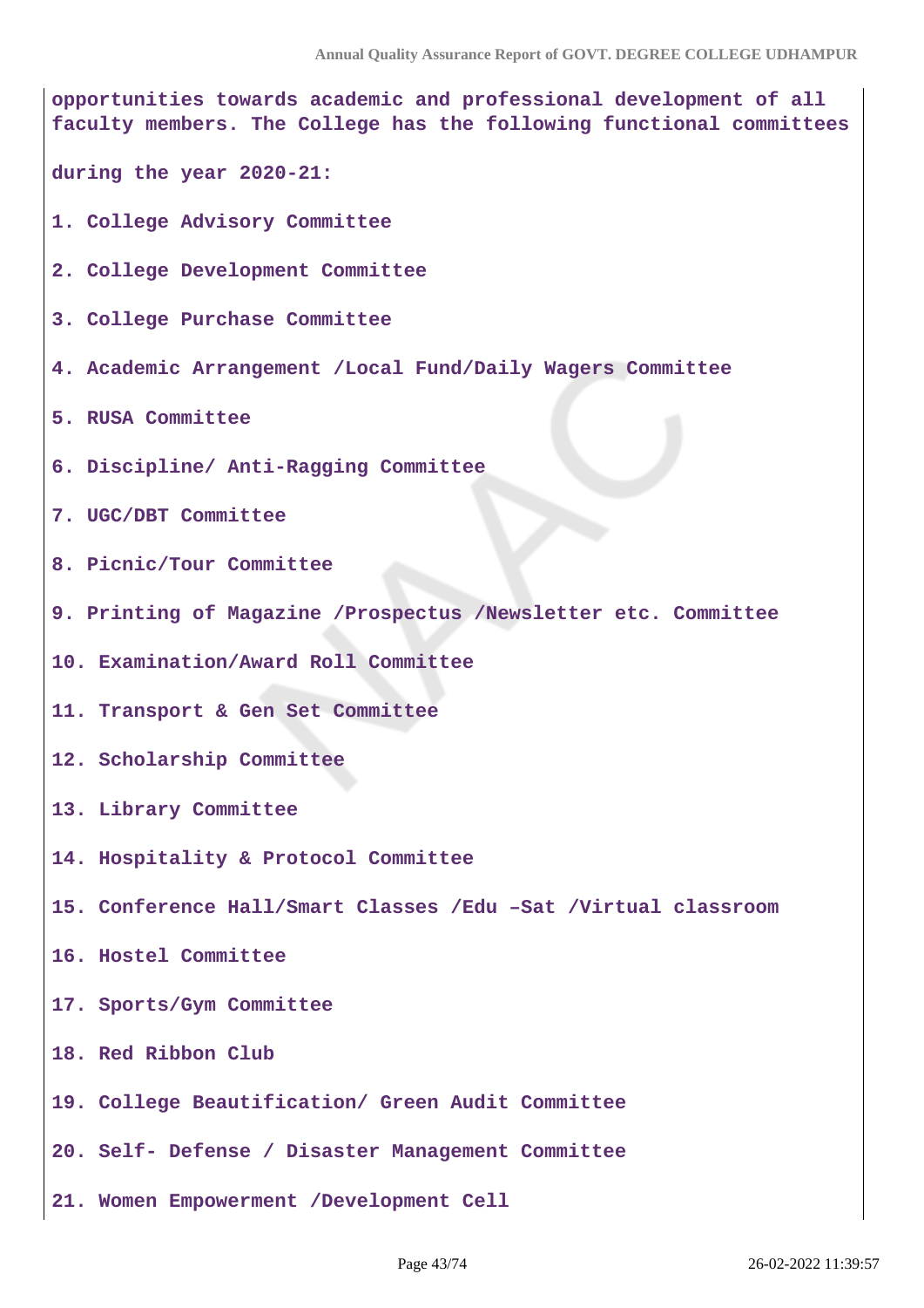**opportunities towards academic and professional development of all faculty members. The College has the following functional committees**

**during the year 2020-21:**

1. **College Advisory Committee**
2. **College Development Committee**
3. **College Purchase Committee**
4. **Academic Arrangement /Local Fund/Daily Wagers Committee**
5. **RUSA Committee**
6. **Discipline/ Anti-Ragging Committee**
7. **UGC/DBT Committee**
8. **Picnic/Tour Committee**
9. **Printing of Magazine /Prospectus /Newsletter etc. Committee**
10. **Examination/Award Roll Committee**
11. **Transport & Gen Set Committee**
12. **Scholarship Committee**
13. **Library Committee**
14. **Hospitality & Protocol Committee**
15. **Conference Hall/Smart Classes /Edu –Sat /Virtual classroom**
16. **Hostel Committee**
17. **Sports/Gym Committee**
18. **Red Ribbon Club**
19. **College Beautification/ Green Audit Committee**
20. **Self- Defense / Disaster Management Committee**
21. **Women Empowerment /Development Cell**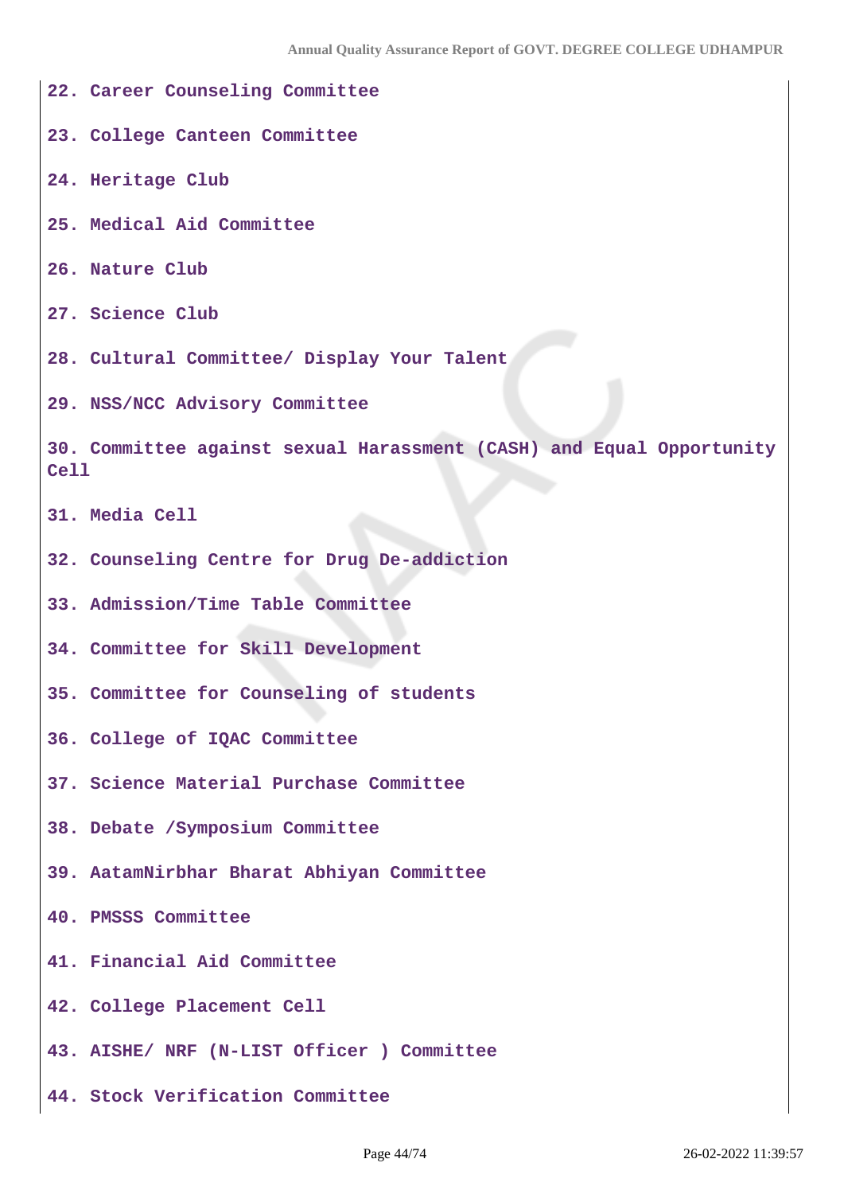22. Career Counseling Committee

23. College Canteen Committee

24. Heritage Club

25. Medical Aid Committee

26. Nature Club

27. Science Club

28. Cultural Committee/ Display Your Talent

29. NSS/NCC Advisory Committee

30. Committee against sexual Harassment (CASH) and Equal Opportunity Cell

31. Media Cell

32. Counseling Centre for Drug De-addiction

33. Admission/Time Table Committee

34. Committee for Skill Development

35. Committee for Counseling of students

36. College of IQAC Committee

37. Science Material Purchase Committee

38. Debate /Symposium Committee

39. AatamNirbhar Bharat Abhiyan Committee

40. PMSSS Committee

41. Financial Aid Committee

42. College Placement Cell

43. AISHE/ NRF (N-LIST Officer ) Committee

44. Stock Verification Committee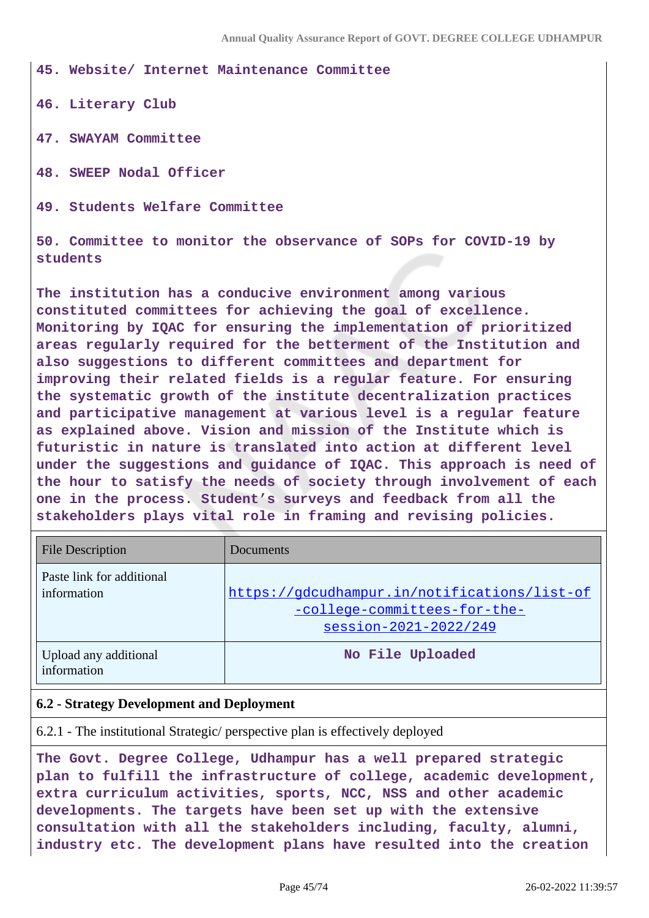**45. Website/ Internet Maintenance Committee**

**46. Literary Club**

**47. SWAYAM Committee**

**48. SWEEP Nodal Officer**

**49. Students Welfare Committee**

**50. Committee to monitor the observance of SOPs for COVID-19 by students**

**The institution has a conducive environment among various constituted committees for achieving the goal of excellence. Monitoring by IQAC for ensuring the implementation of prioritized areas regularly required for the betterment of the Institution and also suggestions to different committees and department for improving their related fields is a regular feature. For ensuring the systematic growth of the institute decentralization practices and participative management at various level is a regular feature as explained above. Vision and mission of the Institute which is futuristic in nature is translated into action at different level under the suggestions and guidance of IQAC. This approach is need of the hour to satisfy the needs of society through involvement of each one in the process. Student's surveys and feedback from all the stakeholders plays vital role in framing and revising policies.**

| File Description | Documents |
|---|---|
| Paste link for additional information | https://gdcudhampur.in/notifications/list-of-college-committees-for-the-session-2021-2022/249 |
| Upload any additional information | No File Uploaded |

**6.2 - Strategy Development and Deployment**

6.2.1 - The institutional Strategic/ perspective plan is effectively deployed

**The Govt. Degree College, Udhampur has a well prepared strategic plan to fulfill the infrastructure of college, academic development, extra curriculum activities, sports, NCC, NSS and other academic developments. The targets have been set up with the extensive consultation with all the stakeholders including, faculty, alumni, industry etc. The development plans have resulted into the creation**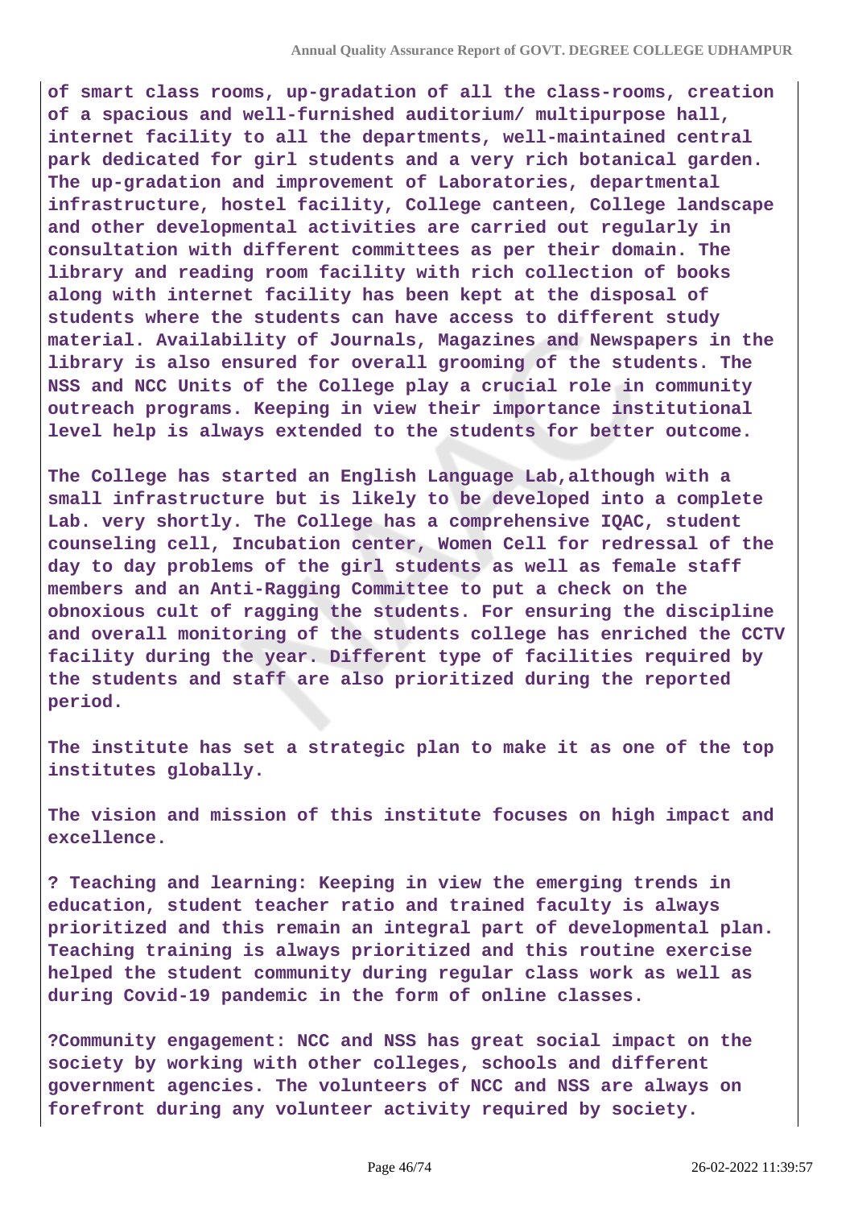**of smart class rooms, up-gradation of all the class-rooms, creation of a spacious and well-furnished auditorium/ multipurpose hall, internet facility to all the departments, well-maintained central park dedicated for girl students and a very rich botanical garden. The up-gradation and improvement of Laboratories, departmental infrastructure, hostel facility, College canteen, College landscape and other developmental activities are carried out regularly in consultation with different committees as per their domain. The library and reading room facility with rich collection of books along with internet facility has been kept at the disposal of students where the students can have access to different study material. Availability of Journals, Magazines and Newspapers in the library is also ensured for overall grooming of the students. The NSS and NCC Units of the College play a crucial role in community outreach programs. Keeping in view their importance institutional level help is always extended to the students for better outcome.**

**The College has started an English Language Lab,although with a small infrastructure but is likely to be developed into a complete Lab. very shortly. The College has a comprehensive IQAC, student counseling cell, Incubation center, Women Cell for redressal of the day to day problems of the girl students as well as female staff members and an Anti-Ragging Committee to put a check on the obnoxious cult of ragging the students. For ensuring the discipline and overall monitoring of the students college has enriched the CCTV facility during the year. Different type of facilities required by the students and staff are also prioritized during the reported period.**

**The institute has set a strategic plan to make it as one of the top institutes globally.**

**The vision and mission of this institute focuses on high impact and excellence.**

**? Teaching and learning: Keeping in view the emerging trends in education, student teacher ratio and trained faculty is always prioritized and this remain an integral part of developmental plan. Teaching training is always prioritized and this routine exercise helped the student community during regular class work as well as during Covid-19 pandemic in the form of online classes.**

**?Community engagement: NCC and NSS has great social impact on the society by working with other colleges, schools and different government agencies. The volunteers of NCC and NSS are always on forefront during any volunteer activity required by society.**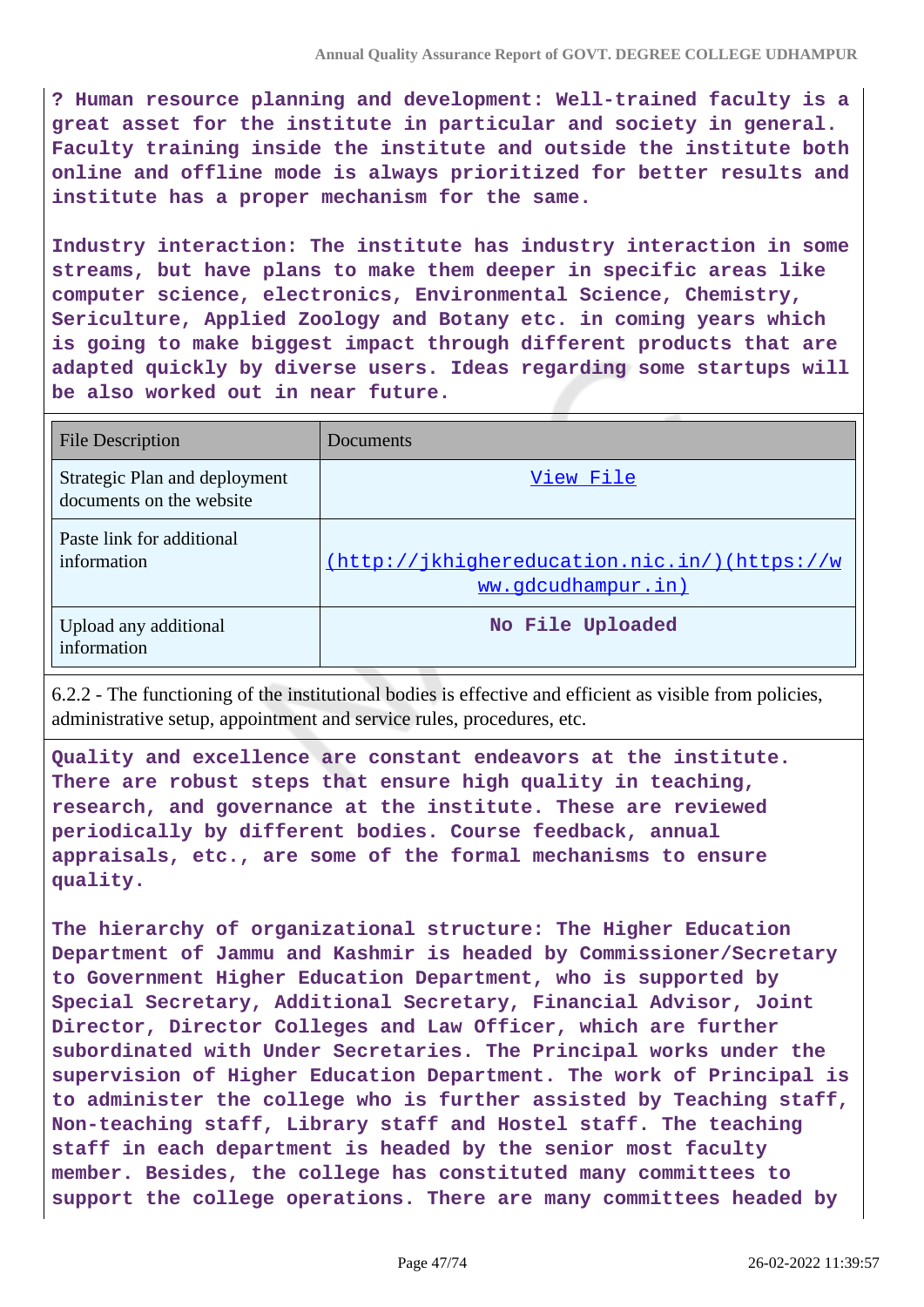**? Human resource planning and development: Well-trained faculty is a great asset for the institute in particular and society in general. Faculty training inside the institute and outside the institute both online and offline mode is always prioritized for better results and institute has a proper mechanism for the same.**

**Industry interaction: The institute has industry interaction in some streams, but have plans to make them deeper in specific areas like computer science, electronics, Environmental Science, Chemistry, Sericulture, Applied Zoology and Botany etc. in coming years which is going to make biggest impact through different products that are adapted quickly by diverse users. Ideas regarding some startups will be also worked out in near future.**

| File Description | Documents |
|---|---|
| Strategic Plan and deployment documents on the website | View File |
| Paste link for additional information | (http://jkhighereducation.nic.in/)(https://www.gdcudhampur.in) |
| Upload any additional information | No File Uploaded |

6.2.2 - The functioning of the institutional bodies is effective and efficient as visible from policies, administrative setup, appointment and service rules, procedures, etc.

**Quality and excellence are constant endeavors at the institute. There are robust steps that ensure high quality in teaching, research, and governance at the institute. These are reviewed periodically by different bodies. Course feedback, annual appraisals, etc., are some of the formal mechanisms to ensure quality.**

**The hierarchy of organizational structure: The Higher Education Department of Jammu and Kashmir is headed by Commissioner/Secretary to Government Higher Education Department, who is supported by Special Secretary, Additional Secretary, Financial Advisor, Joint Director, Director Colleges and Law Officer, which are further subordinated with Under Secretaries. The Principal works under the supervision of Higher Education Department. The work of Principal is to administer the college who is further assisted by Teaching staff, Non-teaching staff, Library staff and Hostel staff. The teaching staff in each department is headed by the senior most faculty member. Besides, the college has constituted many committees to support the college operations. There are many committees headed by**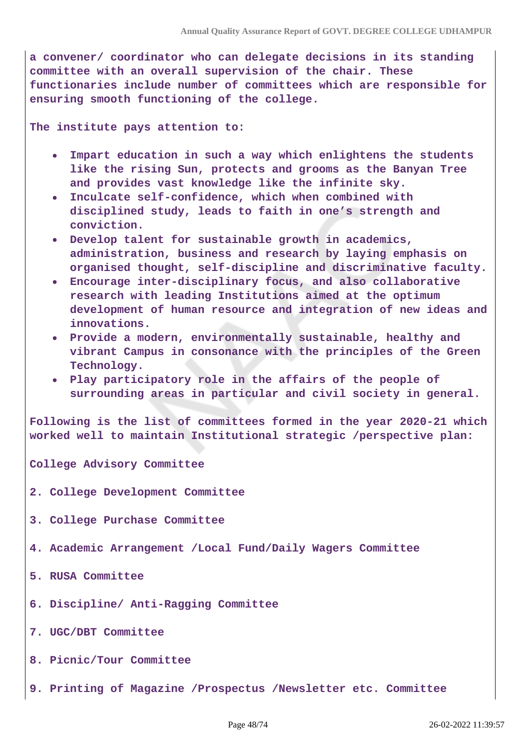**a convener/ coordinator who can delegate decisions in its standing committee with an overall supervision of the chair. These functionaries include number of committees which are responsible for ensuring smooth functioning of the college.**

**The institute pays attention to:**

- **Impart education in such a way which enlightens the students like the rising Sun, protects and grooms as the Banyan Tree and provides vast knowledge like the infinite sky.**
- **Inculcate self-confidence, which when combined with disciplined study, leads to faith in one's strength and conviction.**
- **Develop talent for sustainable growth in academics, administration, business and research by laying emphasis on organised thought, self-discipline and discriminative faculty.**
- **Encourage inter-disciplinary focus, and also collaborative research with leading Institutions aimed at the optimum development of human resource and integration of new ideas and innovations.**
- **Provide a modern, environmentally sustainable, healthy and vibrant Campus in consonance with the principles of the Green Technology.**
- **Play participatory role in the affairs of the people of surrounding areas in particular and civil society in general.**

**Following is the list of committees formed in the year 2020-21 which worked well to maintain Institutional strategic /perspective plan:**

**College Advisory Committee**

**2. College Development Committee**

**3. College Purchase Committee**

**4. Academic Arrangement /Local Fund/Daily Wagers Committee**

**5. RUSA Committee**

**6. Discipline/ Anti-Ragging Committee**

**7. UGC/DBT Committee**

**8. Picnic/Tour Committee**

**9. Printing of Magazine /Prospectus /Newsletter etc. Committee**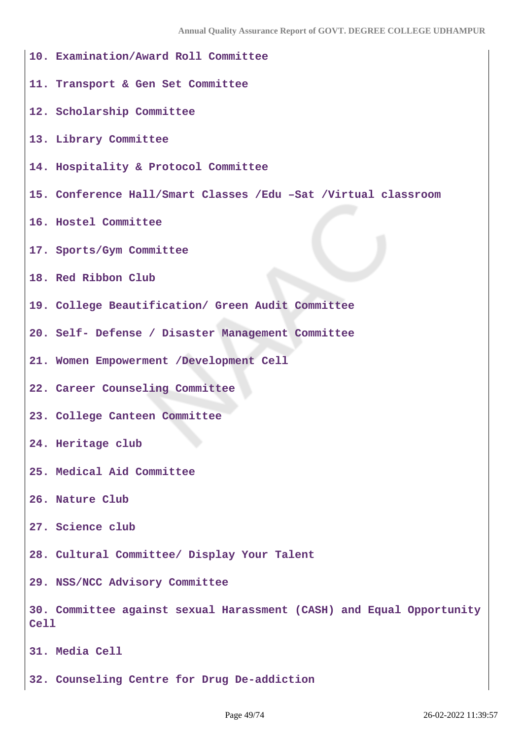10. Examination/Award Roll Committee

11. Transport & Gen Set Committee

12. Scholarship Committee

13. Library Committee

14. Hospitality & Protocol Committee

15. Conference Hall/Smart Classes /Edu –Sat /Virtual classroom

16. Hostel Committee

17. Sports/Gym Committee

18. Red Ribbon Club

19. College Beautification/ Green Audit Committee

20. Self- Defense / Disaster Management Committee

21. Women Empowerment /Development Cell

22. Career Counseling Committee

23. College Canteen Committee

24. Heritage club

25. Medical Aid Committee

26. Nature Club

27. Science club

28. Cultural Committee/ Display Your Talent

29. NSS/NCC Advisory Committee

30. Committee against sexual Harassment (CASH) and Equal Opportunity Cell

31. Media Cell

32. Counseling Centre for Drug De-addiction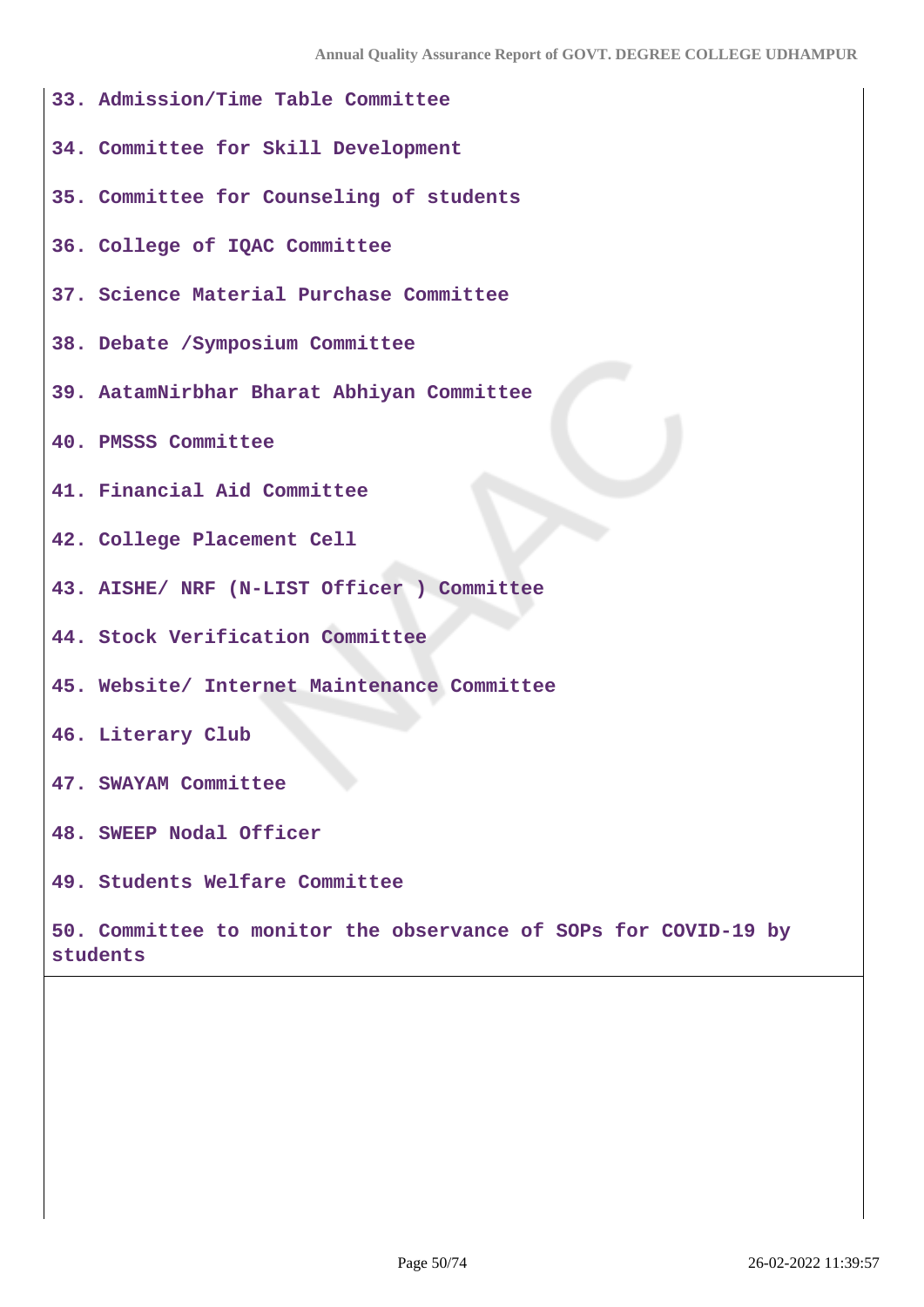33. Admission/Time Table Committee

34. Committee for Skill Development

35. Committee for Counseling of students

36. College of IQAC Committee

37. Science Material Purchase Committee

38. Debate /Symposium Committee

39. AatamNirbhar Bharat Abhiyan Committee

40. PMSSS Committee

41. Financial Aid Committee

42. College Placement Cell

43. AISHE/ NRF (N-LIST Officer ) Committee

44. Stock Verification Committee

45. Website/ Internet Maintenance Committee

46. Literary Club

47. SWAYAM Committee

48. SWEEP Nodal Officer

49. Students Welfare Committee

50. Committee to monitor the observance of SOPs for COVID-19 by students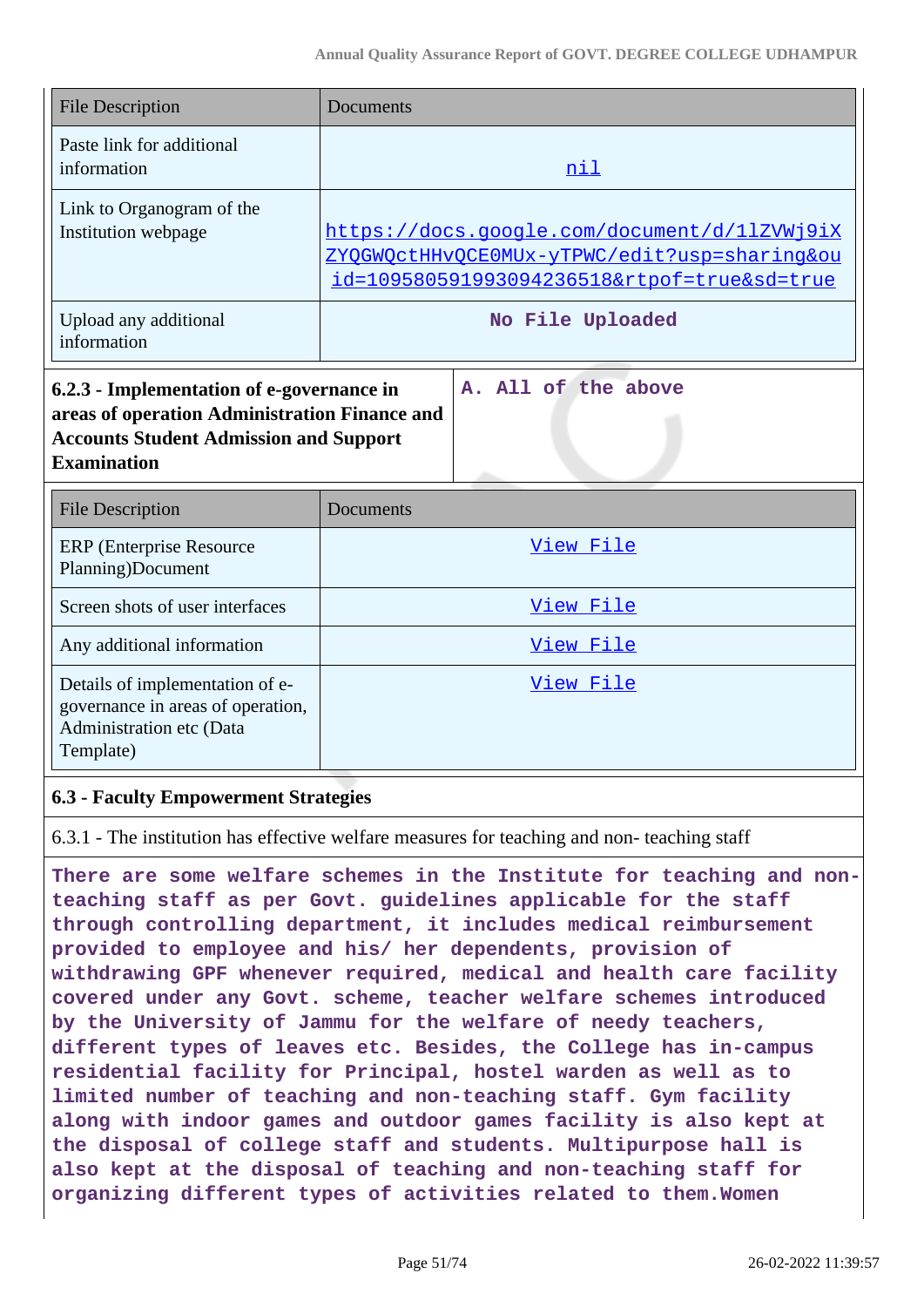| File Description | Documents |
| --- | --- |
| Paste link for additional information | nil |
| Link to Organogram of the Institution webpage | https://docs.google.com/document/d/1lZVWj9iXZYQGWQctHHvQCE0MUx-yTPWC/edit?usp=sharing&ouid=109580591993094236518&rtpof=true&sd=true |
| Upload any additional information | No File Uploaded |

| 6.2.3 - Implementation of e-governance in areas of operation Administration Finance and Accounts Student Admission and Support Examination | A. All of the above |
| --- | --- |

| File Description | Documents |
| --- | --- |
| ERP (Enterprise Resource Planning)Document | View File |
| Screen shots of user interfaces | View File |
| Any additional information | View File |
| Details of implementation of e-governance in areas of operation, Administration etc (Data Template) | View File |

## 6.3 - Faculty Empowerment Strategies

6.3.1 - The institution has effective welfare measures for teaching and non- teaching staff

There are some welfare schemes in the Institute for teaching and non-teaching staff as per Govt. guidelines applicable for the staff through controlling department, it includes medical reimbursement provided to employee and his/ her dependents, provision of withdrawing GPF whenever required, medical and health care facility covered under any Govt. scheme, teacher welfare schemes introduced by the University of Jammu for the welfare of needy teachers, different types of leaves etc. Besides, the College has in-campus residential facility for Principal, hostel warden as well as to limited number of teaching and non-teaching staff. Gym facility along with indoor games and outdoor games facility is also kept at the disposal of college staff and students. Multipurpose hall is also kept at the disposal of teaching and non-teaching staff for organizing different types of activities related to them.Women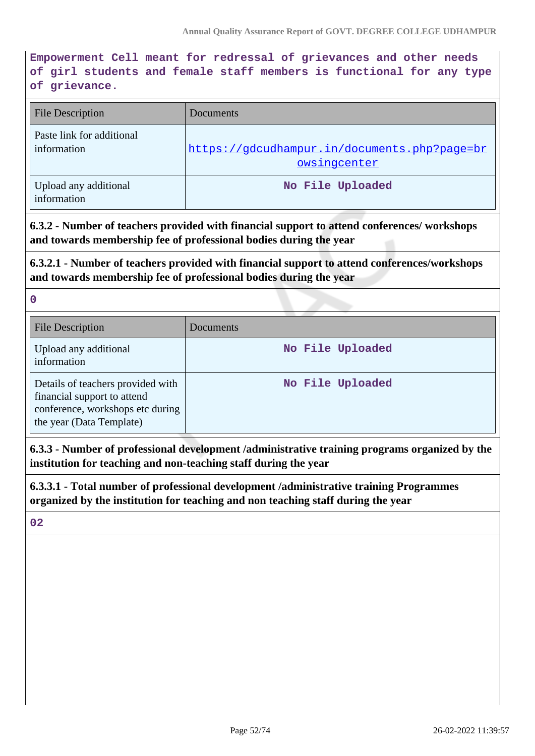Empowerment Cell meant for redressal of grievances and other needs of girl students and female staff members is functional for any type of grievance.

| File Description | Documents |
| --- | --- |
| Paste link for additional information | https://gdcudhampur.in/documents.php?page=browsingcenter |
| Upload any additional information | No File Uploaded |

**6.3.2 - Number of teachers provided with financial support to attend conferences/ workshops and towards membership fee of professional bodies during the year**

**6.3.2.1 - Number of teachers provided with financial support to attend conferences/workshops and towards membership fee of professional bodies during the year**

0

| File Description | Documents |
| --- | --- |
| Upload any additional information | No File Uploaded |
| Details of teachers provided with financial support to attend conference, workshops etc during the year (Data Template) | No File Uploaded |

**6.3.3 - Number of professional development /administrative training programs organized by the institution for teaching and non-teaching staff during the year**

**6.3.3.1 - Total number of professional development /administrative training Programmes organized by the institution for teaching and non teaching staff during the year**

02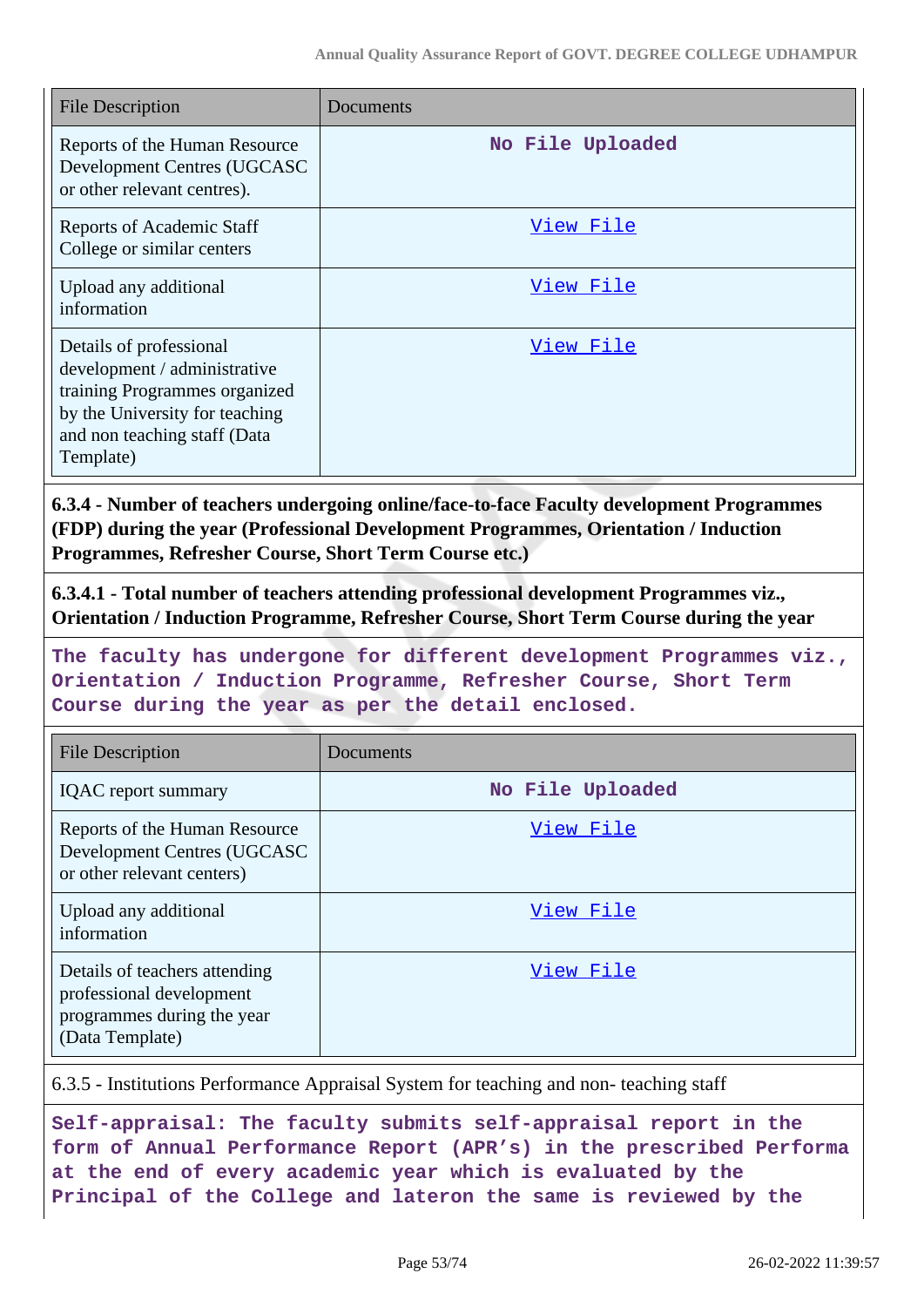| File Description | Documents |
|---|---|
| Reports of the Human Resource Development Centres (UGCASC or other relevant centres). | No File Uploaded |
| Reports of Academic Staff College or similar centers | View File |
| Upload any additional information | View File |
| Details of professional development / administrative training Programmes organized by the University for teaching and non teaching staff (Data Template) | View File |

**6.3.4 - Number of teachers undergoing online/face-to-face Faculty development Programmes (FDP) during the year (Professional Development Programmes, Orientation / Induction Programmes, Refresher Course, Short Term Course etc.)**

**6.3.4.1 - Total number of teachers attending professional development Programmes viz., Orientation / Induction Programme, Refresher Course, Short Term Course during the year**

The faculty has undergone for different development Programmes viz., Orientation / Induction Programme, Refresher Course, Short Term Course during the year as per the detail enclosed.

| File Description | Documents |
|---|---|
| IQAC report summary | No File Uploaded |
| Reports of the Human Resource Development Centres (UGCASC or other relevant centers) | View File |
| Upload any additional information | View File |
| Details of teachers attending professional development programmes during the year (Data Template) | View File |

6.3.5 - Institutions Performance Appraisal System for teaching and non- teaching staff

Self-appraisal: The faculty submits self-appraisal report in the form of Annual Performance Report (APR's) in the prescribed Performa at the end of every academic year which is evaluated by the Principal of the College and lateron the same is reviewed by the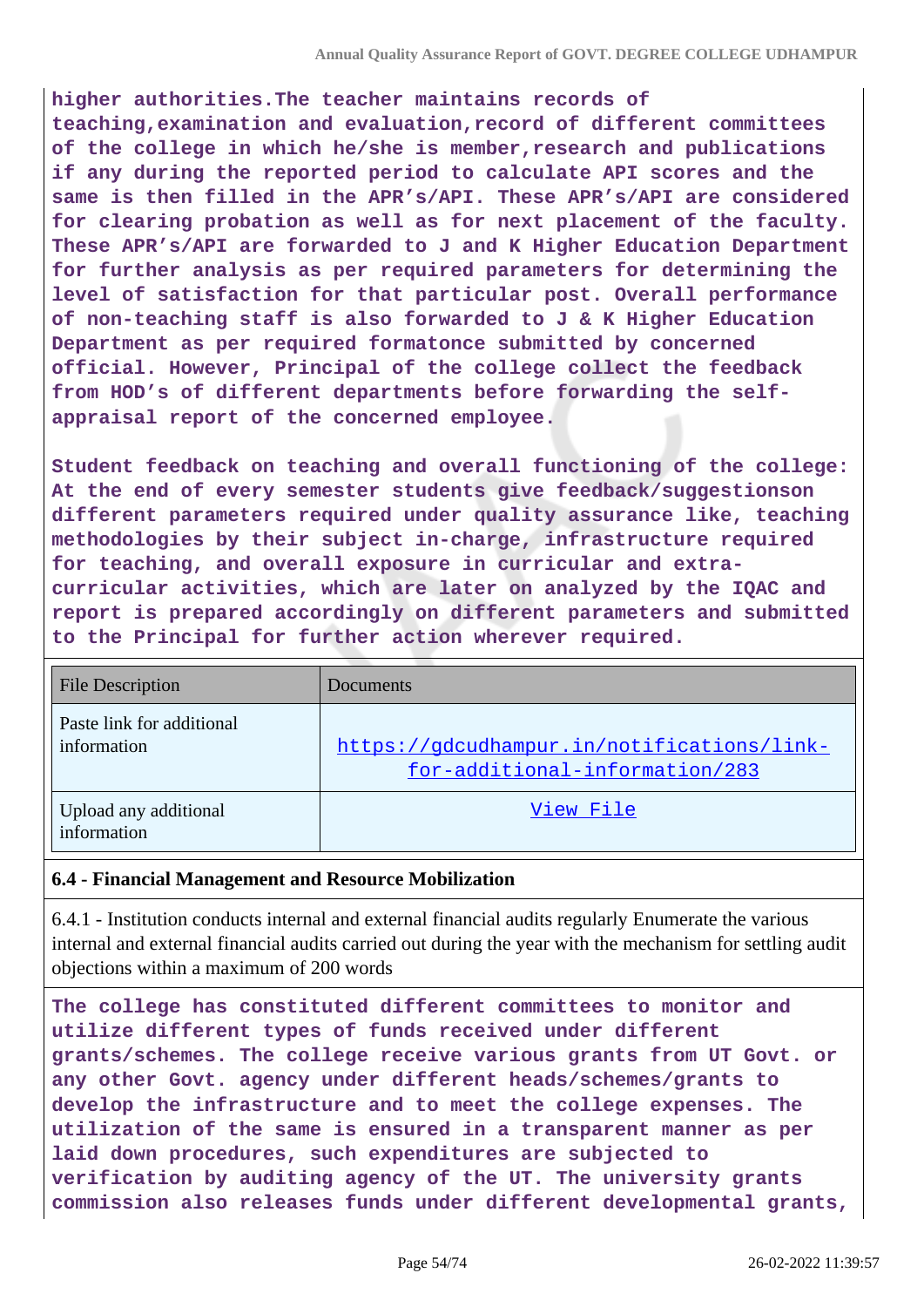**higher authorities.The teacher maintains records of teaching,examination and evaluation,record of different committees of the college in which he/she is member,research and publications if any during the reported period to calculate API scores and the same is then filled in the APR's/API. These APR's/API are considered for clearing probation as well as for next placement of the faculty. These APR's/API are forwarded to J and K Higher Education Department for further analysis as per required parameters for determining the level of satisfaction for that particular post. Overall performance of non-teaching staff is also forwarded to J & K Higher Education Department as per required formatone submitted by concerned official. However, Principal of the college collect the feedback from HOD's of different departments before forwarding the self-appraisal report of the concerned employee.**

**Student feedback on teaching and overall functioning of the college: At the end of every semester students give feedback/suggestionson different parameters required under quality assurance like, teaching methodologies by their subject in-charge, infrastructure required for teaching, and overall exposure in curricular and extra-curricular activities, which are later on analyzed by the IQAC and report is prepared accordingly on different parameters and submitted to the Principal for further action wherever required.**

| File Description | Documents |
|---|---|
| Paste link for additional information | https://gdcudhampur.in/notifications/link-for-additional-information/283 |
| Upload any additional information | View File |

**6.4 - Financial Management and Resource Mobilization**

6.4.1 - Institution conducts internal and external financial audits regularly Enumerate the various internal and external financial audits carried out during the year with the mechanism for settling audit objections within a maximum of 200 words

**The college has constituted different committees to monitor and utilize different types of funds received under different grants/schemes. The college receive various grants from UT Govt. or any other Govt. agency under different heads/schemes/grants to develop the infrastructure and to meet the college expenses. The utilization of the same is ensured in a transparent manner as per laid down procedures, such expenditures are subjected to verification by auditing agency of the UT. The university grants commission also releases funds under different developmental grants,**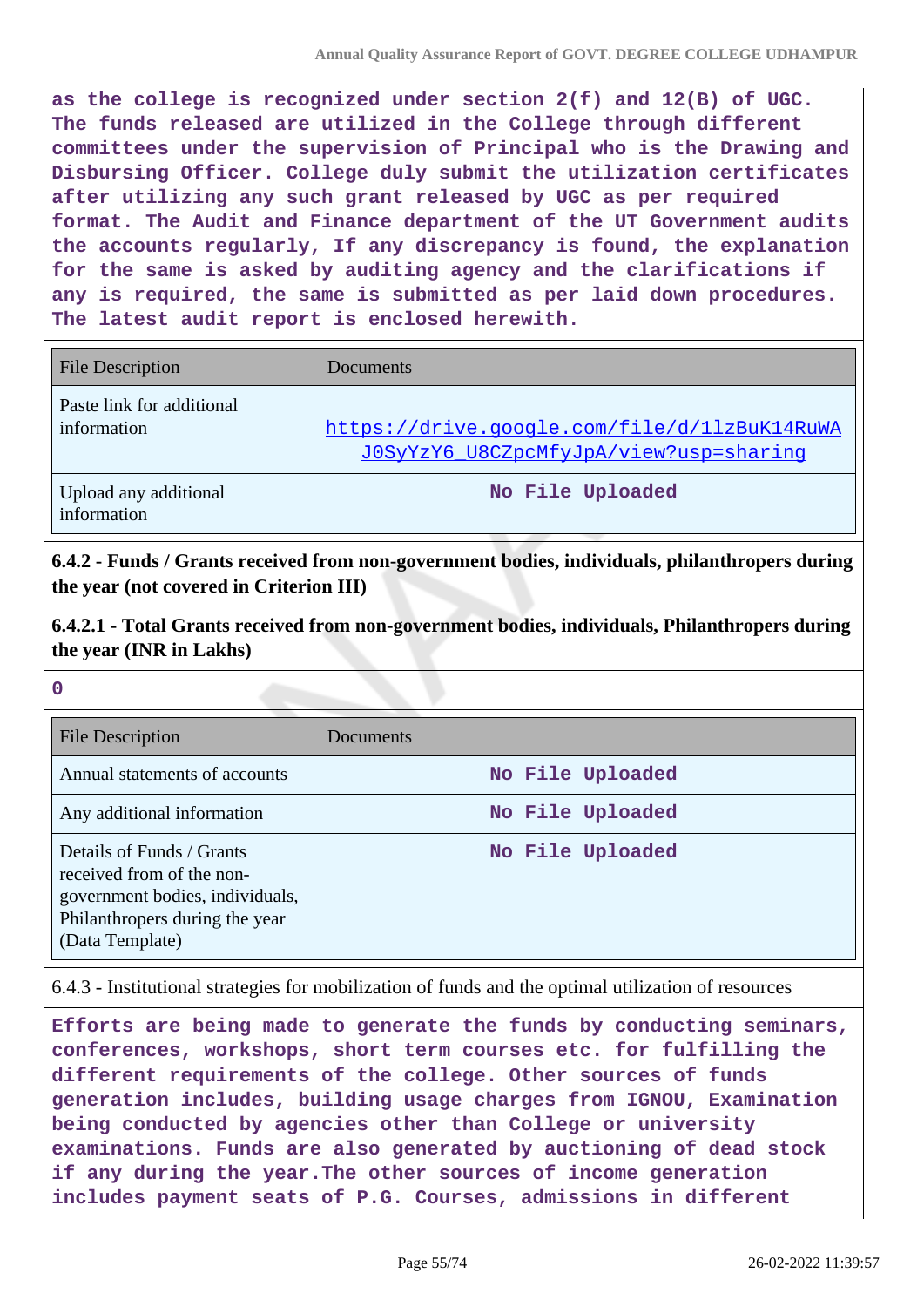**as the college is recognized under section 2(f) and 12(B) of UGC. The funds released are utilized in the College through different committees under the supervision of Principal who is the Drawing and Disbursing Officer. College duly submit the utilization certificates after utilizing any such grant released by UGC as per required format. The Audit and Finance department of the UT Government audits the accounts regularly, If any discrepancy is found, the explanation for the same is asked by auditing agency and the clarifications if any is required, the same is submitted as per laid down procedures. The latest audit report is enclosed herewith.**

| File Description | Documents |
|---|---|
| Paste link for additional information | https://drive.google.com/file/d/1lzBuK14RuWAJ0SyYzY6_U8CZpcMfyJpA/view?usp=sharing |
| Upload any additional information | No File Uploaded |

**6.4.2 - Funds / Grants received from non-government bodies, individuals, philanthropers during the year (not covered in Criterion III)**

**6.4.2.1 - Total Grants received from non-government bodies, individuals, Philanthropers during the year (INR in Lakhs)**

**0**

| File Description | Documents |
|---|---|
| Annual statements of accounts | No File Uploaded |
| Any additional information | No File Uploaded |
| Details of Funds / Grants received from of the non-government bodies, individuals, Philanthropers during the year (Data Template) | No File Uploaded |

6.4.3 - Institutional strategies for mobilization of funds and the optimal utilization of resources

**Efforts are being made to generate the funds by conducting seminars, conferences, workshops, short term courses etc. for fulfilling the different requirements of the college. Other sources of funds generation includes, building usage charges from IGNOU, Examination being conducted by agencies other than College or university examinations. Funds are also generated by auctioning of dead stock if any during the year.The other sources of income generation includes payment seats of P.G. Courses, admissions in different**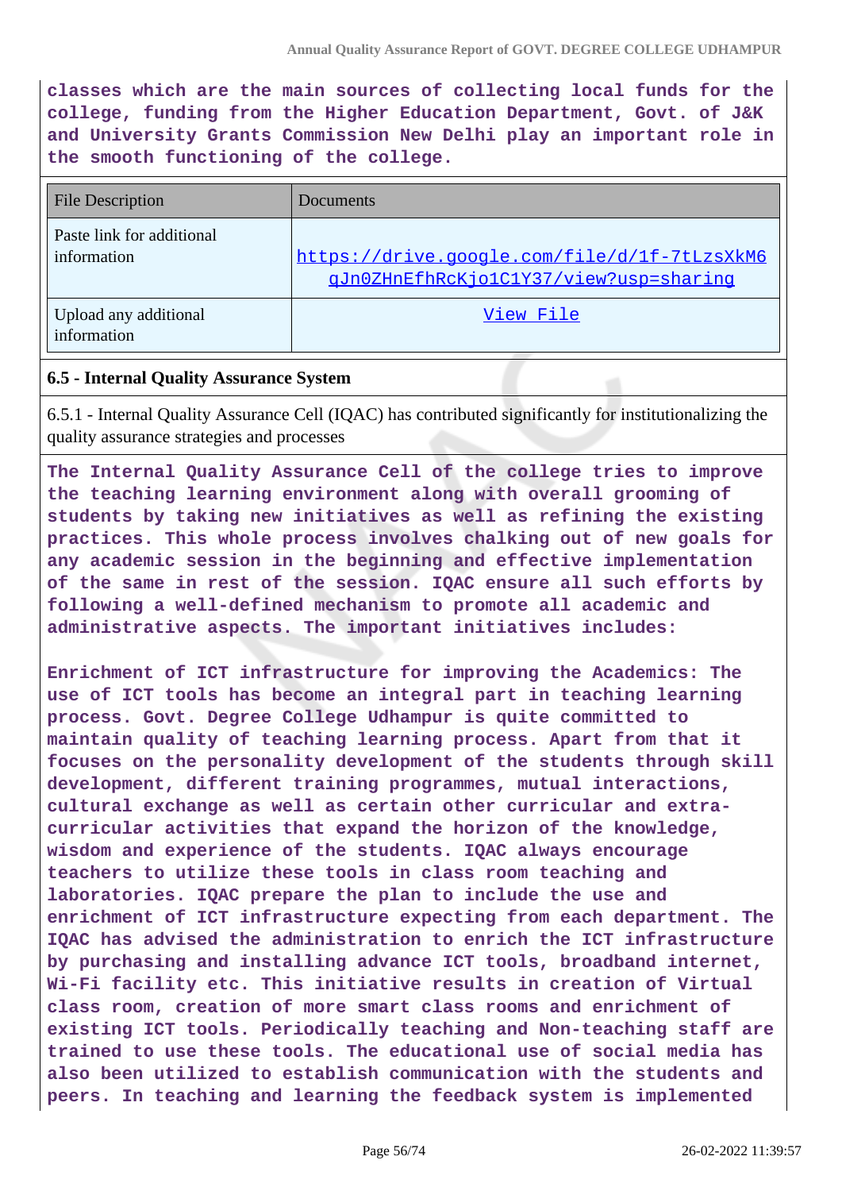**classes which are the main sources of collecting local funds for the college, funding from the Higher Education Department, Govt. of J&K and University Grants Commission New Delhi play an important role in the smooth functioning of the college.**

| File Description | Documents |
|---|---|
| Paste link for additional information | https://drive.google.com/file/d/1f-7tLzsXkM6qJn0ZHnEfhRcKjo1C1Y37/view?usp=sharing |
| Upload any additional information | View File |

**6.5 - Internal Quality Assurance System**

6.5.1 - Internal Quality Assurance Cell (IQAC) has contributed significantly for institutionalizing the quality assurance strategies and processes

**The Internal Quality Assurance Cell of the college tries to improve the teaching learning environment along with overall grooming of students by taking new initiatives as well as refining the existing practices. This whole process involves chalking out of new goals for any academic session in the beginning and effective implementation of the same in rest of the session. IQAC ensure all such efforts by following a well-defined mechanism to promote all academic and administrative aspects. The important initiatives includes:**

**Enrichment of ICT infrastructure for improving the Academics: The use of ICT tools has become an integral part in teaching learning process. Govt. Degree College Udhampur is quite committed to maintain quality of teaching learning process. Apart from that it focuses on the personality development of the students through skill development, different training programmes, mutual interactions, cultural exchange as well as certain other curricular and extra-curricular activities that expand the horizon of the knowledge, wisdom and experience of the students. IQAC always encourage teachers to utilize these tools in class room teaching and laboratories. IQAC prepare the plan to include the use and enrichment of ICT infrastructure expecting from each department. The IQAC has advised the administration to enrich the ICT infrastructure by purchasing and installing advance ICT tools, broadband internet, Wi-Fi facility etc. This initiative results in creation of Virtual class room, creation of more smart class rooms and enrichment of existing ICT tools. Periodically teaching and Non-teaching staff are trained to use these tools. The educational use of social media has also been utilized to establish communication with the students and peers. In teaching and learning the feedback system is implemented**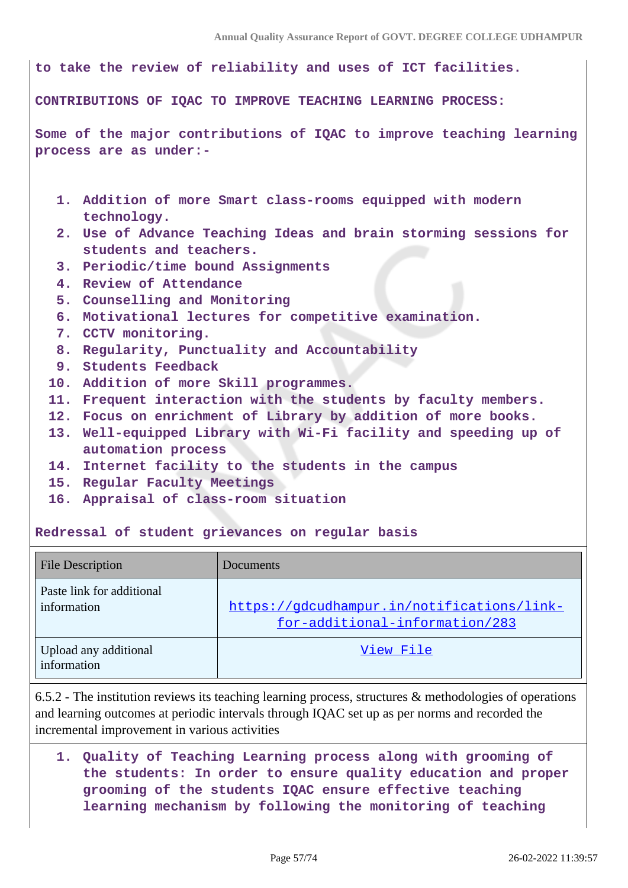to take the review of reliability and uses of ICT facilities.

**CONTRIBUTIONS OF IQAC TO IMPROVE TEACHING LEARNING PROCESS:**

Some of the major contributions of IQAC to improve teaching learning process are as under:-

1. Addition of more Smart class-rooms equipped with modern technology.
2. Use of Advance Teaching Ideas and brain storming sessions for students and teachers.
3. Periodic/time bound Assignments
4. Review of Attendance
5. Counselling and Monitoring
6. Motivational lectures for competitive examination.
7. CCTV monitoring.
8. Regularity, Punctuality and Accountability
9. Students Feedback
10. Addition of more Skill programmes.
11. Frequent interaction with the students by faculty members.
12. Focus on enrichment of Library by addition of more books.
13. Well-equipped Library with Wi-Fi facility and speeding up of automation process
14. Internet facility to the students in the campus
15. Regular Faculty Meetings
16. Appraisal of class-room situation

Redressal of student grievances on regular basis

| File Description | Documents |
|---|---|
| Paste link for additional information | https://gdcudhampur.in/notifications/link-for-additional-information/283 |
| Upload any additional information | View File |

6.5.2 - The institution reviews its teaching learning process, structures & methodologies of operations and learning outcomes at periodic intervals through IQAC set up as per norms and recorded the incremental improvement in various activities

1. Quality of Teaching Learning process along with grooming of the students: In order to ensure quality education and proper grooming of the students IQAC ensure effective teaching learning mechanism by following the monitoring of teaching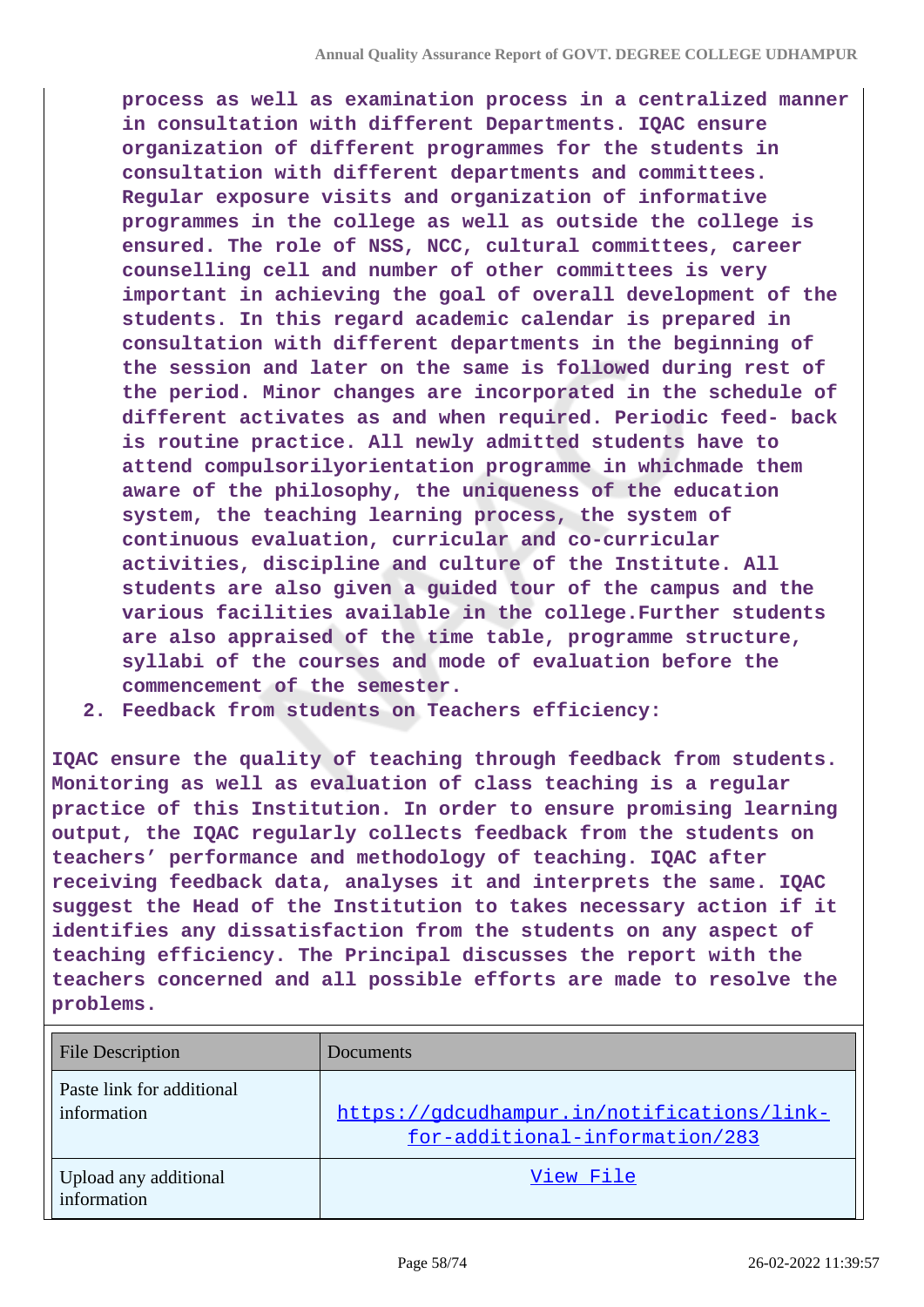process as well as examination process in a centralized manner in consultation with different Departments. IQAC ensure organization of different programmes for the students in consultation with different departments and committees. Regular exposure visits and organization of informative programmes in the college as well as outside the college is ensured. The role of NSS, NCC, cultural committees, career counselling cell and number of other committees is very important in achieving the goal of overall development of the students. In this regard academic calendar is prepared in consultation with different departments in the beginning of the session and later on the same is followed during rest of the period. Minor changes are incorporated in the schedule of different activates as and when required. Periodic feed- back is routine practice. All newly admitted students have to attend compulsorilyorientation programme in whichmade them aware of the philosophy, the uniqueness of the education system, the teaching learning process, the system of continuous evaluation, curricular and co-curricular activities, discipline and culture of the Institute. All students are also given a guided tour of the campus and the various facilities available in the college.Further students are also appraised of the time table, programme structure, syllabi of the courses and mode of evaluation before the commencement of the semester.

2. Feedback from students on Teachers efficiency:

IQAC ensure the quality of teaching through feedback from students. Monitoring as well as evaluation of class teaching is a regular practice of this Institution. In order to ensure promising learning output, the IQAC regularly collects feedback from the students on teachers' performance and methodology of teaching. IQAC after receiving feedback data, analyses it and interprets the same. IQAC suggest the Head of the Institution to takes necessary action if it identifies any dissatisfaction from the students on any aspect of teaching efficiency. The Principal discusses the report with the teachers concerned and all possible efforts are made to resolve the problems.

| File Description | Documents |
|---|---|
| Paste link for additional information | https://gdcudhampur.in/notifications/link-for-additional-information/283 |
| Upload any additional information | View File |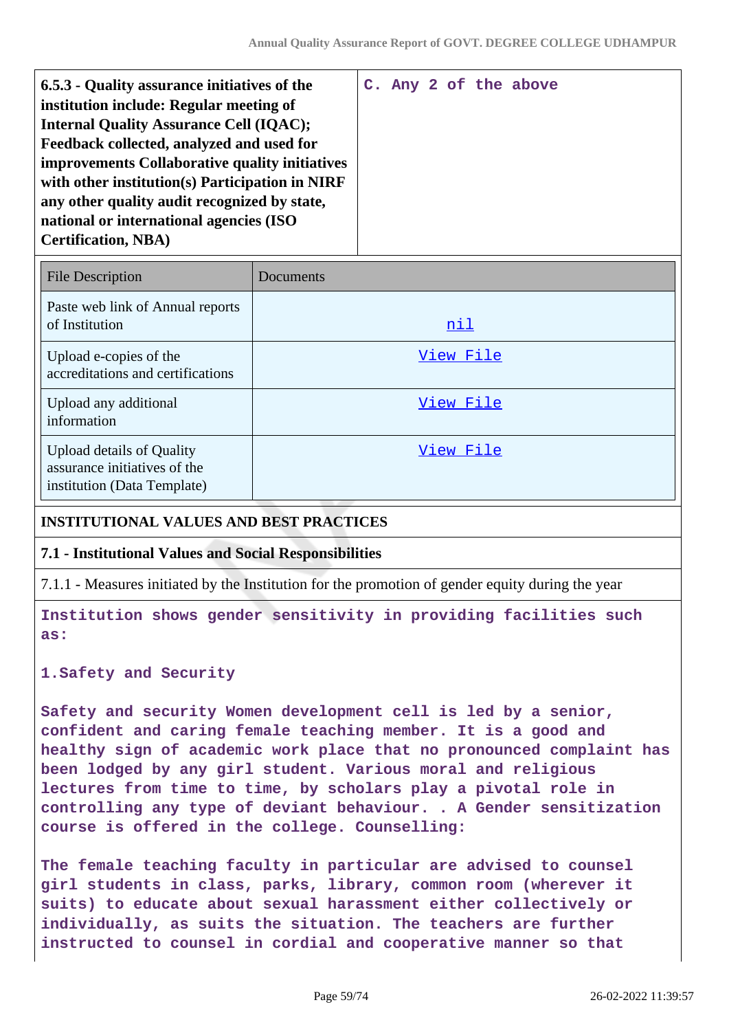| 6.5.3 - Quality assurance initiatives of the institution include: Regular meeting of Internal Quality Assurance Cell (IQAC); Feedback collected, analyzed and used for improvements Collaborative quality initiatives with other institution(s) Participation in NIRF any other quality audit recognized by state, national or international agencies (ISO Certification, NBA) | C. Any 2 of the above |
|---|---|

| File Description | Documents |
|---|---|
| Paste web link of Annual reports of Institution | nil |
| Upload e-copies of the accreditations and certifications | View File |
| Upload any additional information | View File |
| Upload details of Quality assurance initiatives of the institution (Data Template) | View File |

## INSTITUTIONAL VALUES AND BEST PRACTICES

### 7.1 - Institutional Values and Social Responsibilities

7.1.1 - Measures initiated by the Institution for the promotion of gender equity during the year

Institution shows gender sensitivity in providing facilities such as:

1.Safety and Security

Safety and security Women development cell is led by a senior, confident and caring female teaching member. It is a good and healthy sign of academic work place that no pronounced complaint has been lodged by any girl student. Various moral and religious lectures from time to time, by scholars play a pivotal role in controlling any type of deviant behaviour. . A Gender sensitization course is offered in the college. Counselling:

The female teaching faculty in particular are advised to counsel girl students in class, parks, library, common room (wherever it suits) to educate about sexual harassment either collectively or individually, as suits the situation. The teachers are further instructed to counsel in cordial and cooperative manner so that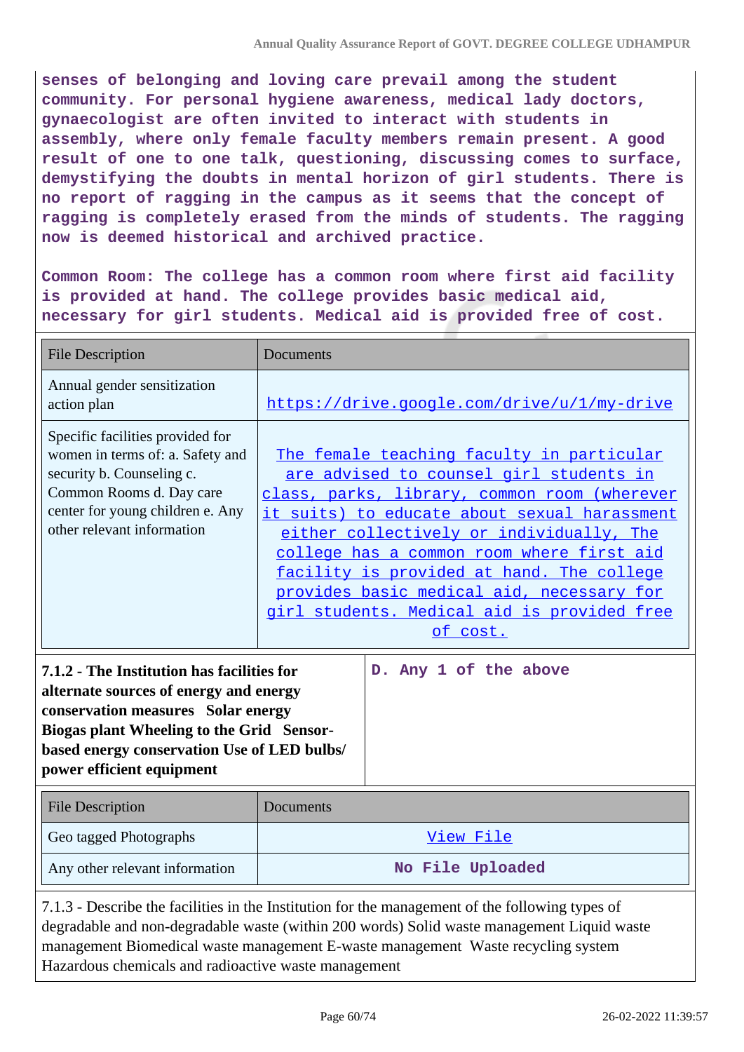**senses of belonging and loving care prevail among the student community. For personal hygiene awareness, medical lady doctors, gynaecologist are often invited to interact with students in assembly, where only female faculty members remain present. A good result of one to one talk, questioning, discussing comes to surface, demystifying the doubts in mental horizon of girl students. There is no report of ragging in the campus as it seems that the concept of ragging is completely erased from the minds of students. The ragging now is deemed historical and archived practice.**

**Common Room: The college has a common room where first aid facility is provided at hand. The college provides basic medical aid, necessary for girl students. Medical aid is provided free of cost.**

| File Description | Documents |
| --- | --- |
| Annual gender sensitization action plan | https://drive.google.com/drive/u/1/my-drive |
| Specific facilities provided for women in terms of: a. Safety and security b. Counseling c. Common Rooms d. Day care center for young children e. Any other relevant information | The female teaching faculty in particular are advised to counsel girl students in class, parks, library, common room (wherever it suits) to educate about sexual harassment either collectively or individually, The college has a common room where first aid facility is provided at hand. The college provides basic medical aid, necessary for girl students. Medical aid is provided free of cost. |

| **7.1.2 - The Institution has facilities for alternate sources of energy and energy conservation measures Solar energy Biogas plant Wheeling to the Grid Sensor-based energy conservation Use of LED bulbs/ power efficient equipment** | **D. Any 1 of the above** |
| --- | --- |

| File Description | Documents |
| --- | --- |
| Geo tagged Photographs | View File |
| Any other relevant information | **No File Uploaded** |

7.1.3 - Describe the facilities in the Institution for the management of the following types of degradable and non-degradable waste (within 200 words) Solid waste management Liquid waste management Biomedical waste management E-waste management Waste recycling system Hazardous chemicals and radioactive waste management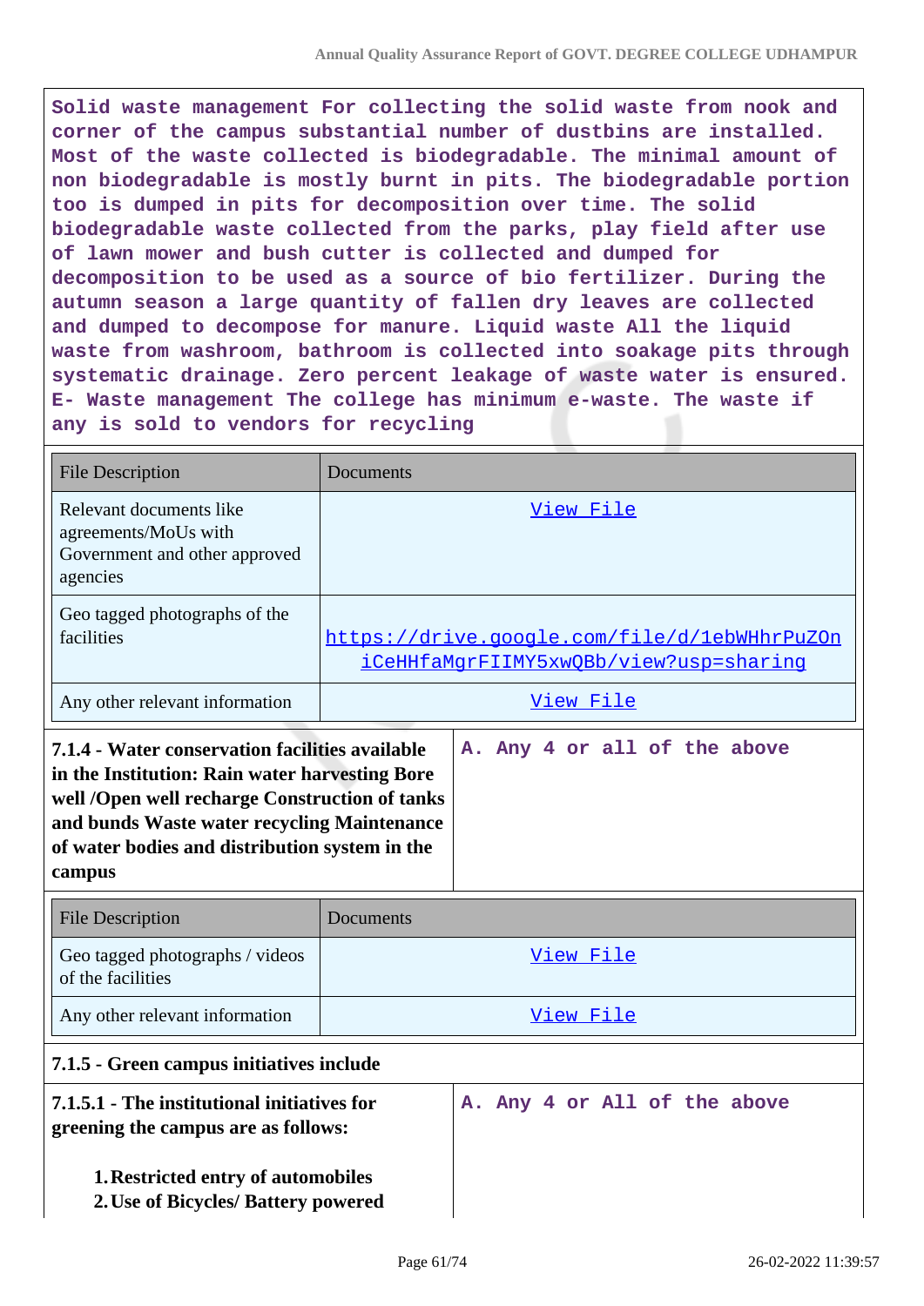Solid waste management For collecting the solid waste from nook and corner of the campus substantial number of dustbins are installed. Most of the waste collected is biodegradable. The minimal amount of non biodegradable is mostly burnt in pits. The biodegradable portion too is dumped in pits for decomposition over time. The solid biodegradable waste collected from the parks, play field after use of lawn mower and bush cutter is collected and dumped for decomposition to be used as a source of bio fertilizer. During the autumn season a large quantity of fallen dry leaves are collected and dumped to decompose for manure. Liquid waste All the liquid waste from washroom, bathroom is collected into soakage pits through systematic drainage. Zero percent leakage of waste water is ensured. E- Waste management The college has minimum e-waste. The waste if any is sold to vendors for recycling

| File Description | Documents |
|---|---|
| Relevant documents like agreements/MoUs with Government and other approved agencies | View File |
| Geo tagged photographs of the facilities | https://drive.google.com/file/d/1ebWHhrPuZOniCeHHfaMgrFIIMY5xwQBb/view?usp=sharing |
| Any other relevant information | View File |

| **7.1.4 - Water conservation facilities available in the Institution: Rain water harvesting Bore well /Open well recharge Construction of tanks and bunds Waste water recycling Maintenance of water bodies and distribution system in the campus** | A. Any 4 or all of the above |
|---|---|

| File Description | Documents |
|---|---|
| Geo tagged photographs / videos of the facilities | View File |
| Any other relevant information | View File |

**7.1.5 - Green campus initiatives include**

| **7.1.5.1 - The institutional initiatives for greening the campus are as follows:**<br><br>1. **Restricted entry of automobiles**<br>2. **Use of Bicycles/ Battery powered** | A. Any 4 or All of the above |
|---|---|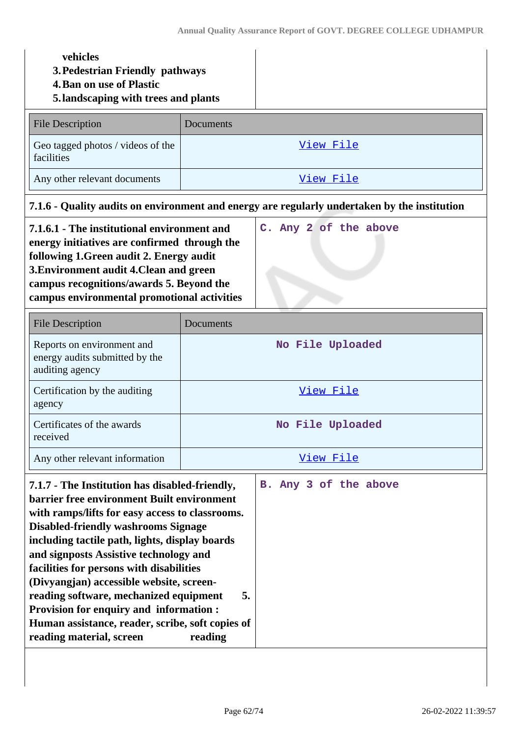| **vehicles** <br> **3. Pedestrian Friendly pathways** <br> **4. Ban on use of Plastic** <br> **5. landscaping with trees and plants** | |
|---|---|

| File Description | Documents |
|---|---|
| Geo tagged photos / videos of the facilities | View File |
| Any other relevant documents | View File |

**7.1.6 - Quality audits on environment and energy are regularly undertaken by the institution**

| **7.1.6.1 - The institutional environment and energy initiatives are confirmed through the following 1.Green audit 2. Energy audit 3.Environment audit 4.Clean and green campus recognitions/awards 5. Beyond the campus environmental promotional activities** | **C. Any 2 of the above** |
|---|---|

| File Description | Documents |
|---|---|
| Reports on environment and energy audits submitted by the auditing agency | No File Uploaded |
| Certification by the auditing agency | View File |
| Certificates of the awards received | No File Uploaded |
| Any other relevant information | View File |

| **7.1.7 - The Institution has disabled-friendly, barrier free environment Built environment with ramps/lifts for easy access to classrooms. Disabled-friendly washrooms Signage including tactile path, lights, display boards and signposts Assistive technology and facilities for persons with disabilities (Divyangjan) accessible website, screen-reading software, mechanized equipment 5. Provision for enquiry and information : Human assistance, reader, scribe, soft copies of reading material, screen reading** | **B. Any 3 of the above** |
|---|---|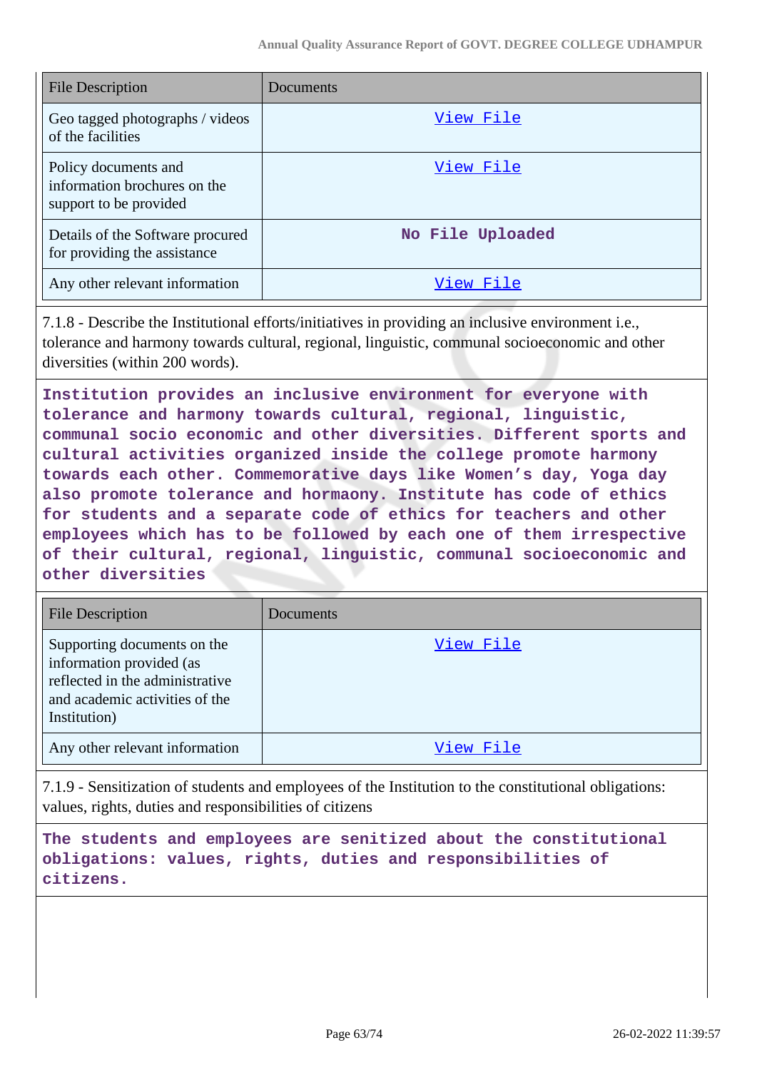| File Description | Documents |
|---|---|
| Geo tagged photographs / videos of the facilities | View File |
| Policy documents and information brochures on the support to be provided | View File |
| Details of the Software procured for providing the assistance | No File Uploaded |
| Any other relevant information | View File |

7.1.8 - Describe the Institutional efforts/initiatives in providing an inclusive environment i.e., tolerance and harmony towards cultural, regional, linguistic, communal socioeconomic and other diversities (within 200 words).

**Institution provides an inclusive environment for everyone with tolerance and harmony towards cultural, regional, linguistic, communal socio economic and other diversities. Different sports and cultural activities organized inside the college promote harmony towards each other. Commemorative days like Women's day, Yoga day also promote tolerance and hormaony. Institute has code of ethics for students and a separate code of ethics for teachers and other employees which has to be followed by each one of them irrespective of their cultural, regional, linguistic, communal socioeconomic and other diversities**

| File Description | Documents |
|---|---|
| Supporting documents on the information provided (as reflected in the administrative and academic activities of the Institution) | View File |
| Any other relevant information | View File |

7.1.9 - Sensitization of students and employees of the Institution to the constitutional obligations: values, rights, duties and responsibilities of citizens

**The students and employees are senitized about the constitutional obligations: values, rights, duties and responsibilities of citizens.**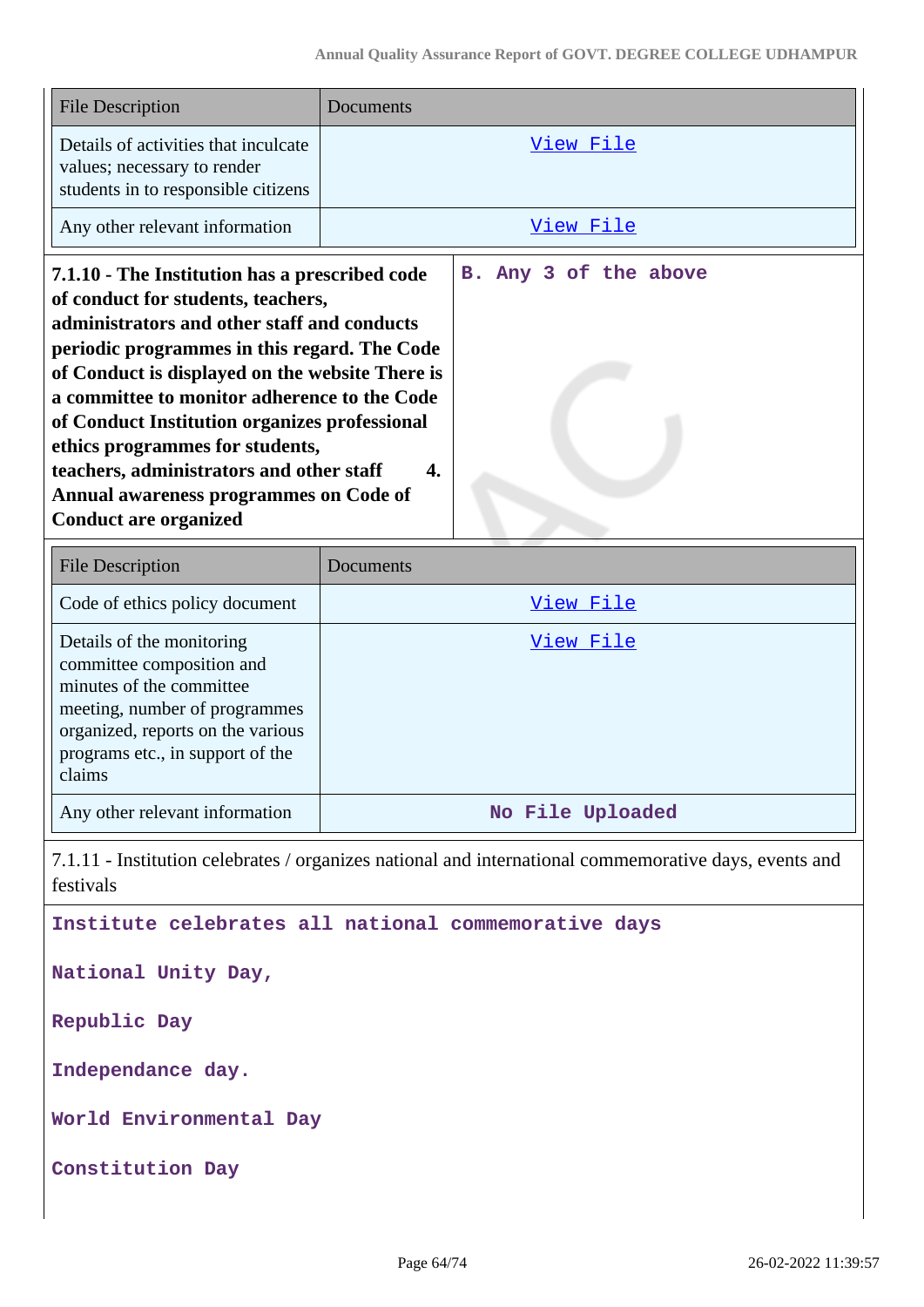| File Description | Documents |
|---|---|
| Details of activities that inculcate values; necessary to render students in to responsible citizens | View File |
| Any other relevant information | View File |

| **7.1.10 - The Institution has a prescribed code of conduct for students, teachers, administrators and other staff and conducts periodic programmes in this regard. The Code of Conduct is displayed on the website There is a committee to monitor adherence to the Code of Conduct Institution organizes professional ethics programmes for students, teachers, administrators and other staff 4. Annual awareness programmes on Code of Conduct are organized** | **B. Any 3 of the above** |
|---|---|

| File Description | Documents |
|---|---|
| Code of ethics policy document | View File |
| Details of the monitoring committee composition and minutes of the committee meeting, number of programmes organized, reports on the various programs etc., in support of the claims | View File |
| Any other relevant information | **No File Uploaded** |

7.1.11 - Institution celebrates / organizes national and international commemorative days, events and festivals

**Institute celebrates all national commemorative days**

**National Unity Day,**

**Republic Day**

**Independance day.**

**World Environmental Day**

**Constitution Day**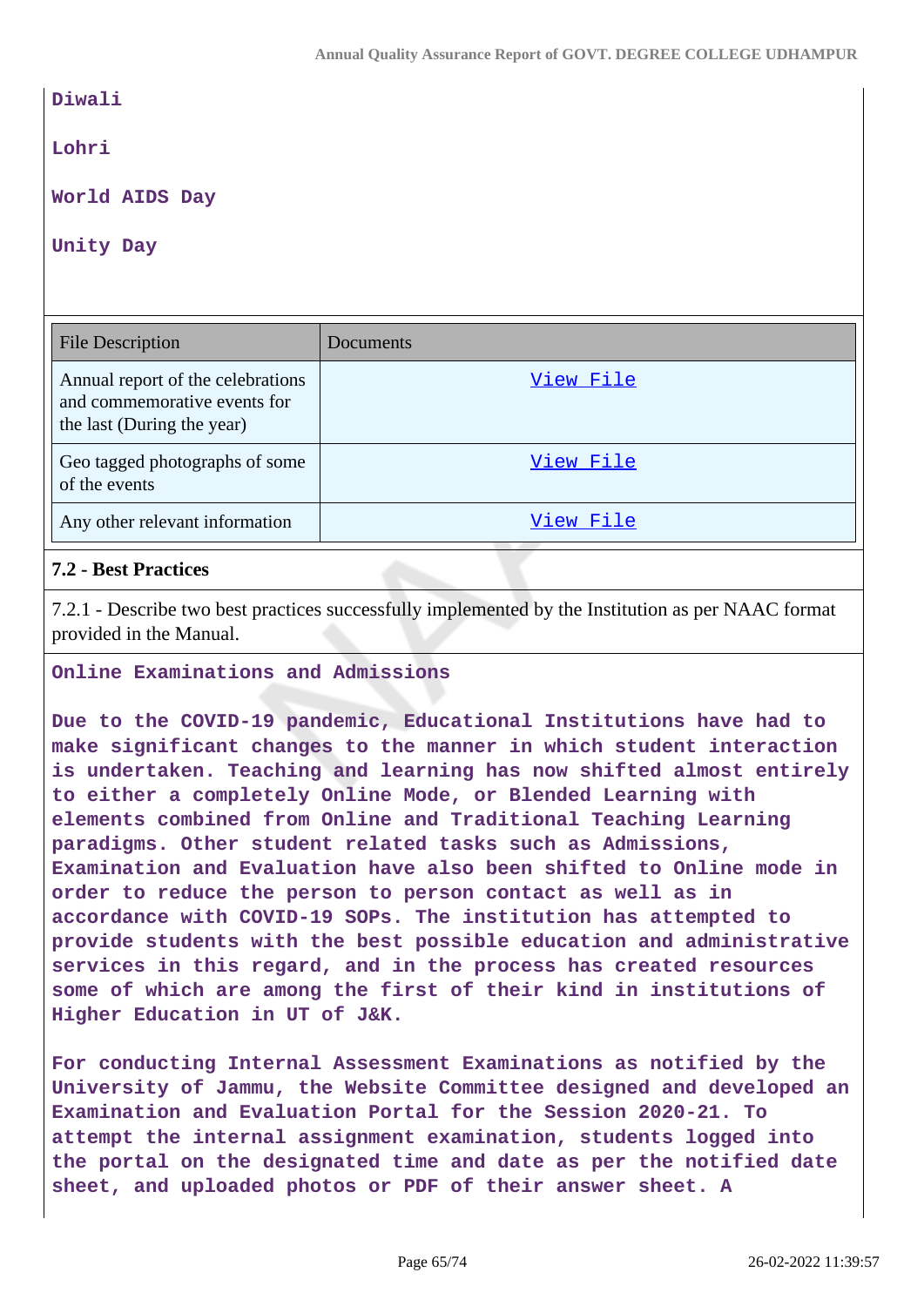**Diwali**

**Lohri**

**World AIDS Day**

**Unity Day**

| File Description | Documents |
|---|---|
| Annual report of the celebrations and commemorative events for the last (During the year) | View File |
| Geo tagged photographs of some of the events | View File |
| Any other relevant information | View File |

### 7.2 - Best Practices

7.2.1 - Describe two best practices successfully implemented by the Institution as per NAAC format provided in the Manual.

**Online Examinations and Admissions**

**Due to the COVID-19 pandemic, Educational Institutions have had to make significant changes to the manner in which student interaction is undertaken. Teaching and learning has now shifted almost entirely to either a completely Online Mode, or Blended Learning with elements combined from Online and Traditional Teaching Learning paradigms. Other student related tasks such as Admissions, Examination and Evaluation have also been shifted to Online mode in order to reduce the person to person contact as well as in accordance with COVID-19 SOPs. The institution has attempted to provide students with the best possible education and administrative services in this regard, and in the process has created resources some of which are among the first of their kind in institutions of Higher Education in UT of J&K.**

**For conducting Internal Assessment Examinations as notified by the University of Jammu, the Website Committee designed and developed an Examination and Evaluation Portal for the Session 2020-21. To attempt the internal assignment examination, students logged into the portal on the designated time and date as per the notified date sheet, and uploaded photos or PDF of their answer sheet. A**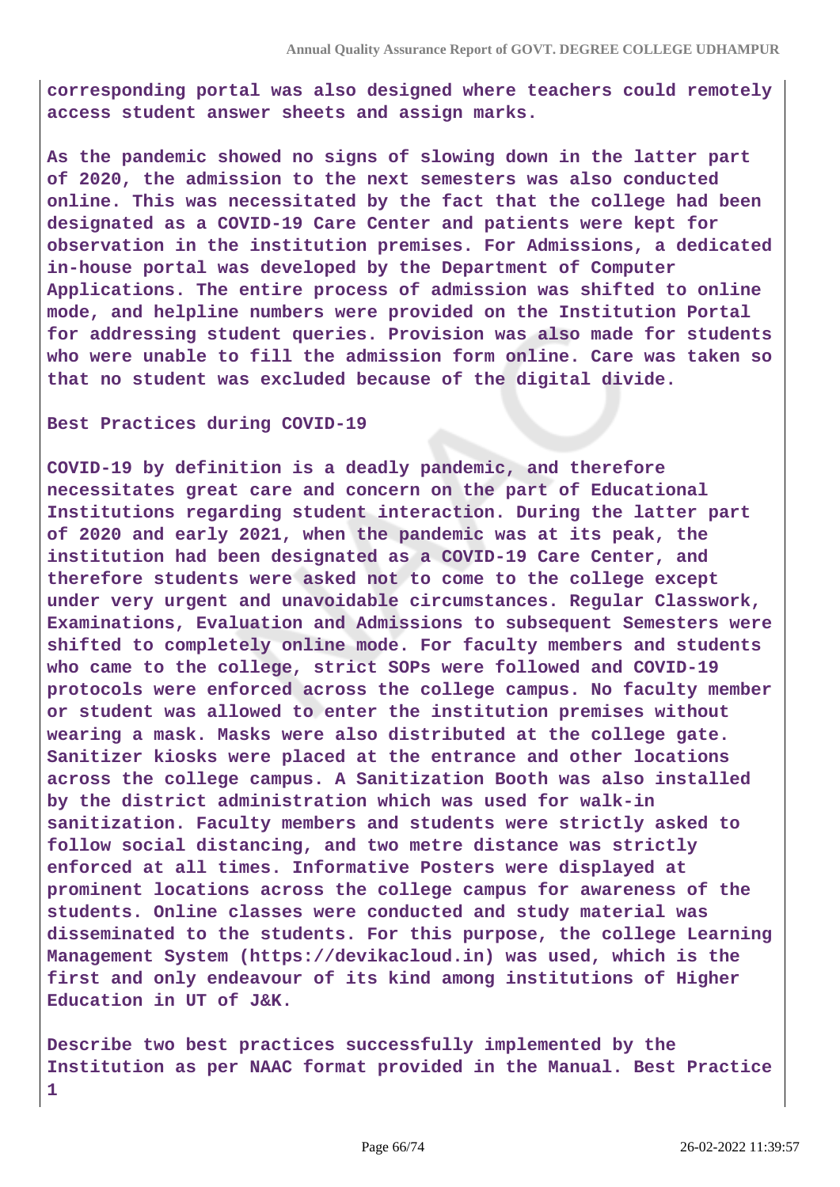corresponding portal was also designed where teachers could remotely access student answer sheets and assign marks.

As the pandemic showed no signs of slowing down in the latter part of 2020, the admission to the next semesters was also conducted online. This was necessitated by the fact that the college had been designated as a COVID-19 Care Center and patients were kept for observation in the institution premises. For Admissions, a dedicated in-house portal was developed by the Department of Computer Applications. The entire process of admission was shifted to online mode, and helpline numbers were provided on the Institution Portal for addressing student queries. Provision was also made for students who were unable to fill the admission form online. Care was taken so that no student was excluded because of the digital divide.

Best Practices during COVID-19

COVID-19 by definition is a deadly pandemic, and therefore necessitates great care and concern on the part of Educational Institutions regarding student interaction. During the latter part of 2020 and early 2021, when the pandemic was at its peak, the institution had been designated as a COVID-19 Care Center, and therefore students were asked not to come to the college except under very urgent and unavoidable circumstances. Regular Classwork, Examinations, Evaluation and Admissions to subsequent Semesters were shifted to completely online mode. For faculty members and students who came to the college, strict SOPs were followed and COVID-19 protocols were enforced across the college campus. No faculty member or student was allowed to enter the institution premises without wearing a mask. Masks were also distributed at the college gate. Sanitizer kiosks were placed at the entrance and other locations across the college campus. A Sanitization Booth was also installed by the district administration which was used for walk-in sanitization. Faculty members and students were strictly asked to follow social distancing, and two metre distance was strictly enforced at all times. Informative Posters were displayed at prominent locations across the college campus for awareness of the students. Online classes were conducted and study material was disseminated to the students. For this purpose, the college Learning Management System (https://devikacloud.in) was used, which is the first and only endeavour of its kind among institutions of Higher Education in UT of J&K.

Describe two best practices successfully implemented by the Institution as per NAAC format provided in the Manual. Best Practice 1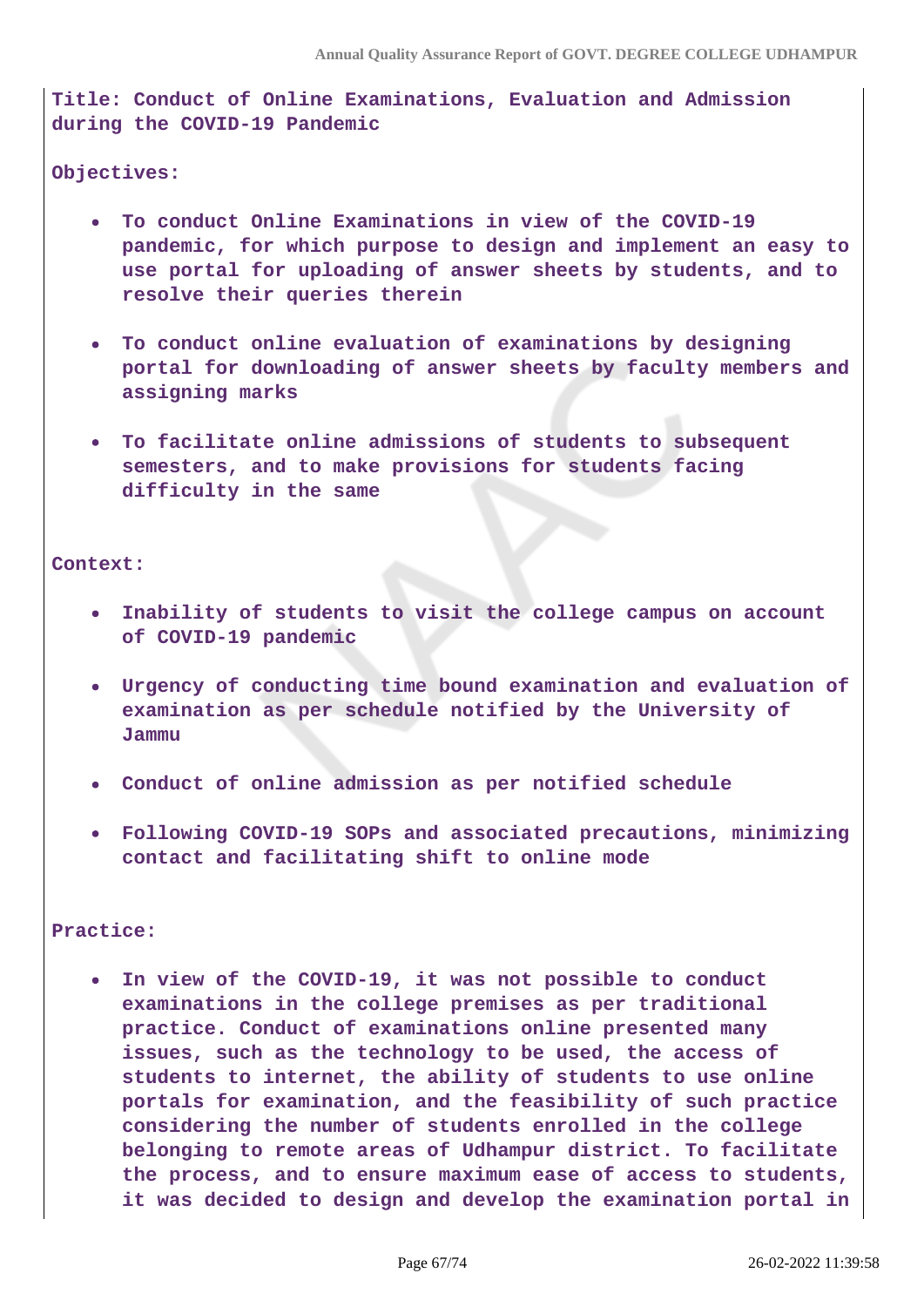**Title: Conduct of Online Examinations, Evaluation and Admission during the COVID-19 Pandemic**

**Objectives:**

- **To conduct Online Examinations in view of the COVID-19 pandemic, for which purpose to design and implement an easy to use portal for uploading of answer sheets by students, and to resolve their queries therein**
- **To conduct online evaluation of examinations by designing portal for downloading of answer sheets by faculty members and assigning marks**
- **To facilitate online admissions of students to subsequent semesters, and to make provisions for students facing difficulty in the same**

**Context:**

- **Inability of students to visit the college campus on account of COVID-19 pandemic**
- **Urgency of conducting time bound examination and evaluation of examination as per schedule notified by the University of Jammu**
- **Conduct of online admission as per notified schedule**
- **Following COVID-19 SOPs and associated precautions, minimizing contact and facilitating shift to online mode**

**Practice:**

- **In view of the COVID-19, it was not possible to conduct examinations in the college premises as per traditional practice. Conduct of examinations online presented many issues, such as the technology to be used, the access of students to internet, the ability of students to use online portals for examination, and the feasibility of such practice considering the number of students enrolled in the college belonging to remote areas of Udhampur district. To facilitate the process, and to ensure maximum ease of access to students, it was decided to design and develop the examination portal in**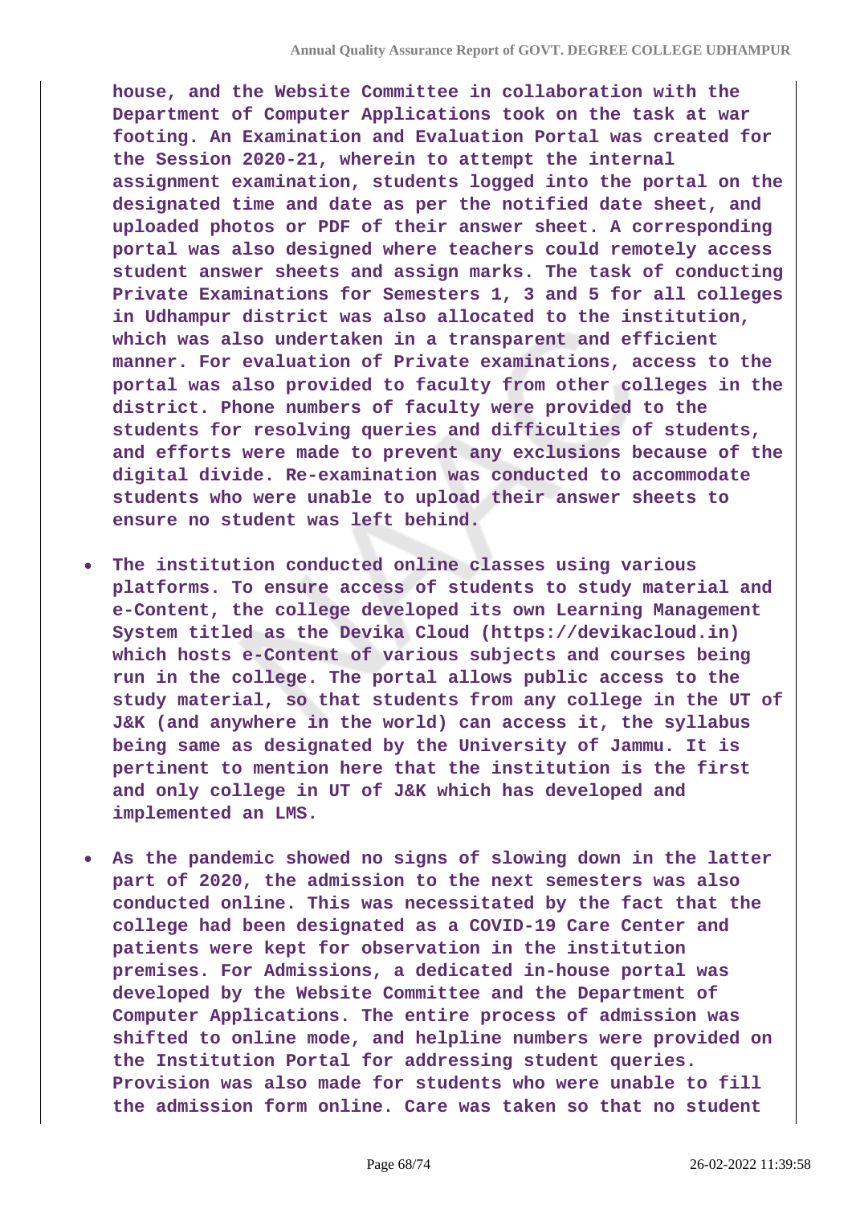**house, and the Website Committee in collaboration with the Department of Computer Applications took on the task at war footing. An Examination and Evaluation Portal was created for the Session 2020-21, wherein to attempt the internal assignment examination, students logged into the portal on the designated time and date as per the notified date sheet, and uploaded photos or PDF of their answer sheet. A corresponding portal was also designed where teachers could remotely access student answer sheets and assign marks. The task of conducting Private Examinations for Semesters 1, 3 and 5 for all colleges in Udhampur district was also allocated to the institution, which was also undertaken in a transparent and efficient manner. For evaluation of Private examinations, access to the portal was also provided to faculty from other colleges in the district. Phone numbers of faculty were provided to the students for resolving queries and difficulties of students, and efforts were made to prevent any exclusions because of the digital divide. Re-examination was conducted to accommodate students who were unable to upload their answer sheets to ensure no student was left behind.**

- **The institution conducted online classes using various platforms. To ensure access of students to study material and e-Content, the college developed its own Learning Management System titled as the Devika Cloud (https://devikacloud.in) which hosts e-Content of various subjects and courses being run in the college. The portal allows public access to the study material, so that students from any college in the UT of J&K (and anywhere in the world) can access it, the syllabus being same as designated by the University of Jammu. It is pertinent to mention here that the institution is the first and only college in UT of J&K which has developed and implemented an LMS.**

- **As the pandemic showed no signs of slowing down in the latter part of 2020, the admission to the next semesters was also conducted online. This was necessitated by the fact that the college had been designated as a COVID-19 Care Center and patients were kept for observation in the institution premises. For Admissions, a dedicated in-house portal was developed by the Website Committee and the Department of Computer Applications. The entire process of admission was shifted to online mode, and helpline numbers were provided on the Institution Portal for addressing student queries. Provision was also made for students who were unable to fill the admission form online. Care was taken so that no student**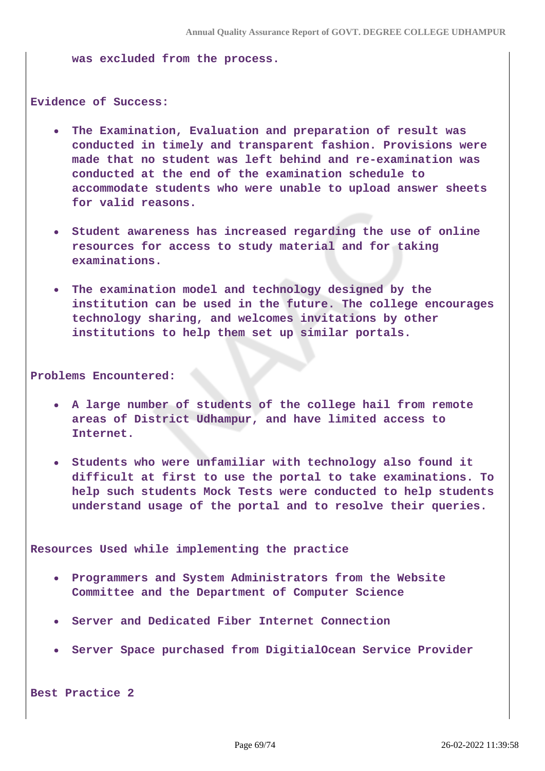was excluded from the process.

**Evidence of Success:**

- **The Examination, Evaluation and preparation of result was conducted in timely and transparent fashion. Provisions were made that no student was left behind and re-examination was conducted at the end of the examination schedule to accommodate students who were unable to upload answer sheets for valid reasons.**
- **Student awareness has increased regarding the use of online resources for access to study material and for taking examinations.**
- **The examination model and technology designed by the institution can be used in the future. The college encourages technology sharing, and welcomes invitations by other institutions to help them set up similar portals.**

**Problems Encountered:**

- **A large number of students of the college hail from remote areas of District Udhampur, and have limited access to Internet.**
- **Students who were unfamiliar with technology also found it difficult at first to use the portal to take examinations. To help such students Mock Tests were conducted to help students understand usage of the portal and to resolve their queries.**

**Resources Used while implementing the practice**

- **Programmers and System Administrators from the Website Committee and the Department of Computer Science**
- **Server and Dedicated Fiber Internet Connection**
- **Server Space purchased from DigitialOcean Service Provider**

**Best Practice 2**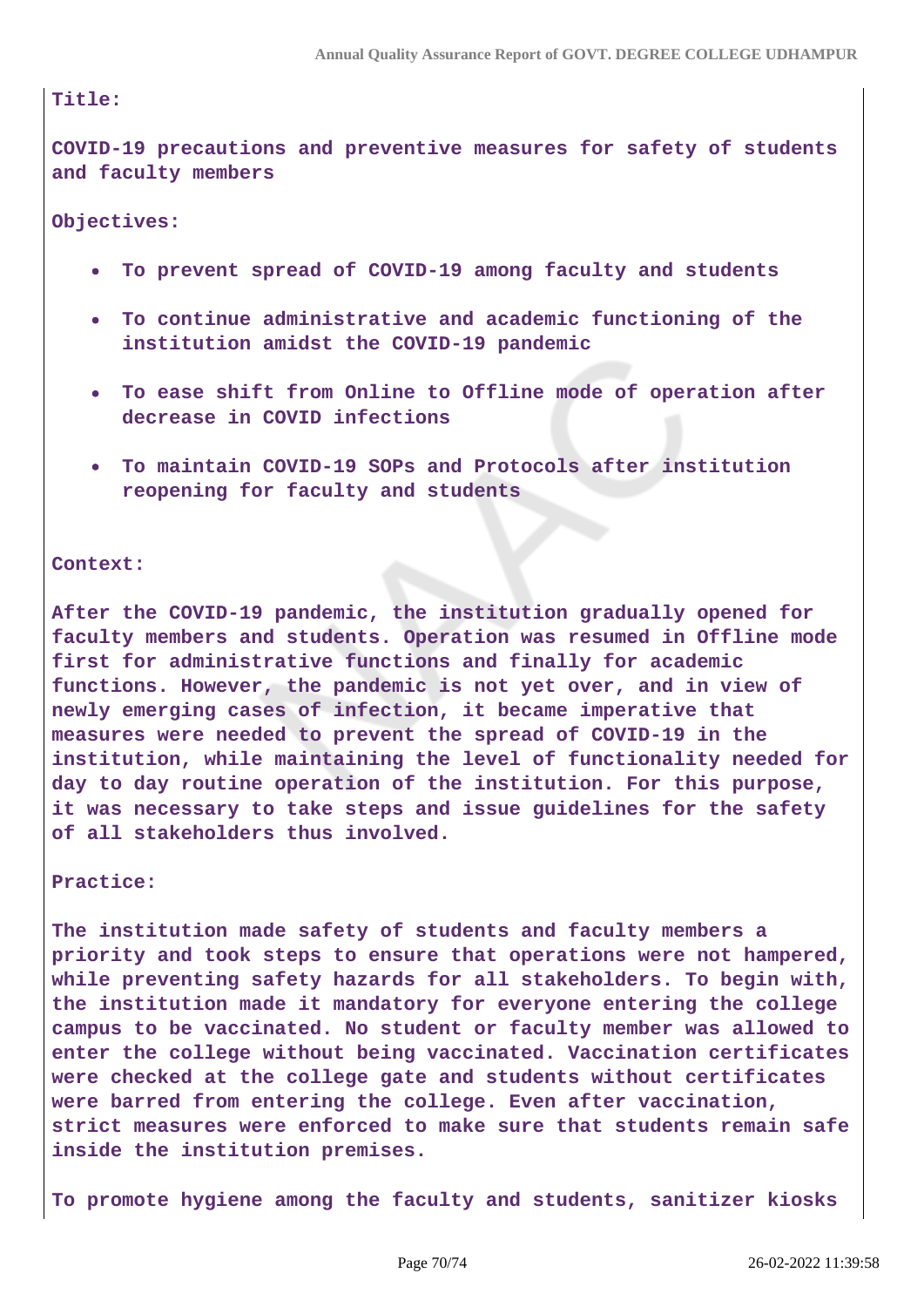**Title:**

**COVID-19 precautions and preventive measures for safety of students and faculty members**

**Objectives:**

- **To prevent spread of COVID-19 among faculty and students**
- **To continue administrative and academic functioning of the institution amidst the COVID-19 pandemic**
- **To ease shift from Online to Offline mode of operation after decrease in COVID infections**
- **To maintain COVID-19 SOPs and Protocols after institution reopening for faculty and students**

**Context:**

**After the COVID-19 pandemic, the institution gradually opened for faculty members and students. Operation was resumed in Offline mode first for administrative functions and finally for academic functions. However, the pandemic is not yet over, and in view of newly emerging cases of infection, it became imperative that measures were needed to prevent the spread of COVID-19 in the institution, while maintaining the level of functionality needed for day to day routine operation of the institution. For this purpose, it was necessary to take steps and issue guidelines for the safety of all stakeholders thus involved.**

**Practice:**

**The institution made safety of students and faculty members a priority and took steps to ensure that operations were not hampered, while preventing safety hazards for all stakeholders. To begin with, the institution made it mandatory for everyone entering the college campus to be vaccinated. No student or faculty member was allowed to enter the college without being vaccinated. Vaccination certificates were checked at the college gate and students without certificates were barred from entering the college. Even after vaccination, strict measures were enforced to make sure that students remain safe inside the institution premises.**

**To promote hygiene among the faculty and students, sanitizer kiosks**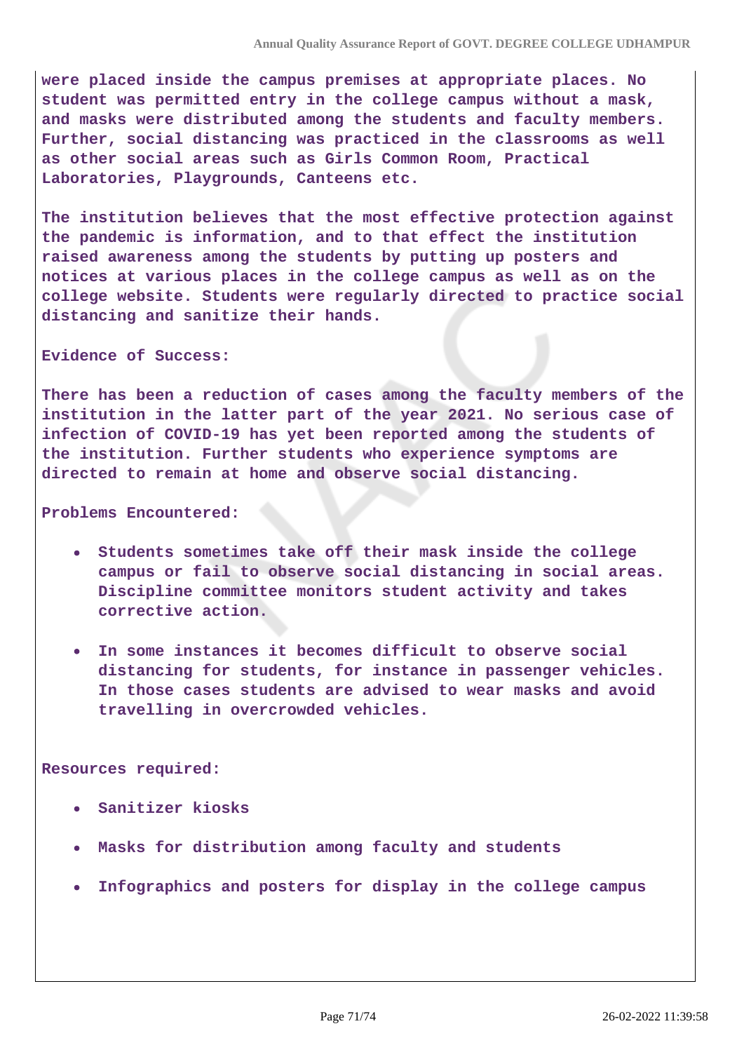were placed inside the campus premises at appropriate places. No student was permitted entry in the college campus without a mask, and masks were distributed among the students and faculty members. Further, social distancing was practiced in the classrooms as well as other social areas such as Girls Common Room, Practical Laboratories, Playgrounds, Canteens etc.

The institution believes that the most effective protection against the pandemic is information, and to that effect the institution raised awareness among the students by putting up posters and notices at various places in the college campus as well as on the college website. Students were regularly directed to practice social distancing and sanitize their hands.

Evidence of Success:

There has been a reduction of cases among the faculty members of the institution in the latter part of the year 2021. No serious case of infection of COVID-19 has yet been reported among the students of the institution. Further students who experience symptoms are directed to remain at home and observe social distancing.

Problems Encountered:

- Students sometimes take off their mask inside the college campus or fail to observe social distancing in social areas. Discipline committee monitors student activity and takes corrective action.
- In some instances it becomes difficult to observe social distancing for students, for instance in passenger vehicles. In those cases students are advised to wear masks and avoid travelling in overcrowded vehicles.

Resources required:

- Sanitizer kiosks
- Masks for distribution among faculty and students
- Infographics and posters for display in the college campus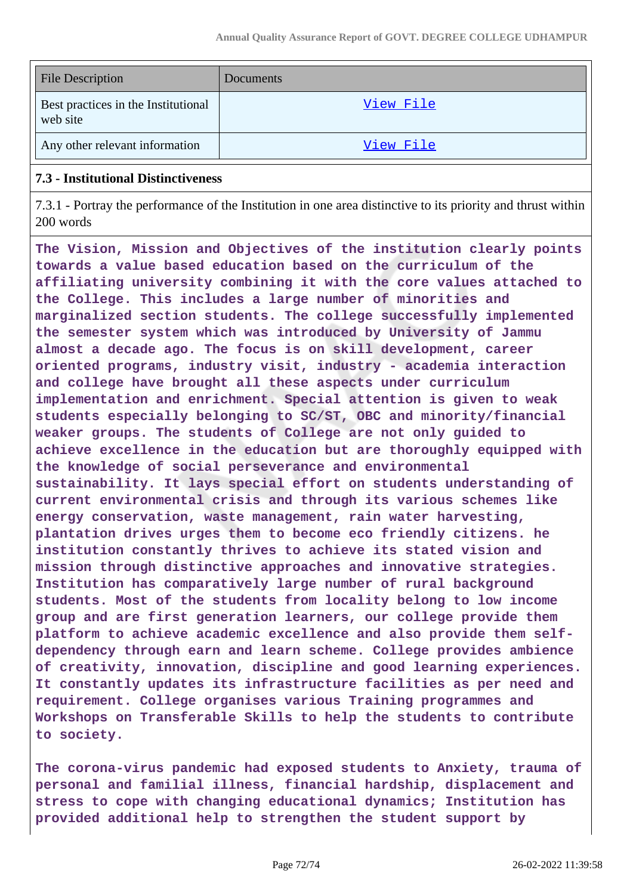| File Description | Documents |
|---|---|
| Best practices in the Institutional web site | View File |
| Any other relevant information | View File |

**7.3 - Institutional Distinctiveness**

7.3.1 - Portray the performance of the Institution in one area distinctive to its priority and thrust within 200 words

**The Vision, Mission and Objectives of the institution clearly points towards a value based education based on the curriculum of the affiliating university combining it with the core values attached to the College. This includes a large number of minorities and marginalized section students. The college successfully implemented the semester system which was introduced by University of Jammu almost a decade ago. The focus is on skill development, career oriented programs, industry visit, industry - academia interaction and college have brought all these aspects under curriculum implementation and enrichment. Special attention is given to weak students especially belonging to SC/ST, OBC and minority/financial weaker groups. The students of College are not only guided to achieve excellence in the education but are thoroughly equipped with the knowledge of social perseverance and environmental sustainability. It lays special effort on students understanding of current environmental crisis and through its various schemes like energy conservation, waste management, rain water harvesting, plantation drives urges them to become eco friendly citizens. he institution constantly thrives to achieve its stated vision and mission through distinctive approaches and innovative strategies. Institution has comparatively large number of rural background students. Most of the students from locality belong to low income group and are first generation learners, our college provide them platform to achieve academic excellence and also provide them self-dependency through earn and learn scheme. College provides ambience of creativity, innovation, discipline and good learning experiences. It constantly updates its infrastructure facilities as per need and requirement. College organises various Training programmes and Workshops on Transferable Skills to help the students to contribute to society.**

**The corona-virus pandemic had exposed students to Anxiety, trauma of personal and familial illness, financial hardship, displacement and stress to cope with changing educational dynamics; Institution has provided additional help to strengthen the student support by**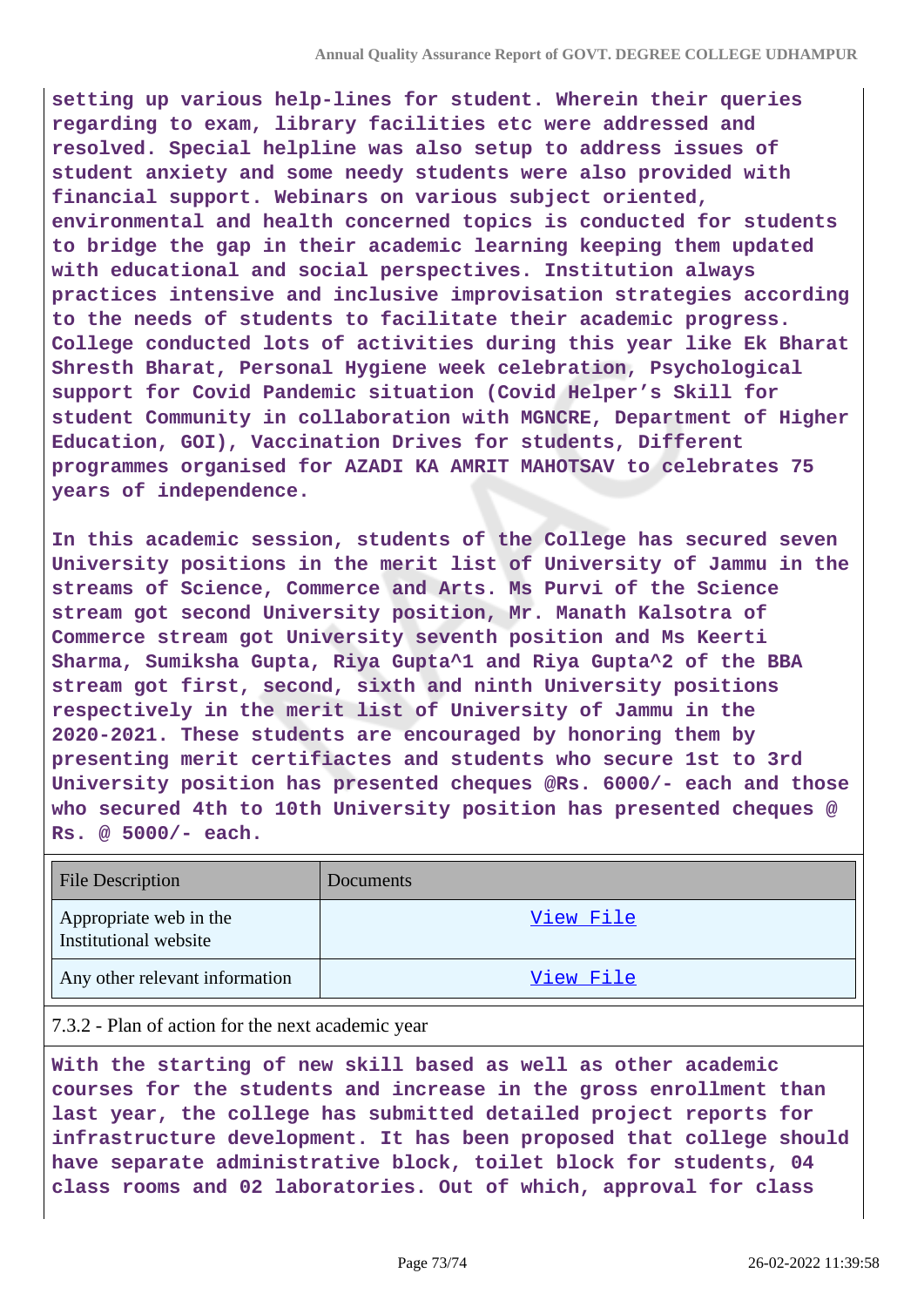**setting up various help-lines for student. Wherein their queries regarding to exam, library facilities etc were addressed and resolved. Special helpline was also setup to address issues of student anxiety and some needy students were also provided with financial support. Webinars on various subject oriented, environmental and health concerned topics is conducted for students to bridge the gap in their academic learning keeping them updated with educational and social perspectives. Institution always practices intensive and inclusive improvisation strategies according to the needs of students to facilitate their academic progress. College conducted lots of activities during this year like Ek Bharat Shresth Bharat, Personal Hygiene week celebration, Psychological support for Covid Pandemic situation (Covid Helper's Skill for student Community in collaboration with MGNCRE, Department of Higher Education, GOI), Vaccination Drives for students, Different programmes organised for AZADI KA AMRIT MAHOTSAV to celebrates 75 years of independence.**

**In this academic session, students of the College has secured seven University positions in the merit list of University of Jammu in the streams of Science, Commerce and Arts. Ms Purvi of the Science stream got second University position, Mr. Manath Kalsotra of Commerce stream got University seventh position and Ms Keerti Sharma, Sumiksha Gupta, Riya Gupta^1 and Riya Gupta^2 of the BBA stream got first, second, sixth and ninth University positions respectively in the merit list of University of Jammu in the 2020-2021. These students are encouraged by honoring them by presenting merit certifiactes and students who secure 1st to 3rd University position has presented cheques @Rs. 6000/- each and those who secured 4th to 10th University position has presented cheques @ Rs. @ 5000/- each.**

| File Description | Documents |
|---|---|
| Appropriate web in the Institutional website | View File |
| Any other relevant information | View File |

7.3.2 - Plan of action for the next academic year

**With the starting of new skill based as well as other academic courses for the students and increase in the gross enrollment than last year, the college has submitted detailed project reports for infrastructure development. It has been proposed that college should have separate administrative block, toilet block for students, 04 class rooms and 02 laboratories. Out of which, approval for class**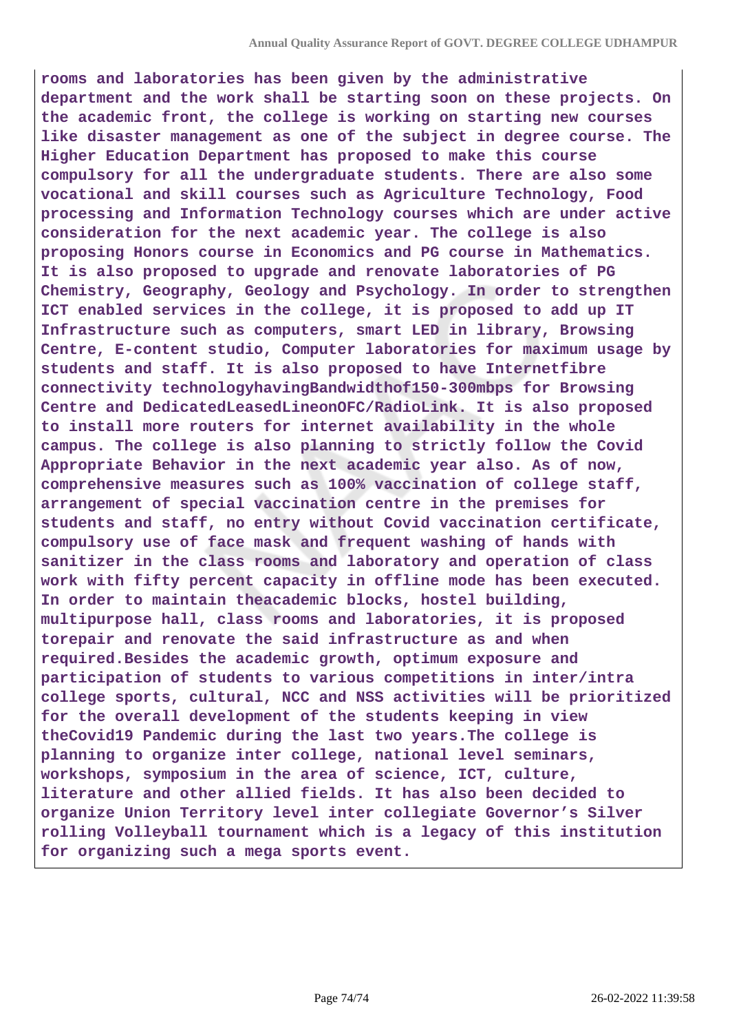**rooms and laboratories has been given by the administrative department and the work shall be starting soon on these projects. On the academic front, the college is working on starting new courses like disaster management as one of the subject in degree course. The Higher Education Department has proposed to make this course compulsory for all the undergraduate students. There are also some vocational and skill courses such as Agriculture Technology, Food processing and Information Technology courses which are under active consideration for the next academic year. The college is also proposing Honors course in Economics and PG course in Mathematics. It is also proposed to upgrade and renovate laboratories of PG Chemistry, Geography, Geology and Psychology. In order to strengthen ICT enabled services in the college, it is proposed to add up IT Infrastructure such as computers, smart LED in library, Browsing Centre, E-content studio, Computer laboratories for maximum usage by students and staff. It is also proposed to have Internetfibre connectivity technologyhavingBandwidthof150-300mbps for Browsing Centre and DedicatedLeasedLineonOFC/RadioLink. It is also proposed to install more routers for internet availability in the whole campus. The college is also planning to strictly follow the Covid Appropriate Behavior in the next academic year also. As of now, comprehensive measures such as 100% vaccination of college staff, arrangement of special vaccination centre in the premises for students and staff, no entry without Covid vaccination certificate, compulsory use of face mask and frequent washing of hands with sanitizer in the class rooms and laboratory and operation of class work with fifty percent capacity in offline mode has been executed. In order to maintain theacademic blocks, hostel building, multipurpose hall, class rooms and laboratories, it is proposed torepair and renovate the said infrastructure as and when required.Besides the academic growth, optimum exposure and participation of students to various competitions in inter/intra college sports, cultural, NCC and NSS activities will be prioritized for the overall development of the students keeping in view theCovid19 Pandemic during the last two years.The college is planning to organize inter college, national level seminars, workshops, symposium in the area of science, ICT, culture, literature and other allied fields. It has also been decided to organize Union Territory level inter collegiate Governor's Silver rolling Volleyball tournament which is a legacy of this institution for organizing such a mega sports event.**